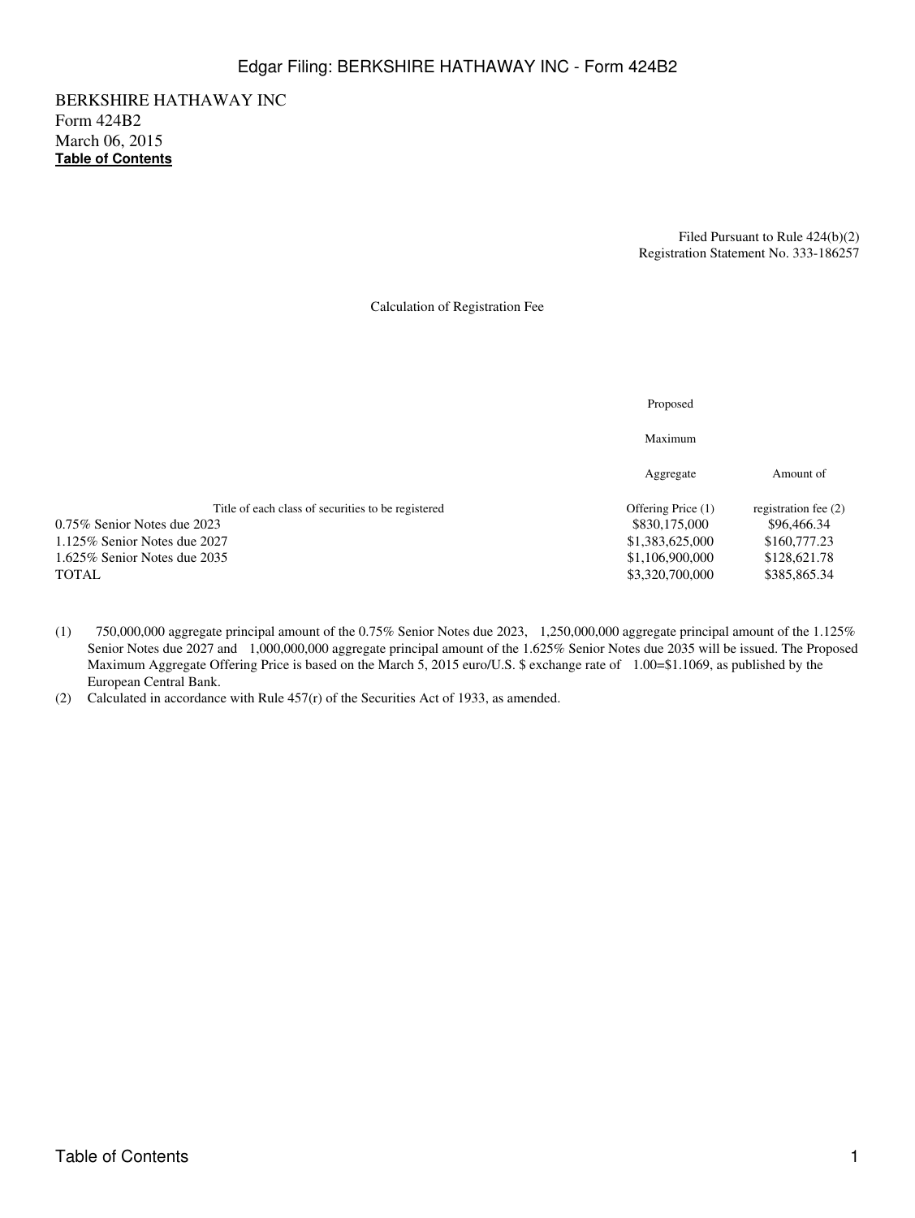BERKSHIRE HATHAWAY INC
Form 424B2
March 06, 2015
**Table of Contents**

Filed Pursuant to Rule 424(b)(2)
Registration Statement No. 333-186257

Calculation of Registration Fee

| Title of each class of securities to be registered | Proposed Maximum Aggregate Offering Price (1) | Amount of registration fee (2) |
|---|---|---|
| 0.75% Senior Notes due 2023 | $830,175,000 | $96,466.34 |
| 1.125% Senior Notes due 2027 | $1,383,625,000 | $160,777.23 |
| 1.625% Senior Notes due 2035 | $1,106,900,000 | $128,621.78 |
| TOTAL | $3,320,700,000 | $385,865.34 |

(1) 750,000,000 aggregate principal amount of the 0.75% Senior Notes due 2023, 1,250,000,000 aggregate principal amount of the 1.125% Senior Notes due 2027 and 1,000,000,000 aggregate principal amount of the 1.625% Senior Notes due 2035 will be issued. The Proposed Maximum Aggregate Offering Price is based on the March 5, 2015 euro/U.S. $ exchange rate of 1.00=$1.1069, as published by the European Central Bank.

(2) Calculated in accordance with Rule 457(r) of the Securities Act of 1933, as amended.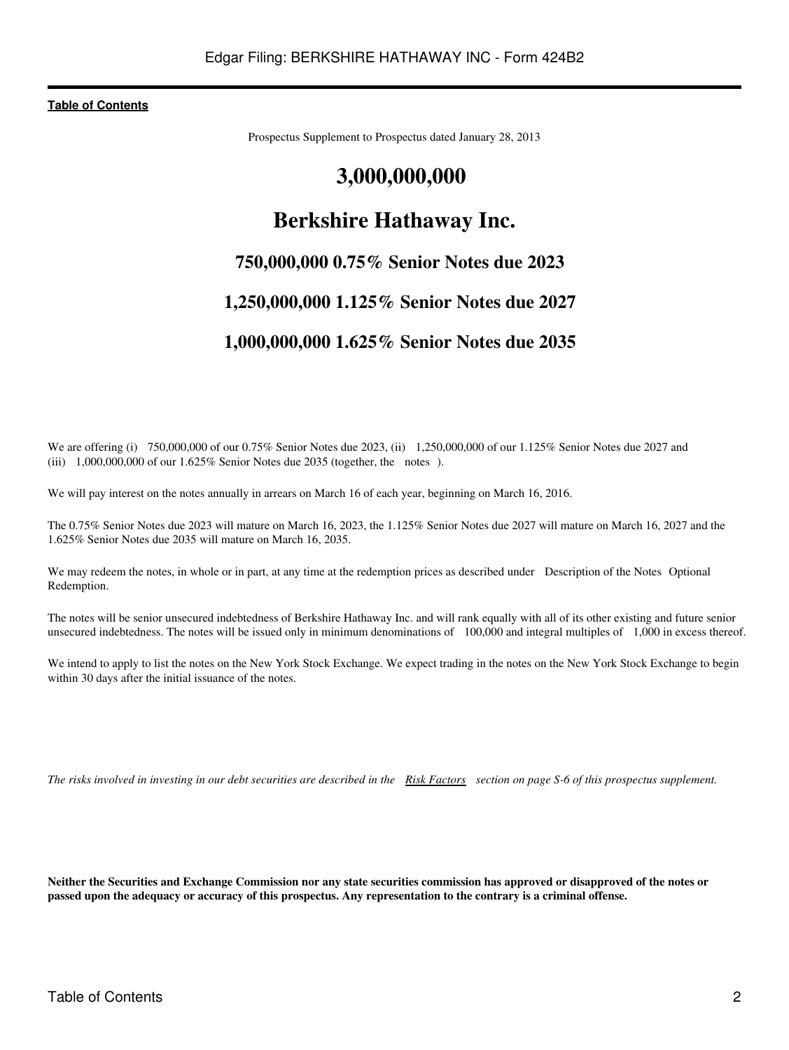Prospectus Supplement to Prospectus dated January 28, 2013

# 3,000,000,000

# Berkshire Hathaway Inc.

## 750,000,000 0.75% Senior Notes due 2023

## 1,250,000,000 1.125% Senior Notes due 2027

## 1,000,000,000 1.625% Senior Notes due 2035

We are offering (i) 750,000,000 of our 0.75% Senior Notes due 2023, (ii) 1,250,000,000 of our 1.125% Senior Notes due 2027 and (iii) 1,000,000,000 of our 1.625% Senior Notes due 2035 (together, the notes ).

We will pay interest on the notes annually in arrears on March 16 of each year, beginning on March 16, 2016.

The 0.75% Senior Notes due 2023 will mature on March 16, 2023, the 1.125% Senior Notes due 2027 will mature on March 16, 2027 and the 1.625% Senior Notes due 2035 will mature on March 16, 2035.

We may redeem the notes, in whole or in part, at any time at the redemption prices as described under Description of the Notes Optional Redemption.

The notes will be senior unsecured indebtedness of Berkshire Hathaway Inc. and will rank equally with all of its other existing and future senior unsecured indebtedness. The notes will be issued only in minimum denominations of 100,000 and integral multiples of 1,000 in excess thereof.

We intend to apply to list the notes on the New York Stock Exchange. We expect trading in the notes on the New York Stock Exchange to begin within 30 days after the initial issuance of the notes.

*The risks involved in investing in our debt securities are described in the Risk Factors section on page S-6 of this prospectus supplement.*

**Neither the Securities and Exchange Commission nor any state securities commission has approved or disapproved of the notes or passed upon the adequacy or accuracy of this prospectus. Any representation to the contrary is a criminal offense.**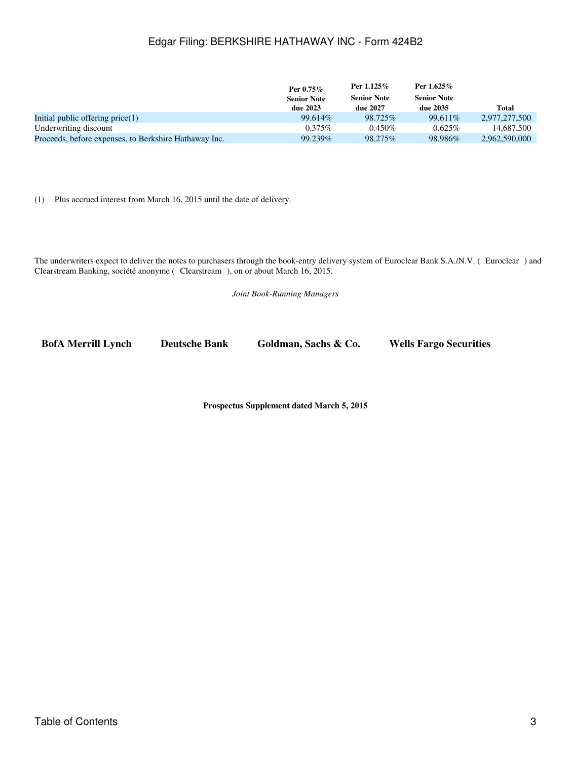| | Per 0.75% Senior Note due 2023 | Per 1.125% Senior Note due 2027 | Per 1.625% Senior Note due 2035 | Total |
|---|---|---|---|---|
| Initial public offering price(1) | 99.614% | 98.725% | 99.611% | 2,977,277,500 |
| Underwriting discount | 0.375% | 0.450% | 0.625% | 14,687,500 |
| Proceeds, before expenses, to Berkshire Hathaway Inc. | 99.239% | 98.275% | 98.986% | 2,962,590,000 |

(1) Plus accrued interest from March 16, 2015 until the date of delivery.

The underwriters expect to deliver the notes to purchasers through the book-entry delivery system of Euroclear Bank S.A./N.V. ( Euroclear ) and Clearstream Banking, société anonyme ( Clearstream ), on or about March 16, 2015.

*Joint Book-Running Managers*

**BofA Merrill Lynch** **Deutsche Bank** **Goldman, Sachs & Co.** **Wells Fargo Securities**

**Prospectus Supplement dated March 5, 2015**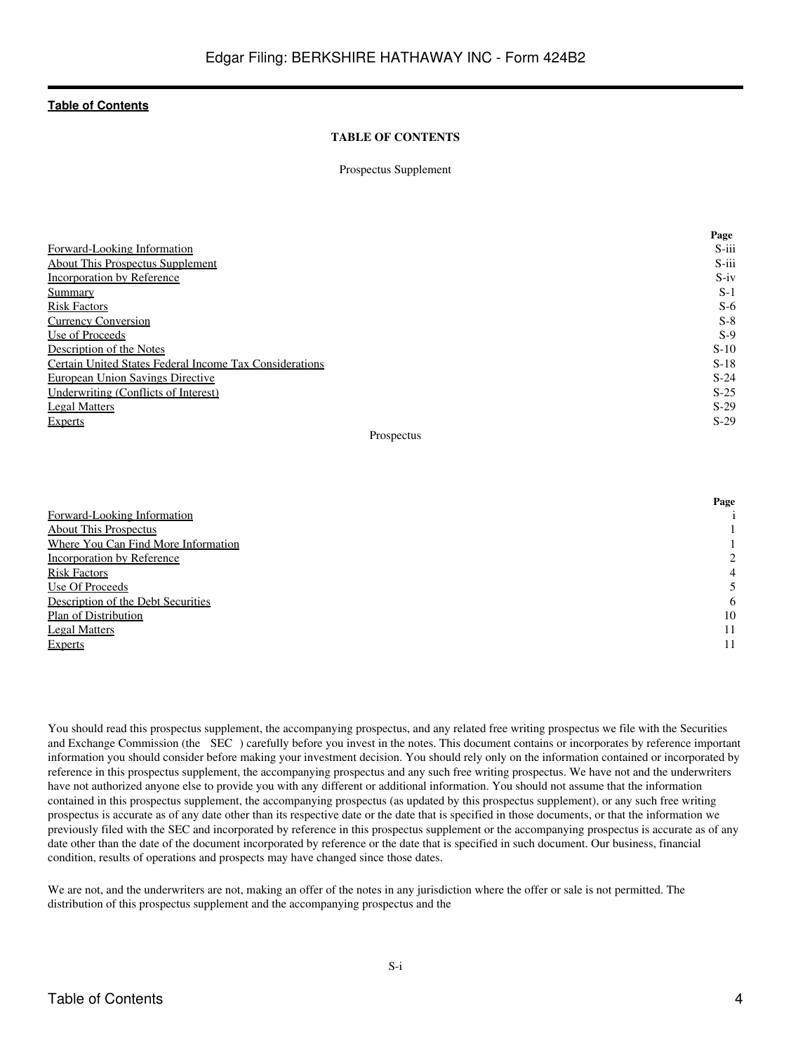**Table of Contents**

**TABLE OF CONTENTS**

Prospectus Supplement

| | Page |
|---|---|
| Forward-Looking Information | S-iii |
| About This Prospectus Supplement | S-iii |
| Incorporation by Reference | S-iv |
| Summary | S-1 |
| Risk Factors | S-6 |
| Currency Conversion | S-8 |
| Use of Proceeds | S-9 |
| Description of the Notes | S-10 |
| Certain United States Federal Income Tax Considerations | S-18 |
| European Union Savings Directive | S-24 |
| Underwriting (Conflicts of Interest) | S-25 |
| Legal Matters | S-29 |
| Experts | S-29 |

Prospectus

| | Page |
|---|---|
| Forward-Looking Information | i |
| About This Prospectus | 1 |
| Where You Can Find More Information | 1 |
| Incorporation by Reference | 2 |
| Risk Factors | 4 |
| Use Of Proceeds | 5 |
| Description of the Debt Securities | 6 |
| Plan of Distribution | 10 |
| Legal Matters | 11 |
| Experts | 11 |

You should read this prospectus supplement, the accompanying prospectus, and any related free writing prospectus we file with the Securities and Exchange Commission (the SEC ) carefully before you invest in the notes. This document contains or incorporates by reference important information you should consider before making your investment decision. You should rely only on the information contained or incorporated by reference in this prospectus supplement, the accompanying prospectus and any such free writing prospectus. We have not and the underwriters have not authorized anyone else to provide you with any different or additional information. You should not assume that the information contained in this prospectus supplement, the accompanying prospectus (as updated by this prospectus supplement), or any such free writing prospectus is accurate as of any date other than its respective date or the date that is specified in those documents, or that the information we previously filed with the SEC and incorporated by reference in this prospectus supplement or the accompanying prospectus is accurate as of any date other than the date of the document incorporated by reference or the date that is specified in such document. Our business, financial condition, results of operations and prospects may have changed since those dates.

We are not, and the underwriters are not, making an offer of the notes in any jurisdiction where the offer or sale is not permitted. The distribution of this prospectus supplement and the accompanying prospectus and the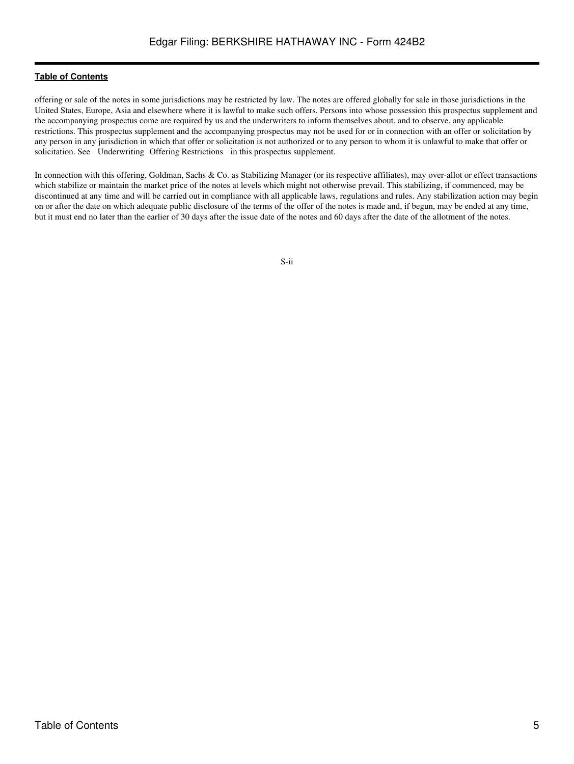offering or sale of the notes in some jurisdictions may be restricted by law. The notes are offered globally for sale in those jurisdictions in the United States, Europe, Asia and elsewhere where it is lawful to make such offers. Persons into whose possession this prospectus supplement and the accompanying prospectus come are required by us and the underwriters to inform themselves about, and to observe, any applicable restrictions. This prospectus supplement and the accompanying prospectus may not be used for or in connection with an offer or solicitation by any person in any jurisdiction in which that offer or solicitation is not authorized or to any person to whom it is unlawful to make that offer or solicitation. See Underwriting Offering Restrictions in this prospectus supplement.

In connection with this offering, Goldman, Sachs & Co. as Stabilizing Manager (or its respective affiliates), may over-allot or effect transactions which stabilize or maintain the market price of the notes at levels which might not otherwise prevail. This stabilizing, if commenced, may be discontinued at any time and will be carried out in compliance with all applicable laws, regulations and rules. Any stabilization action may begin on or after the date on which adequate public disclosure of the terms of the offer of the notes is made and, if begun, may be ended at any time, but it must end no later than the earlier of 30 days after the issue date of the notes and 60 days after the date of the allotment of the notes.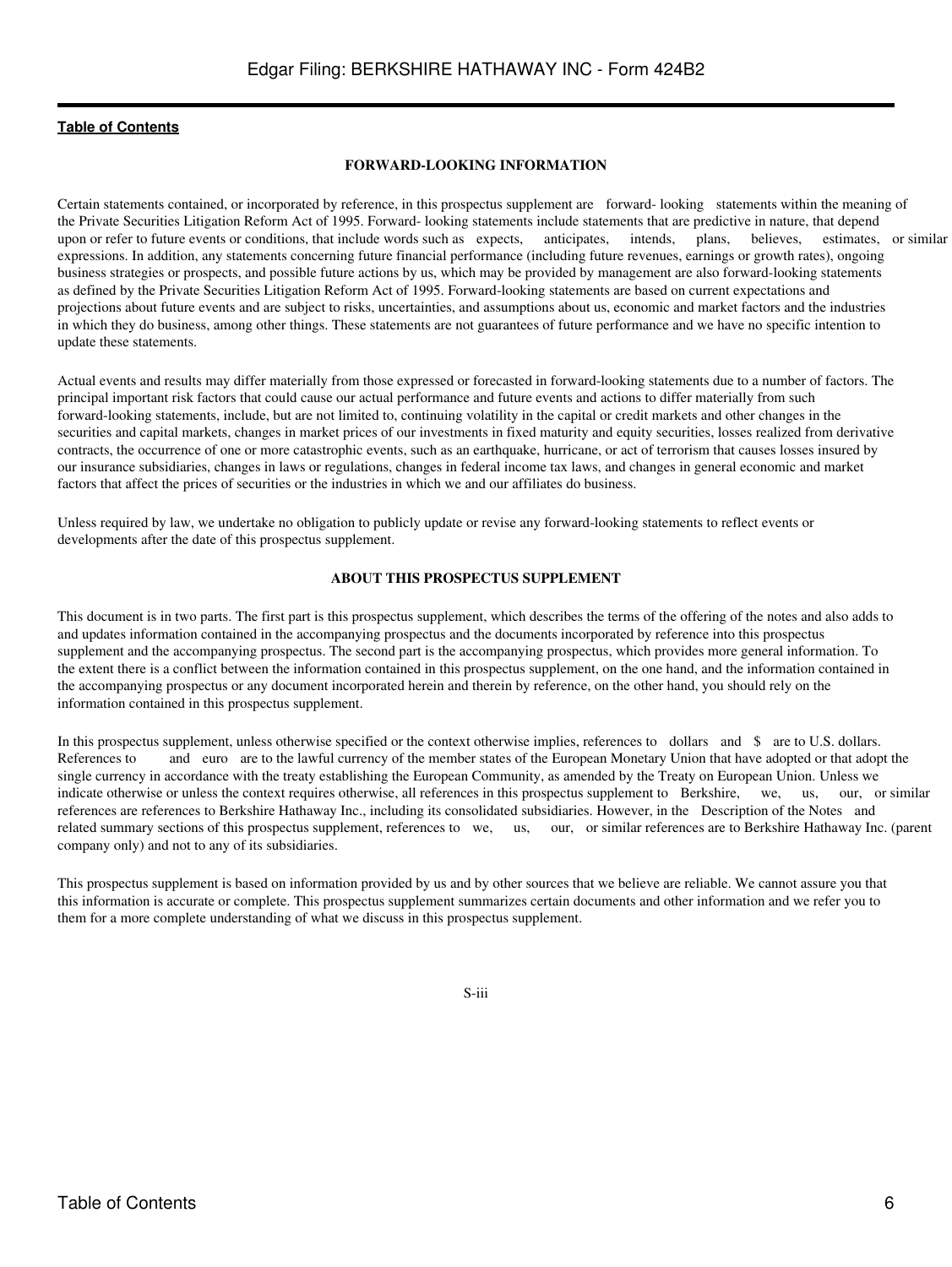## FORWARD-LOOKING INFORMATION

Certain statements contained, or incorporated by reference, in this prospectus supplement are forward- looking statements within the meaning of the Private Securities Litigation Reform Act of 1995. Forward- looking statements include statements that are predictive in nature, that depend upon or refer to future events or conditions, that include words such as expects, anticipates, intends, plans, believes, estimates, or similar expressions. In addition, any statements concerning future financial performance (including future revenues, earnings or growth rates), ongoing business strategies or prospects, and possible future actions by us, which may be provided by management are also forward-looking statements as defined by the Private Securities Litigation Reform Act of 1995. Forward-looking statements are based on current expectations and projections about future events and are subject to risks, uncertainties, and assumptions about us, economic and market factors and the industries in which they do business, among other things. These statements are not guarantees of future performance and we have no specific intention to update these statements.

Actual events and results may differ materially from those expressed or forecasted in forward-looking statements due to a number of factors. The principal important risk factors that could cause our actual performance and future events and actions to differ materially from such forward-looking statements, include, but are not limited to, continuing volatility in the capital or credit markets and other changes in the securities and capital markets, changes in market prices of our investments in fixed maturity and equity securities, losses realized from derivative contracts, the occurrence of one or more catastrophic events, such as an earthquake, hurricane, or act of terrorism that causes losses insured by our insurance subsidiaries, changes in laws or regulations, changes in federal income tax laws, and changes in general economic and market factors that affect the prices of securities or the industries in which we and our affiliates do business.

Unless required by law, we undertake no obligation to publicly update or revise any forward-looking statements to reflect events or developments after the date of this prospectus supplement.

## ABOUT THIS PROSPECTUS SUPPLEMENT

This document is in two parts. The first part is this prospectus supplement, which describes the terms of the offering of the notes and also adds to and updates information contained in the accompanying prospectus and the documents incorporated by reference into this prospectus supplement and the accompanying prospectus. The second part is the accompanying prospectus, which provides more general information. To the extent there is a conflict between the information contained in this prospectus supplement, on the one hand, and the information contained in the accompanying prospectus or any document incorporated herein and therein by reference, on the other hand, you should rely on the information contained in this prospectus supplement.

In this prospectus supplement, unless otherwise specified or the context otherwise implies, references to dollars and $ are to U.S. dollars. References to and euro are to the lawful currency of the member states of the European Monetary Union that have adopted or that adopt the single currency in accordance with the treaty establishing the European Community, as amended by the Treaty on European Union. Unless we indicate otherwise or unless the context requires otherwise, all references in this prospectus supplement to Berkshire, we, us, our, or similar references are references to Berkshire Hathaway Inc., including its consolidated subsidiaries. However, in the Description of the Notes and related summary sections of this prospectus supplement, references to we, us, our, or similar references are to Berkshire Hathaway Inc. (parent company only) and not to any of its subsidiaries.

This prospectus supplement is based on information provided by us and by other sources that we believe are reliable. We cannot assure you that this information is accurate or complete. This prospectus supplement summarizes certain documents and other information and we refer you to them for a more complete understanding of what we discuss in this prospectus supplement.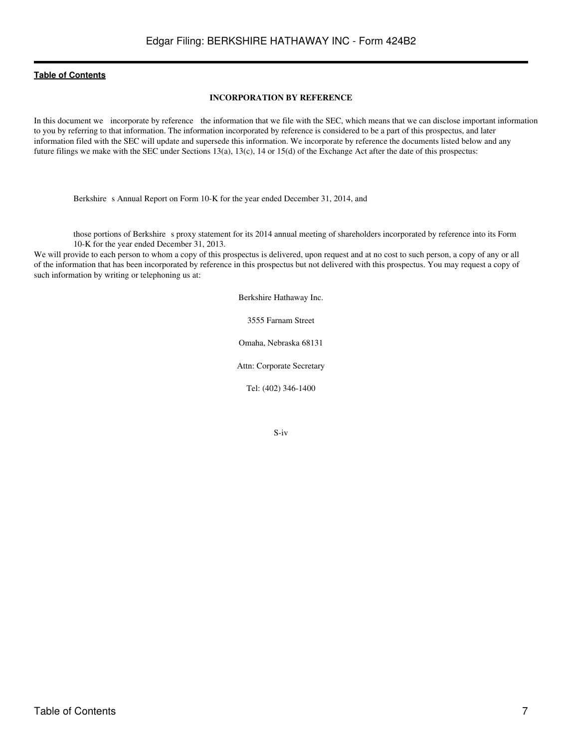[Table of Contents](#)

**INCORPORATION BY REFERENCE**

In this document we incorporate by reference the information that we file with the SEC, which means that we can disclose important information to you by referring to that information. The information incorporated by reference is considered to be a part of this prospectus, and later information filed with the SEC will update and supersede this information. We incorporate by reference the documents listed below and any future filings we make with the SEC under Sections 13(a), 13(c), 14 or 15(d) of the Exchange Act after the date of this prospectus:

- Berkshire s Annual Report on Form 10-K for the year ended December 31, 2014, and

- those portions of Berkshire s proxy statement for its 2014 annual meeting of shareholders incorporated by reference into its Form 10-K for the year ended December 31, 2013.

We will provide to each person to whom a copy of this prospectus is delivered, upon request and at no cost to such person, a copy of any or all of the information that has been incorporated by reference in this prospectus but not delivered with this prospectus. You may request a copy of such information by writing or telephoning us at:

Berkshire Hathaway Inc.

3555 Farnam Street

Omaha, Nebraska 68131

Attn: Corporate Secretary

Tel: (402) 346-1400

S-iv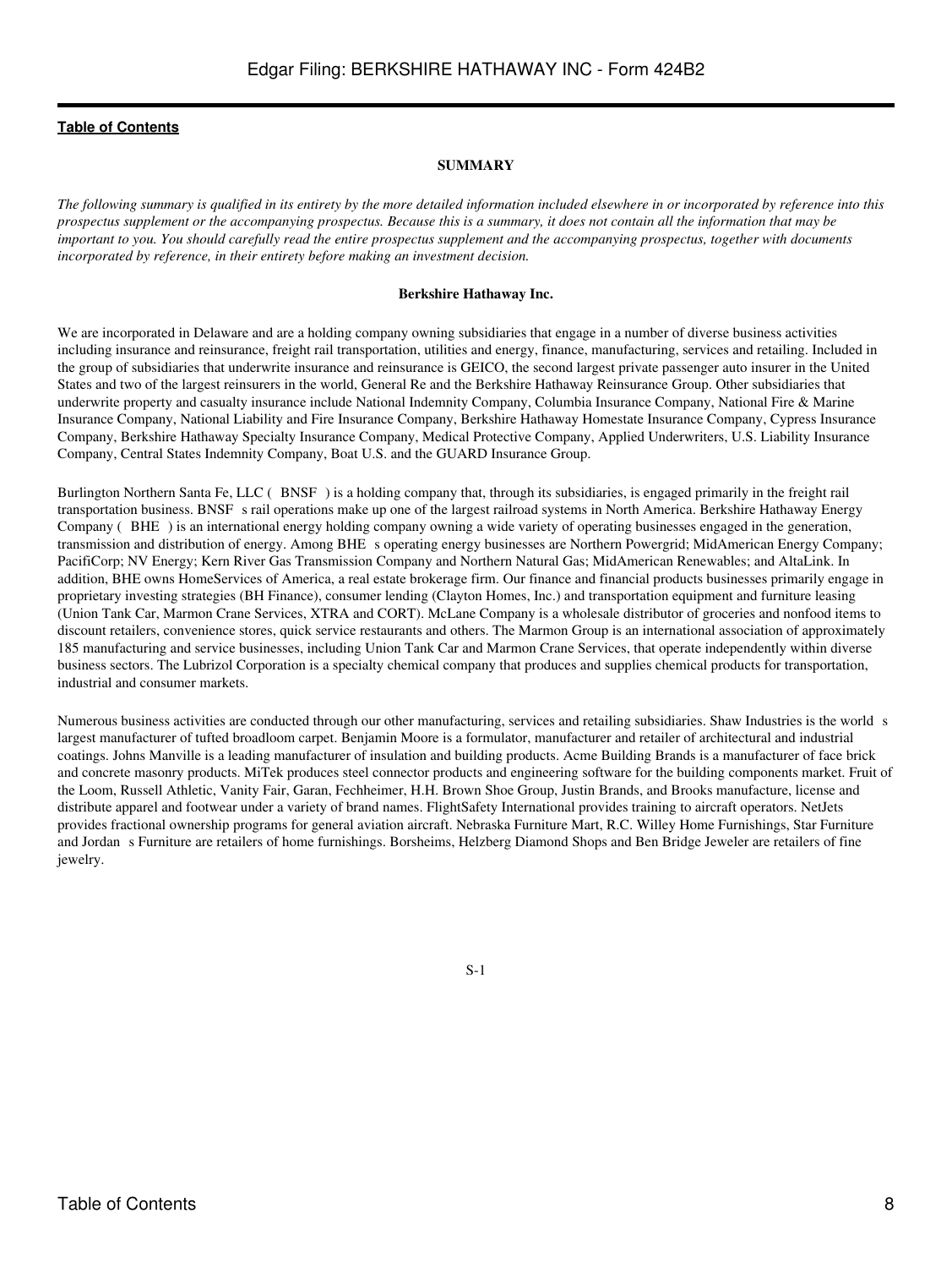## SUMMARY

*The following summary is qualified in its entirety by the more detailed information included elsewhere in or incorporated by reference into this prospectus supplement or the accompanying prospectus. Because this is a summary, it does not contain all the information that may be important to you. You should carefully read the entire prospectus supplement and the accompanying prospectus, together with documents incorporated by reference, in their entirety before making an investment decision.*

### Berkshire Hathaway Inc.

We are incorporated in Delaware and are a holding company owning subsidiaries that engage in a number of diverse business activities including insurance and reinsurance, freight rail transportation, utilities and energy, finance, manufacturing, services and retailing. Included in the group of subsidiaries that underwrite insurance and reinsurance is GEICO, the second largest private passenger auto insurer in the United States and two of the largest reinsurers in the world, General Re and the Berkshire Hathaway Reinsurance Group. Other subsidiaries that underwrite property and casualty insurance include National Indemnity Company, Columbia Insurance Company, National Fire & Marine Insurance Company, National Liability and Fire Insurance Company, Berkshire Hathaway Homestate Insurance Company, Cypress Insurance Company, Berkshire Hathaway Specialty Insurance Company, Medical Protective Company, Applied Underwriters, U.S. Liability Insurance Company, Central States Indemnity Company, Boat U.S. and the GUARD Insurance Group.

Burlington Northern Santa Fe, LLC ( BNSF ) is a holding company that, through its subsidiaries, is engaged primarily in the freight rail transportation business. BNSF s rail operations make up one of the largest railroad systems in North America. Berkshire Hathaway Energy Company ( BHE ) is an international energy holding company owning a wide variety of operating businesses engaged in the generation, transmission and distribution of energy. Among BHE s operating energy businesses are Northern Powergrid; MidAmerican Energy Company; PacifiCorp; NV Energy; Kern River Gas Transmission Company and Northern Natural Gas; MidAmerican Renewables; and AltaLink. In addition, BHE owns HomeServices of America, a real estate brokerage firm. Our finance and financial products businesses primarily engage in proprietary investing strategies (BH Finance), consumer lending (Clayton Homes, Inc.) and transportation equipment and furniture leasing (Union Tank Car, Marmon Crane Services, XTRA and CORT). McLane Company is a wholesale distributor of groceries and nonfood items to discount retailers, convenience stores, quick service restaurants and others. The Marmon Group is an international association of approximately 185 manufacturing and service businesses, including Union Tank Car and Marmon Crane Services, that operate independently within diverse business sectors. The Lubrizol Corporation is a specialty chemical company that produces and supplies chemical products for transportation, industrial and consumer markets.

Numerous business activities are conducted through our other manufacturing, services and retailing subsidiaries. Shaw Industries is the world s largest manufacturer of tufted broadloom carpet. Benjamin Moore is a formulator, manufacturer and retailer of architectural and industrial coatings. Johns Manville is a leading manufacturer of insulation and building products. Acme Building Brands is a manufacturer of face brick and concrete masonry products. MiTek produces steel connector products and engineering software for the building components market. Fruit of the Loom, Russell Athletic, Vanity Fair, Garan, Fechheimer, H.H. Brown Shoe Group, Justin Brands, and Brooks manufacture, license and distribute apparel and footwear under a variety of brand names. FlightSafety International provides training to aircraft operators. NetJets provides fractional ownership programs for general aviation aircraft. Nebraska Furniture Mart, R.C. Willey Home Furnishings, Star Furniture and Jordan s Furniture are retailers of home furnishings. Borsheims, Helzberg Diamond Shops and Ben Bridge Jeweler are retailers of fine jewelry.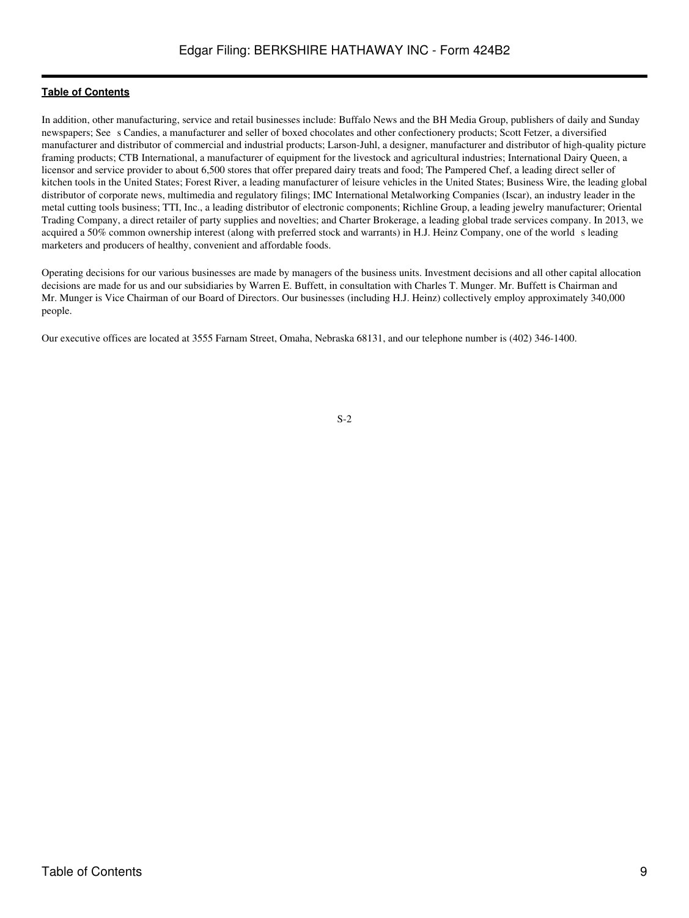In addition, other manufacturing, service and retail businesses include: Buffalo News and the BH Media Group, publishers of daily and Sunday newspapers; See s Candies, a manufacturer and seller of boxed chocolates and other confectionery products; Scott Fetzer, a diversified manufacturer and distributor of commercial and industrial products; Larson-Juhl, a designer, manufacturer and distributor of high-quality picture framing products; CTB International, a manufacturer of equipment for the livestock and agricultural industries; International Dairy Queen, a licensor and service provider to about 6,500 stores that offer prepared dairy treats and food; The Pampered Chef, a leading direct seller of kitchen tools in the United States; Forest River, a leading manufacturer of leisure vehicles in the United States; Business Wire, the leading global distributor of corporate news, multimedia and regulatory filings; IMC International Metalworking Companies (Iscar), an industry leader in the metal cutting tools business; TTI, Inc., a leading distributor of electronic components; Richline Group, a leading jewelry manufacturer; Oriental Trading Company, a direct retailer of party supplies and novelties; and Charter Brokerage, a leading global trade services company. In 2013, we acquired a 50% common ownership interest (along with preferred stock and warrants) in H.J. Heinz Company, one of the world s leading marketers and producers of healthy, convenient and affordable foods.

Operating decisions for our various businesses are made by managers of the business units. Investment decisions and all other capital allocation decisions are made for us and our subsidiaries by Warren E. Buffett, in consultation with Charles T. Munger. Mr. Buffett is Chairman and Mr. Munger is Vice Chairman of our Board of Directors. Our businesses (including H.J. Heinz) collectively employ approximately 340,000 people.

Our executive offices are located at 3555 Farnam Street, Omaha, Nebraska 68131, and our telephone number is (402) 346-1400.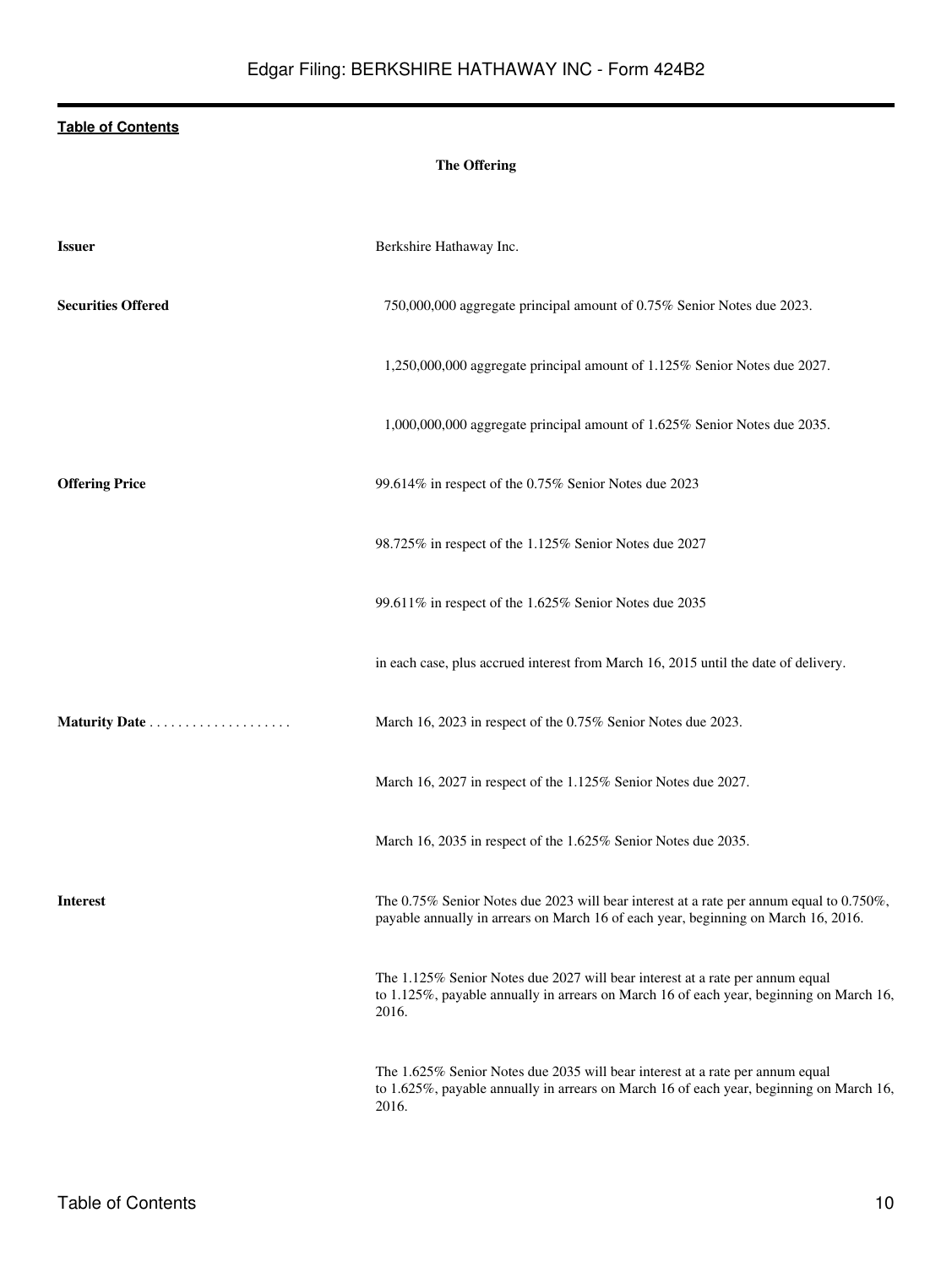## The Offering

| | |
|---|---|
| **Issuer** | Berkshire Hathaway Inc. |
| **Securities Offered** | 750,000,000 aggregate principal amount of 0.75% Senior Notes due 2023. |
| | 1,250,000,000 aggregate principal amount of 1.125% Senior Notes due 2027. |
| | 1,000,000,000 aggregate principal amount of 1.625% Senior Notes due 2035. |
| **Offering Price** | 99.614% in respect of the 0.75% Senior Notes due 2023 |
| | 98.725% in respect of the 1.125% Senior Notes due 2027 |
| | 99.611% in respect of the 1.625% Senior Notes due 2035 |
| | in each case, plus accrued interest from March 16, 2015 until the date of delivery. |
| **Maturity Date** | March 16, 2023 in respect of the 0.75% Senior Notes due 2023. |
| | March 16, 2027 in respect of the 1.125% Senior Notes due 2027. |
| | March 16, 2035 in respect of the 1.625% Senior Notes due 2035. |
| **Interest** | The 0.75% Senior Notes due 2023 will bear interest at a rate per annum equal to 0.750%, payable annually in arrears on March 16 of each year, beginning on March 16, 2016. |
| | The 1.125% Senior Notes due 2027 will bear interest at a rate per annum equal to 1.125%, payable annually in arrears on March 16 of each year, beginning on March 16, 2016. |
| | The 1.625% Senior Notes due 2035 will bear interest at a rate per annum equal to 1.625%, payable annually in arrears on March 16 of each year, beginning on March 16, 2016. |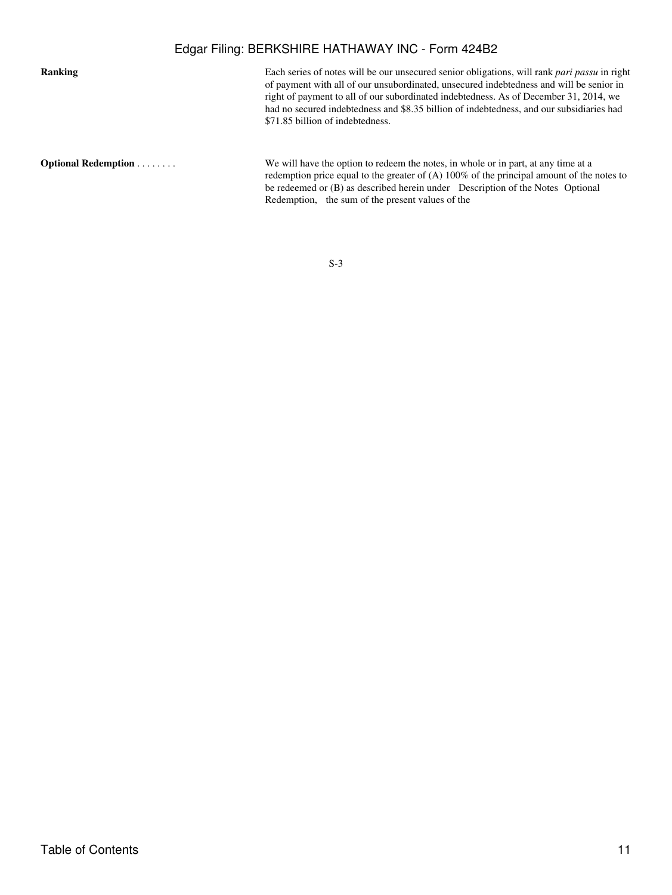| | |
|---|---|
| **Ranking** | Each series of notes will be our unsecured senior obligations, will rank *pari passu* in right of payment with all of our unsubordinated, unsecured indebtedness and will be senior in right of payment to all of our subordinated indebtedness. As of December 31, 2014, we had no secured indebtedness and $8.35 billion of indebtedness, and our subsidiaries had $71.85 billion of indebtedness. |
| **Optional Redemption** . . . . . . . . | We will have the option to redeem the notes, in whole or in part, at any time at a redemption price equal to the greater of (A) 100% of the principal amount of the notes to be redeemed or (B) as described herein under Description of the Notes Optional Redemption, the sum of the present values of the |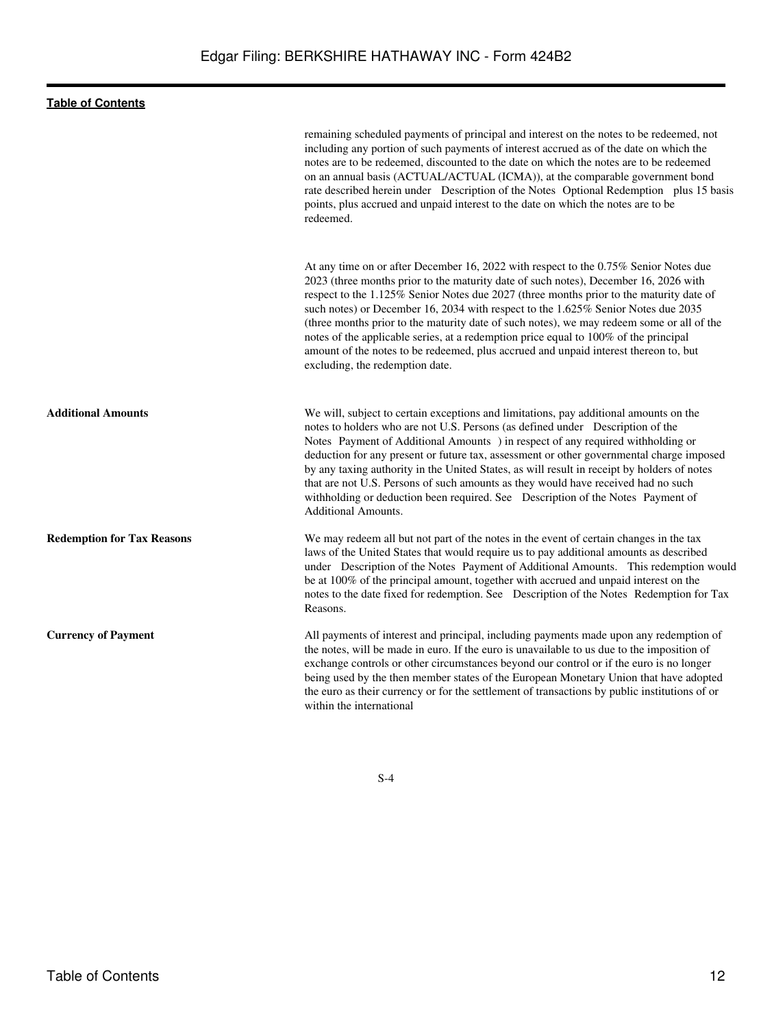| | |
|---|---|
| | remaining scheduled payments of principal and interest on the notes to be redeemed, not including any portion of such payments of interest accrued as of the date on which the notes are to be redeemed, discounted to the date on which the notes are to be redeemed on an annual basis (ACTUAL/ACTUAL (ICMA)), at the comparable government bond rate described herein under Description of the Notes Optional Redemption plus 15 basis points, plus accrued and unpaid interest to the date on which the notes are to be redeemed. |
| | At any time on or after December 16, 2022 with respect to the 0.75% Senior Notes due 2023 (three months prior to the maturity date of such notes), December 16, 2026 with respect to the 1.125% Senior Notes due 2027 (three months prior to the maturity date of such notes) or December 16, 2034 with respect to the 1.625% Senior Notes due 2035 (three months prior to the maturity date of such notes), we may redeem some or all of the notes of the applicable series, at a redemption price equal to 100% of the principal amount of the notes to be redeemed, plus accrued and unpaid interest thereon to, but excluding, the redemption date. |
| **Additional Amounts** | We will, subject to certain exceptions and limitations, pay additional amounts on the notes to holders who are not U.S. Persons (as defined under Description of the Notes Payment of Additional Amounts ) in respect of any required withholding or deduction for any present or future tax, assessment or other governmental charge imposed by any taxing authority in the United States, as will result in receipt by holders of notes that are not U.S. Persons of such amounts as they would have received had no such withholding or deduction been required. See Description of the Notes Payment of Additional Amounts. |
| **Redemption for Tax Reasons** | We may redeem all but not part of the notes in the event of certain changes in the tax laws of the United States that would require us to pay additional amounts as described under Description of the Notes Payment of Additional Amounts. This redemption would be at 100% of the principal amount, together with accrued and unpaid interest on the notes to the date fixed for redemption. See Description of the Notes Redemption for Tax Reasons. |
| **Currency of Payment** | All payments of interest and principal, including payments made upon any redemption of the notes, will be made in euro. If the euro is unavailable to us due to the imposition of exchange controls or other circumstances beyond our control or if the euro is no longer being used by the then member states of the European Monetary Union that have adopted the euro as their currency or for the settlement of transactions by public institutions of or within the international |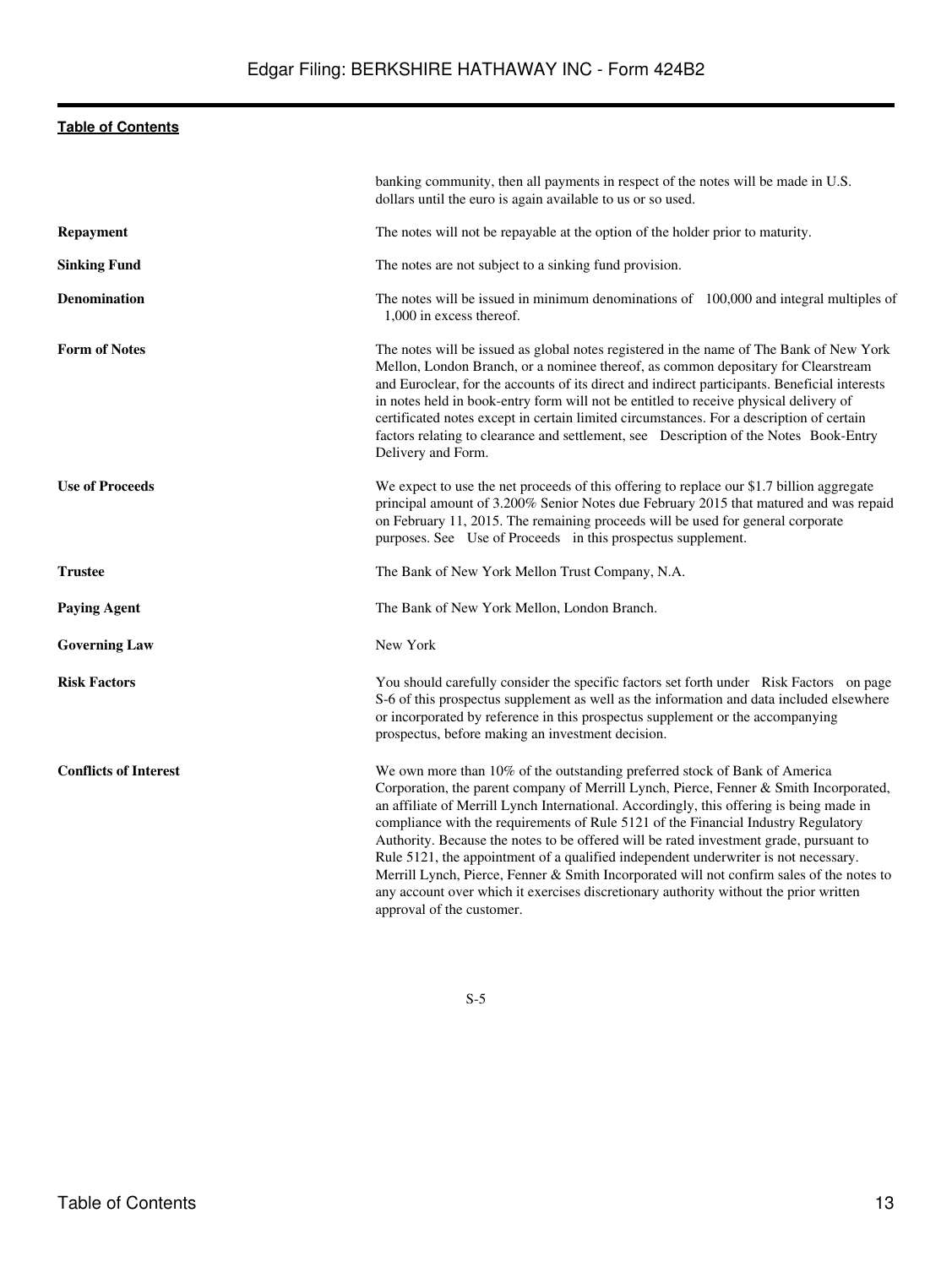| | |
|---|---|
| | banking community, then all payments in respect of the notes will be made in U.S. dollars until the euro is again available to us or so used. |
| **Repayment** | The notes will not be repayable at the option of the holder prior to maturity. |
| **Sinking Fund** | The notes are not subject to a sinking fund provision. |
| **Denomination** | The notes will be issued in minimum denominations of 100,000 and integral multiples of 1,000 in excess thereof. |
| **Form of Notes** | The notes will be issued as global notes registered in the name of The Bank of New York Mellon, London Branch, or a nominee thereof, as common depositary for Clearstream and Euroclear, for the accounts of its direct and indirect participants. Beneficial interests in notes held in book-entry form will not be entitled to receive physical delivery of certificated notes except in certain limited circumstances. For a description of certain factors relating to clearance and settlement, see Description of the Notes Book-Entry Delivery and Form. |
| **Use of Proceeds** | We expect to use the net proceeds of this offering to replace our $1.7 billion aggregate principal amount of 3.200% Senior Notes due February 2015 that matured and was repaid on February 11, 2015. The remaining proceeds will be used for general corporate purposes. See Use of Proceeds in this prospectus supplement. |
| **Trustee** | The Bank of New York Mellon Trust Company, N.A. |
| **Paying Agent** | The Bank of New York Mellon, London Branch. |
| **Governing Law** | New York |
| **Risk Factors** | You should carefully consider the specific factors set forth under Risk Factors on page S-6 of this prospectus supplement as well as the information and data included elsewhere or incorporated by reference in this prospectus supplement or the accompanying prospectus, before making an investment decision. |
| **Conflicts of Interest** | We own more than 10% of the outstanding preferred stock of Bank of America Corporation, the parent company of Merrill Lynch, Pierce, Fenner & Smith Incorporated, an affiliate of Merrill Lynch International. Accordingly, this offering is being made in compliance with the requirements of Rule 5121 of the Financial Industry Regulatory Authority. Because the notes to be offered will be rated investment grade, pursuant to Rule 5121, the appointment of a qualified independent underwriter is not necessary. Merrill Lynch, Pierce, Fenner & Smith Incorporated will not confirm sales of the notes to any account over which it exercises discretionary authority without the prior written approval of the customer. |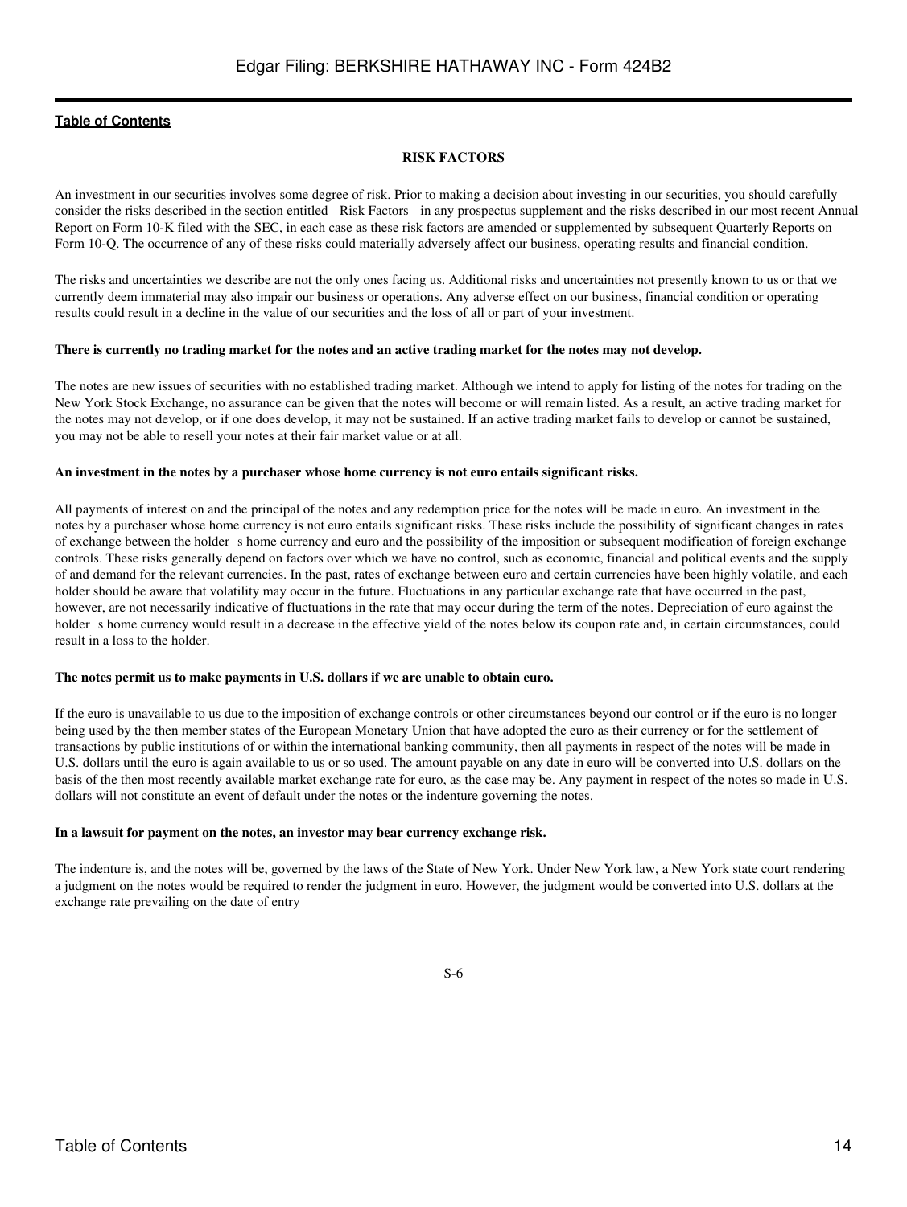[Table of Contents](#)

## RISK FACTORS

An investment in our securities involves some degree of risk. Prior to making a decision about investing in our securities, you should carefully consider the risks described in the section entitled Risk Factors in any prospectus supplement and the risks described in our most recent Annual Report on Form 10-K filed with the SEC, in each case as these risk factors are amended or supplemented by subsequent Quarterly Reports on Form 10-Q. The occurrence of any of these risks could materially adversely affect our business, operating results and financial condition.

The risks and uncertainties we describe are not the only ones facing us. Additional risks and uncertainties not presently known to us or that we currently deem immaterial may also impair our business or operations. Any adverse effect on our business, financial condition or operating results could result in a decline in the value of our securities and the loss of all or part of your investment.

**There is currently no trading market for the notes and an active trading market for the notes may not develop.**

The notes are new issues of securities with no established trading market. Although we intend to apply for listing of the notes for trading on the New York Stock Exchange, no assurance can be given that the notes will become or will remain listed. As a result, an active trading market for the notes may not develop, or if one does develop, it may not be sustained. If an active trading market fails to develop or cannot be sustained, you may not be able to resell your notes at their fair market value or at all.

**An investment in the notes by a purchaser whose home currency is not euro entails significant risks.**

All payments of interest on and the principal of the notes and any redemption price for the notes will be made in euro. An investment in the notes by a purchaser whose home currency is not euro entails significant risks. These risks include the possibility of significant changes in rates of exchange between the holder s home currency and euro and the possibility of the imposition or subsequent modification of foreign exchange controls. These risks generally depend on factors over which we have no control, such as economic, financial and political events and the supply of and demand for the relevant currencies. In the past, rates of exchange between euro and certain currencies have been highly volatile, and each holder should be aware that volatility may occur in the future. Fluctuations in any particular exchange rate that have occurred in the past, however, are not necessarily indicative of fluctuations in the rate that may occur during the term of the notes. Depreciation of euro against the holder s home currency would result in a decrease in the effective yield of the notes below its coupon rate and, in certain circumstances, could result in a loss to the holder.

**The notes permit us to make payments in U.S. dollars if we are unable to obtain euro.**

If the euro is unavailable to us due to the imposition of exchange controls or other circumstances beyond our control or if the euro is no longer being used by the then member states of the European Monetary Union that have adopted the euro as their currency or for the settlement of transactions by public institutions of or within the international banking community, then all payments in respect of the notes will be made in U.S. dollars until the euro is again available to us or so used. The amount payable on any date in euro will be converted into U.S. dollars on the basis of the then most recently available market exchange rate for euro, as the case may be. Any payment in respect of the notes so made in U.S. dollars will not constitute an event of default under the notes or the indenture governing the notes.

**In a lawsuit for payment on the notes, an investor may bear currency exchange risk.**

The indenture is, and the notes will be, governed by the laws of the State of New York. Under New York law, a New York state court rendering a judgment on the notes would be required to render the judgment in euro. However, the judgment would be converted into U.S. dollars at the exchange rate prevailing on the date of entry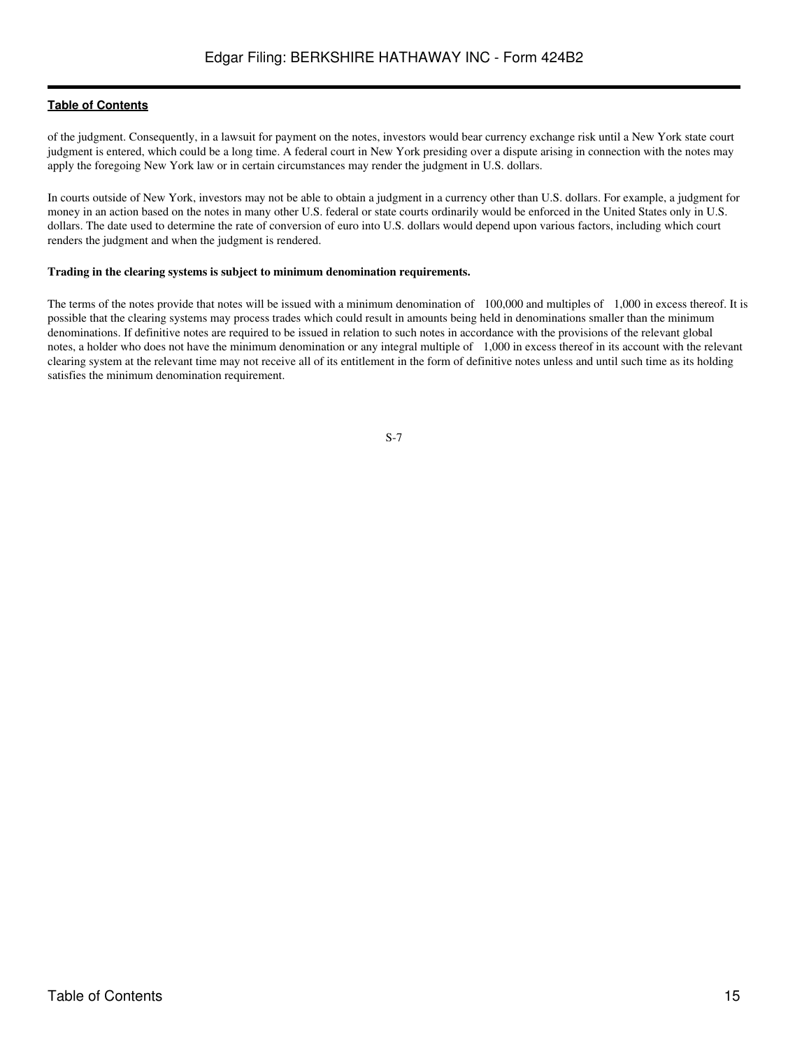of the judgment. Consequently, in a lawsuit for payment on the notes, investors would bear currency exchange risk until a New York state court judgment is entered, which could be a long time. A federal court in New York presiding over a dispute arising in connection with the notes may apply the foregoing New York law or in certain circumstances may render the judgment in U.S. dollars.

In courts outside of New York, investors may not be able to obtain a judgment in a currency other than U.S. dollars. For example, a judgment for money in an action based on the notes in many other U.S. federal or state courts ordinarily would be enforced in the United States only in U.S. dollars. The date used to determine the rate of conversion of euro into U.S. dollars would depend upon various factors, including which court renders the judgment and when the judgment is rendered.

**Trading in the clearing systems is subject to minimum denomination requirements.**

The terms of the notes provide that notes will be issued with a minimum denomination of 100,000 and multiples of 1,000 in excess thereof. It is possible that the clearing systems may process trades which could result in amounts being held in denominations smaller than the minimum denominations. If definitive notes are required to be issued in relation to such notes in accordance with the provisions of the relevant global notes, a holder who does not have the minimum denomination or any integral multiple of 1,000 in excess thereof in its account with the relevant clearing system at the relevant time may not receive all of its entitlement in the form of definitive notes unless and until such time as its holding satisfies the minimum denomination requirement.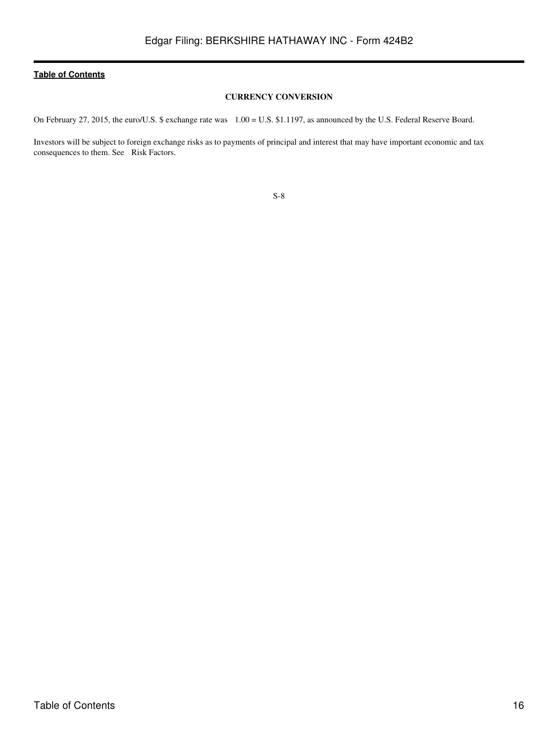## CURRENCY CONVERSION

On February 27, 2015, the euro/U.S. $ exchange rate was 1.00 = U.S. $1.1197, as announced by the U.S. Federal Reserve Board.

Investors will be subject to foreign exchange risks as to payments of principal and interest that may have important economic and tax consequences to them. See Risk Factors.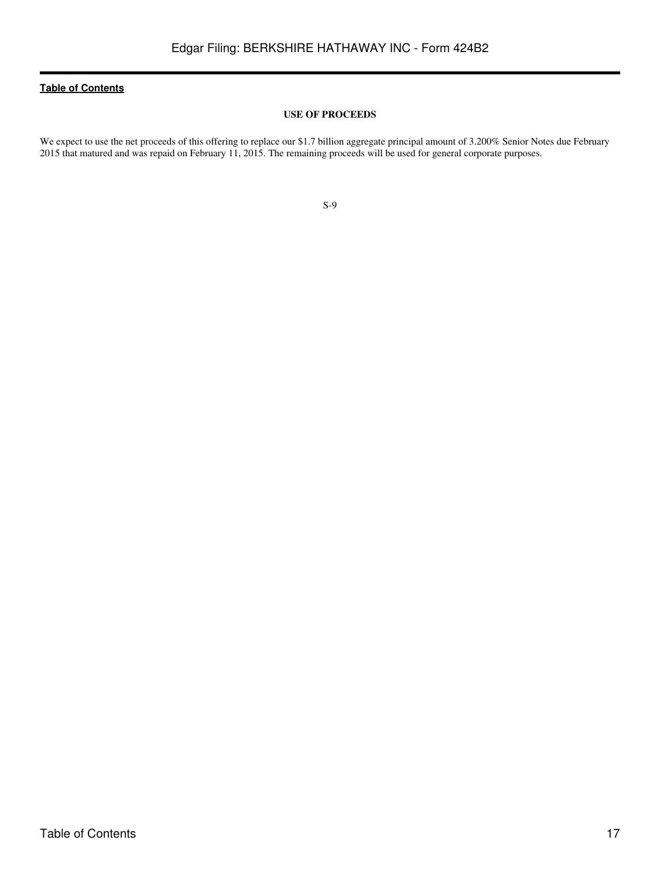## USE OF PROCEEDS

We expect to use the net proceeds of this offering to replace our $1.7 billion aggregate principal amount of 3.200% Senior Notes due February 2015 that matured and was repaid on February 11, 2015. The remaining proceeds will be used for general corporate purposes.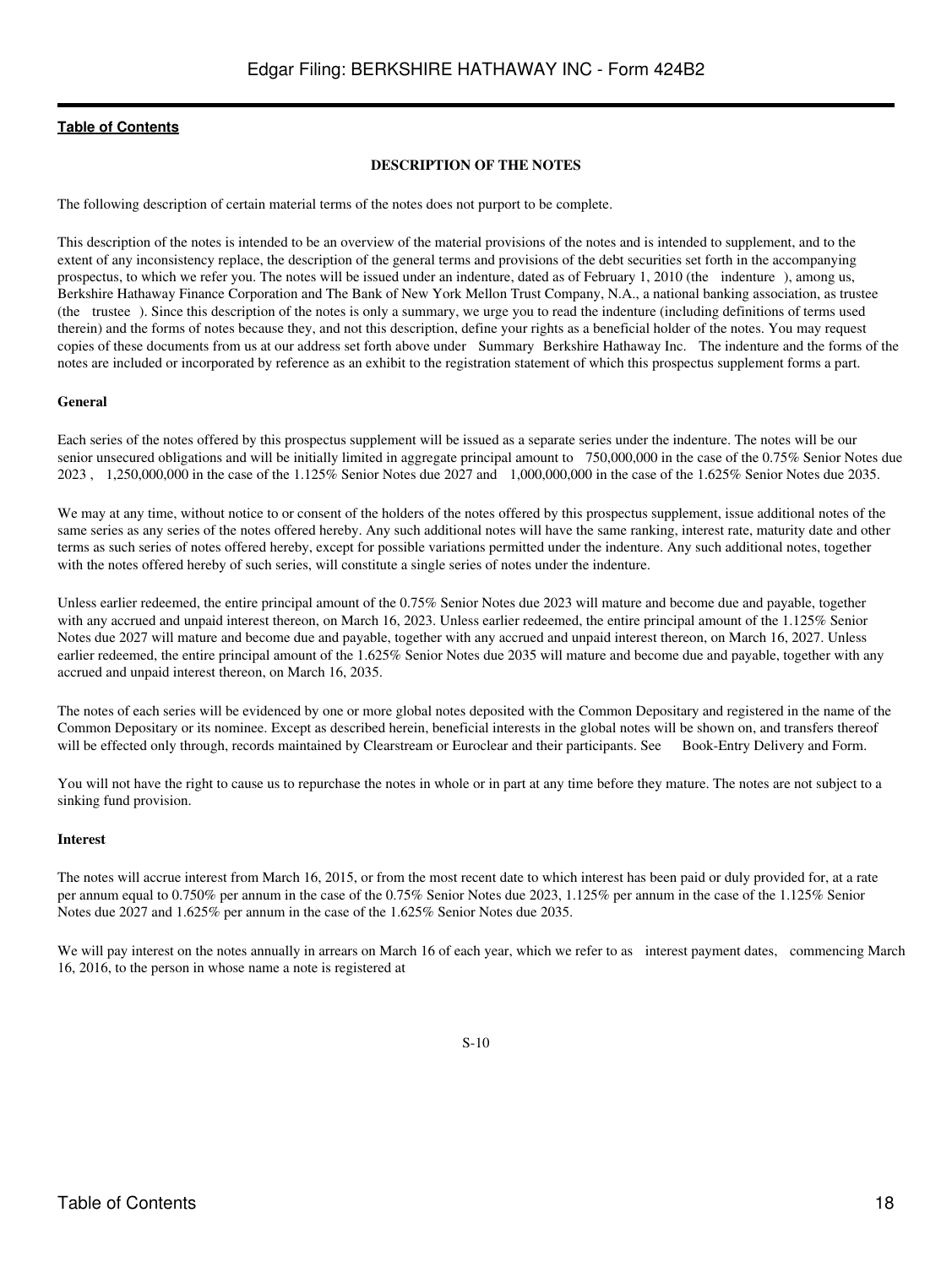**DESCRIPTION OF THE NOTES**

The following description of certain material terms of the notes does not purport to be complete.

This description of the notes is intended to be an overview of the material provisions of the notes and is intended to supplement, and to the extent of any inconsistency replace, the description of the general terms and provisions of the debt securities set forth in the accompanying prospectus, to which we refer you. The notes will be issued under an indenture, dated as of February 1, 2010 (the indenture ), among us, Berkshire Hathaway Finance Corporation and The Bank of New York Mellon Trust Company, N.A., a national banking association, as trustee (the trustee ). Since this description of the notes is only a summary, we urge you to read the indenture (including definitions of terms used therein) and the forms of notes because they, and not this description, define your rights as a beneficial holder of the notes. You may request copies of these documents from us at our address set forth above under Summary Berkshire Hathaway Inc. The indenture and the forms of the notes are included or incorporated by reference as an exhibit to the registration statement of which this prospectus supplement forms a part.

**General**

Each series of the notes offered by this prospectus supplement will be issued as a separate series under the indenture. The notes will be our senior unsecured obligations and will be initially limited in aggregate principal amount to 750,000,000 in the case of the 0.75% Senior Notes due 2023 , 1,250,000,000 in the case of the 1.125% Senior Notes due 2027 and 1,000,000,000 in the case of the 1.625% Senior Notes due 2035.

We may at any time, without notice to or consent of the holders of the notes offered by this prospectus supplement, issue additional notes of the same series as any series of the notes offered hereby. Any such additional notes will have the same ranking, interest rate, maturity date and other terms as such series of notes offered hereby, except for possible variations permitted under the indenture. Any such additional notes, together with the notes offered hereby of such series, will constitute a single series of notes under the indenture.

Unless earlier redeemed, the entire principal amount of the 0.75% Senior Notes due 2023 will mature and become due and payable, together with any accrued and unpaid interest thereon, on March 16, 2023. Unless earlier redeemed, the entire principal amount of the 1.125% Senior Notes due 2027 will mature and become due and payable, together with any accrued and unpaid interest thereon, on March 16, 2027. Unless earlier redeemed, the entire principal amount of the 1.625% Senior Notes due 2035 will mature and become due and payable, together with any accrued and unpaid interest thereon, on March 16, 2035.

The notes of each series will be evidenced by one or more global notes deposited with the Common Depositary and registered in the name of the Common Depositary or its nominee. Except as described herein, beneficial interests in the global notes will be shown on, and transfers thereof will be effected only through, records maintained by Clearstream or Euroclear and their participants. See Book-Entry Delivery and Form.

You will not have the right to cause us to repurchase the notes in whole or in part at any time before they mature. The notes are not subject to a sinking fund provision.

**Interest**

The notes will accrue interest from March 16, 2015, or from the most recent date to which interest has been paid or duly provided for, at a rate per annum equal to 0.750% per annum in the case of the 0.75% Senior Notes due 2023, 1.125% per annum in the case of the 1.125% Senior Notes due 2027 and 1.625% per annum in the case of the 1.625% Senior Notes due 2035.

We will pay interest on the notes annually in arrears on March 16 of each year, which we refer to as interest payment dates, commencing March 16, 2016, to the person in whose name a note is registered at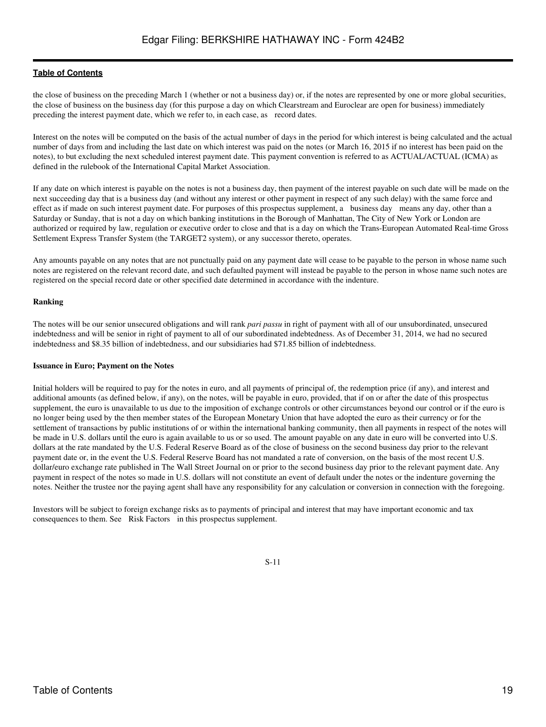the close of business on the preceding March 1 (whether or not a business day) or, if the notes are represented by one or more global securities, the close of business on the business day (for this purpose a day on which Clearstream and Euroclear are open for business) immediately preceding the interest payment date, which we refer to, in each case, as record dates.

Interest on the notes will be computed on the basis of the actual number of days in the period for which interest is being calculated and the actual number of days from and including the last date on which interest was paid on the notes (or March 16, 2015 if no interest has been paid on the notes), to but excluding the next scheduled interest payment date. This payment convention is referred to as ACTUAL/ACTUAL (ICMA) as defined in the rulebook of the International Capital Market Association.

If any date on which interest is payable on the notes is not a business day, then payment of the interest payable on such date will be made on the next succeeding day that is a business day (and without any interest or other payment in respect of any such delay) with the same force and effect as if made on such interest payment date. For purposes of this prospectus supplement, a business day means any day, other than a Saturday or Sunday, that is not a day on which banking institutions in the Borough of Manhattan, The City of New York or London are authorized or required by law, regulation or executive order to close and that is a day on which the Trans-European Automated Real-time Gross Settlement Express Transfer System (the TARGET2 system), or any successor thereto, operates.

Any amounts payable on any notes that are not punctually paid on any payment date will cease to be payable to the person in whose name such notes are registered on the relevant record date, and such defaulted payment will instead be payable to the person in whose name such notes are registered on the special record date or other specified date determined in accordance with the indenture.

**Ranking**

The notes will be our senior unsecured obligations and will rank *pari passu* in right of payment with all of our unsubordinated, unsecured indebtedness and will be senior in right of payment to all of our subordinated indebtedness. As of December 31, 2014, we had no secured indebtedness and $8.35 billion of indebtedness, and our subsidiaries had $71.85 billion of indebtedness.

**Issuance in Euro; Payment on the Notes**

Initial holders will be required to pay for the notes in euro, and all payments of principal of, the redemption price (if any), and interest and additional amounts (as defined below, if any), on the notes, will be payable in euro, provided, that if on or after the date of this prospectus supplement, the euro is unavailable to us due to the imposition of exchange controls or other circumstances beyond our control or if the euro is no longer being used by the then member states of the European Monetary Union that have adopted the euro as their currency or for the settlement of transactions by public institutions of or within the international banking community, then all payments in respect of the notes will be made in U.S. dollars until the euro is again available to us or so used. The amount payable on any date in euro will be converted into U.S. dollars at the rate mandated by the U.S. Federal Reserve Board as of the close of business on the second business day prior to the relevant payment date or, in the event the U.S. Federal Reserve Board has not mandated a rate of conversion, on the basis of the most recent U.S. dollar/euro exchange rate published in The Wall Street Journal on or prior to the second business day prior to the relevant payment date. Any payment in respect of the notes so made in U.S. dollars will not constitute an event of default under the notes or the indenture governing the notes. Neither the trustee nor the paying agent shall have any responsibility for any calculation or conversion in connection with the foregoing.

Investors will be subject to foreign exchange risks as to payments of principal and interest that may have important economic and tax consequences to them. See Risk Factors in this prospectus supplement.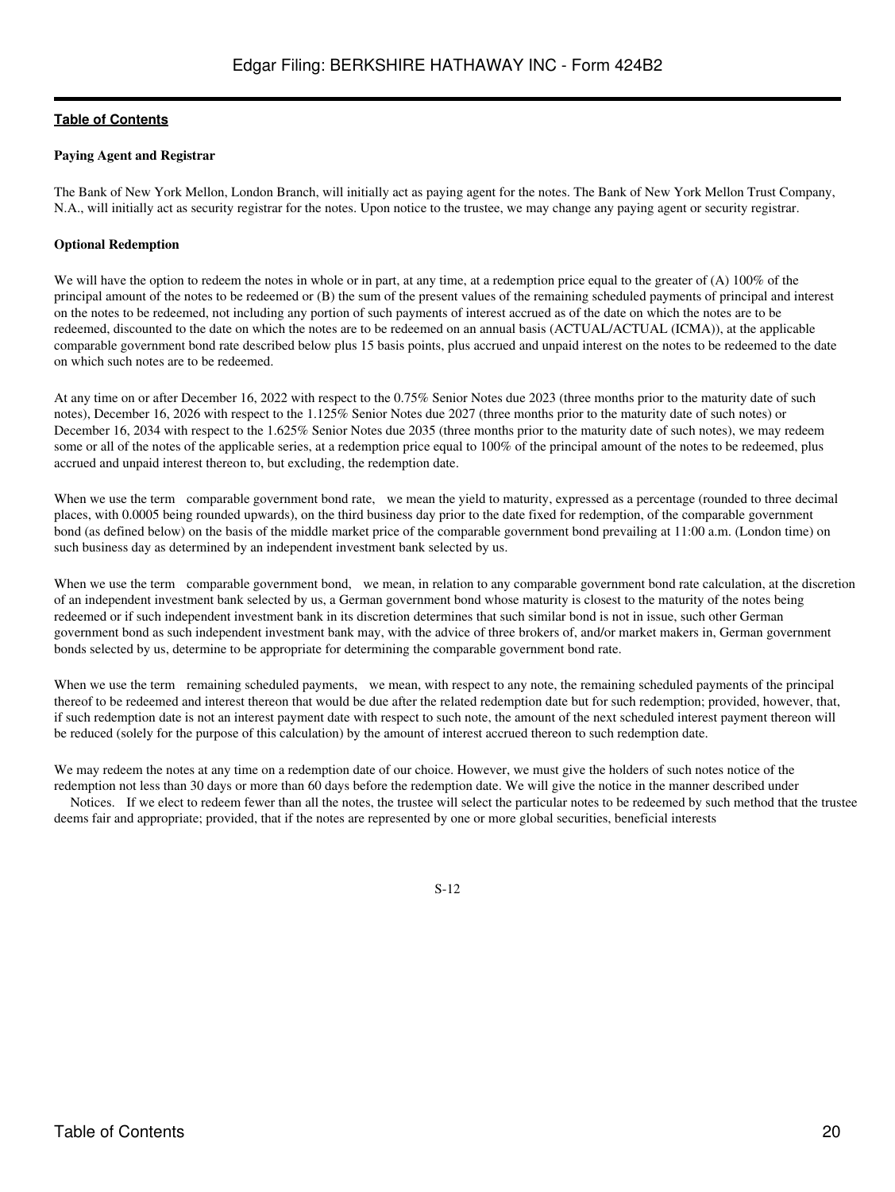**Paying Agent and Registrar**

The Bank of New York Mellon, London Branch, will initially act as paying agent for the notes. The Bank of New York Mellon Trust Company, N.A., will initially act as security registrar for the notes. Upon notice to the trustee, we may change any paying agent or security registrar.

**Optional Redemption**

We will have the option to redeem the notes in whole or in part, at any time, at a redemption price equal to the greater of (A) 100% of the principal amount of the notes to be redeemed or (B) the sum of the present values of the remaining scheduled payments of principal and interest on the notes to be redeemed, not including any portion of such payments of interest accrued as of the date on which the notes are to be redeemed, discounted to the date on which the notes are to be redeemed on an annual basis (ACTUAL/ACTUAL (ICMA)), at the applicable comparable government bond rate described below plus 15 basis points, plus accrued and unpaid interest on the notes to be redeemed to the date on which such notes are to be redeemed.

At any time on or after December 16, 2022 with respect to the 0.75% Senior Notes due 2023 (three months prior to the maturity date of such notes), December 16, 2026 with respect to the 1.125% Senior Notes due 2027 (three months prior to the maturity date of such notes) or December 16, 2034 with respect to the 1.625% Senior Notes due 2035 (three months prior to the maturity date of such notes), we may redeem some or all of the notes of the applicable series, at a redemption price equal to 100% of the principal amount of the notes to be redeemed, plus accrued and unpaid interest thereon to, but excluding, the redemption date.

When we use the term "comparable government bond rate," we mean the yield to maturity, expressed as a percentage (rounded to three decimal places, with 0.0005 being rounded upwards), on the third business day prior to the date fixed for redemption, of the comparable government bond (as defined below) on the basis of the middle market price of the comparable government bond prevailing at 11:00 a.m. (London time) on such business day as determined by an independent investment bank selected by us.

When we use the term "comparable government bond," we mean, in relation to any comparable government bond rate calculation, at the discretion of an independent investment bank selected by us, a German government bond whose maturity is closest to the maturity of the notes being redeemed or if such independent investment bank in its discretion determines that such similar bond is not in issue, such other German government bond as such independent investment bank may, with the advice of three brokers of, and/or market makers in, German government bonds selected by us, determine to be appropriate for determining the comparable government bond rate.

When we use the term "remaining scheduled payments," we mean, with respect to any note, the remaining scheduled payments of the principal thereof to be redeemed and interest thereon that would be due after the related redemption date but for such redemption; provided, however, that, if such redemption date is not an interest payment date with respect to such note, the amount of the next scheduled interest payment thereon will be reduced (solely for the purpose of this calculation) by the amount of interest accrued thereon to such redemption date.

We may redeem the notes at any time on a redemption date of our choice. However, we must give the holders of such notes notice of the redemption not less than 30 days or more than 60 days before the redemption date. We will give the notice in the manner described under "Notices." If we elect to redeem fewer than all the notes, the trustee will select the particular notes to be redeemed by such method that the trustee deems fair and appropriate; provided, that if the notes are represented by one or more global securities, beneficial interests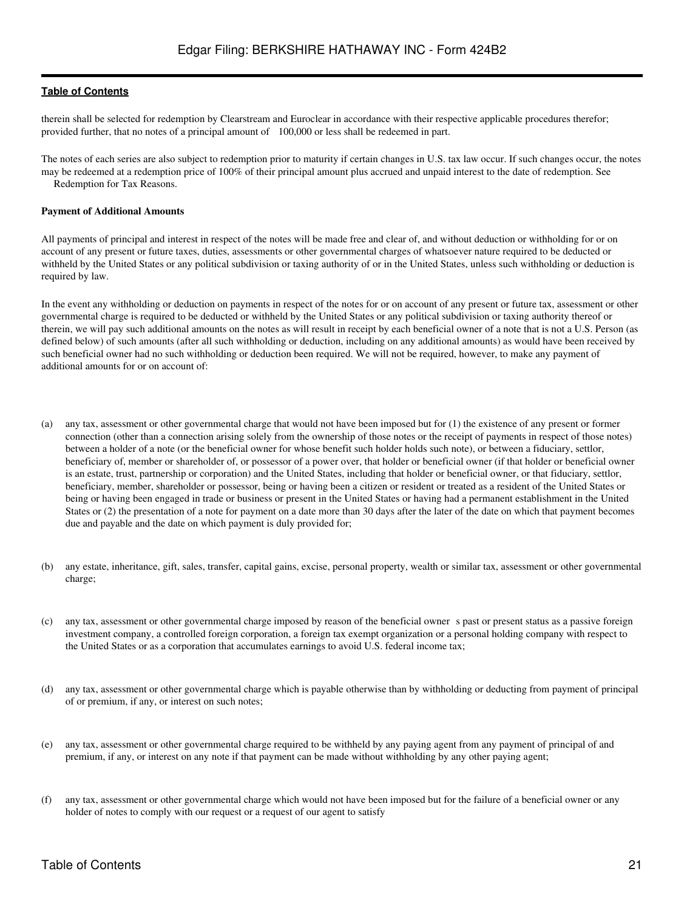therein shall be selected for redemption by Clearstream and Euroclear in accordance with their respective applicable procedures therefor; provided further, that no notes of a principal amount of 100,000 or less shall be redeemed in part.

The notes of each series are also subject to redemption prior to maturity if certain changes in U.S. tax law occur. If such changes occur, the notes may be redeemed at a redemption price of 100% of their principal amount plus accrued and unpaid interest to the date of redemption. See Redemption for Tax Reasons.

**Payment of Additional Amounts**

All payments of principal and interest in respect of the notes will be made free and clear of, and without deduction or withholding for or on account of any present or future taxes, duties, assessments or other governmental charges of whatsoever nature required to be deducted or withheld by the United States or any political subdivision or taxing authority of or in the United States, unless such withholding or deduction is required by law.

In the event any withholding or deduction on payments in respect of the notes for or on account of any present or future tax, assessment or other governmental charge is required to be deducted or withheld by the United States or any political subdivision or taxing authority thereof or therein, we will pay such additional amounts on the notes as will result in receipt by each beneficial owner of a note that is not a U.S. Person (as defined below) of such amounts (after all such withholding or deduction, including on any additional amounts) as would have been received by such beneficial owner had no such withholding or deduction been required. We will not be required, however, to make any payment of additional amounts for or on account of:

(a) any tax, assessment or other governmental charge that would not have been imposed but for (1) the existence of any present or former connection (other than a connection arising solely from the ownership of those notes or the receipt of payments in respect of those notes) between a holder of a note (or the beneficial owner for whose benefit such holder holds such note), or between a fiduciary, settlor, beneficiary of, member or shareholder of, or possessor of a power over, that holder or beneficial owner (if that holder or beneficial owner is an estate, trust, partnership or corporation) and the United States, including that holder or beneficial owner, or that fiduciary, settlor, beneficiary, member, shareholder or possessor, being or having been a citizen or resident or treated as a resident of the United States or being or having been engaged in trade or business or present in the United States or having had a permanent establishment in the United States or (2) the presentation of a note for payment on a date more than 30 days after the later of the date on which that payment becomes due and payable and the date on which payment is duly provided for;

(b) any estate, inheritance, gift, sales, transfer, capital gains, excise, personal property, wealth or similar tax, assessment or other governmental charge;

(c) any tax, assessment or other governmental charge imposed by reason of the beneficial owner s past or present status as a passive foreign investment company, a controlled foreign corporation, a foreign tax exempt organization or a personal holding company with respect to the United States or as a corporation that accumulates earnings to avoid U.S. federal income tax;

(d) any tax, assessment or other governmental charge which is payable otherwise than by withholding or deducting from payment of principal of or premium, if any, or interest on such notes;

(e) any tax, assessment or other governmental charge required to be withheld by any paying agent from any payment of principal of and premium, if any, or interest on any note if that payment can be made without withholding by any other paying agent;

(f) any tax, assessment or other governmental charge which would not have been imposed but for the failure of a beneficial owner or any holder of notes to comply with our request or a request of our agent to satisfy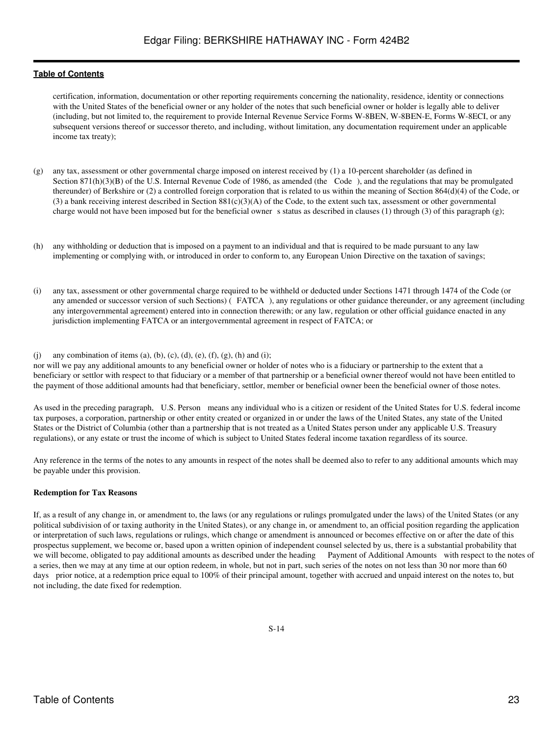certification, information, documentation or other reporting requirements concerning the nationality, residence, identity or connections with the United States of the beneficial owner or any holder of the notes that such beneficial owner or holder is legally able to deliver (including, but not limited to, the requirement to provide Internal Revenue Service Forms W-8BEN, W-8BEN-E, Forms W-8ECI, or any subsequent versions thereof or successor thereto, and including, without limitation, any documentation requirement under an applicable income tax treaty);

(g) any tax, assessment or other governmental charge imposed on interest received by (1) a 10-percent shareholder (as defined in Section 871(h)(3)(B) of the U.S. Internal Revenue Code of 1986, as amended (the Code ), and the regulations that may be promulgated thereunder) of Berkshire or (2) a controlled foreign corporation that is related to us within the meaning of Section 864(d)(4) of the Code, or (3) a bank receiving interest described in Section 881(c)(3)(A) of the Code, to the extent such tax, assessment or other governmental charge would not have been imposed but for the beneficial owner s status as described in clauses (1) through (3) of this paragraph (g);

(h) any withholding or deduction that is imposed on a payment to an individual and that is required to be made pursuant to any law implementing or complying with, or introduced in order to conform to, any European Union Directive on the taxation of savings;

(i) any tax, assessment or other governmental charge required to be withheld or deducted under Sections 1471 through 1474 of the Code (or any amended or successor version of such Sections) ( FATCA ), any regulations or other guidance thereunder, or any agreement (including any intergovernmental agreement) entered into in connection therewith; or any law, regulation or other official guidance enacted in any jurisdiction implementing FATCA or an intergovernmental agreement in respect of FATCA; or

(j) any combination of items (a), (b), (c), (d), (e), (f), (g), (h) and (i);

nor will we pay any additional amounts to any beneficial owner or holder of notes who is a fiduciary or partnership to the extent that a beneficiary or settlor with respect to that fiduciary or a member of that partnership or a beneficial owner thereof would not have been entitled to the payment of those additional amounts had that beneficiary, settlor, member or beneficial owner been the beneficial owner of those notes.

As used in the preceding paragraph, U.S. Person means any individual who is a citizen or resident of the United States for U.S. federal income tax purposes, a corporation, partnership or other entity created or organized in or under the laws of the United States, any state of the United States or the District of Columbia (other than a partnership that is not treated as a United States person under any applicable U.S. Treasury regulations), or any estate or trust the income of which is subject to United States federal income taxation regardless of its source.

Any reference in the terms of the notes to any amounts in respect of the notes shall be deemed also to refer to any additional amounts which may be payable under this provision.

**Redemption for Tax Reasons**

If, as a result of any change in, or amendment to, the laws (or any regulations or rulings promulgated under the laws) of the United States (or any political subdivision of or taxing authority in the United States), or any change in, or amendment to, an official position regarding the application or interpretation of such laws, regulations or rulings, which change or amendment is announced or becomes effective on or after the date of this prospectus supplement, we become or, based upon a written opinion of independent counsel selected by us, there is a substantial probability that we will become, obligated to pay additional amounts as described under the heading Payment of Additional Amounts with respect to the notes of a series, then we may at any time at our option redeem, in whole, but not in part, such series of the notes on not less than 30 nor more than 60 days prior notice, at a redemption price equal to 100% of their principal amount, together with accrued and unpaid interest on the notes to, but not including, the date fixed for redemption.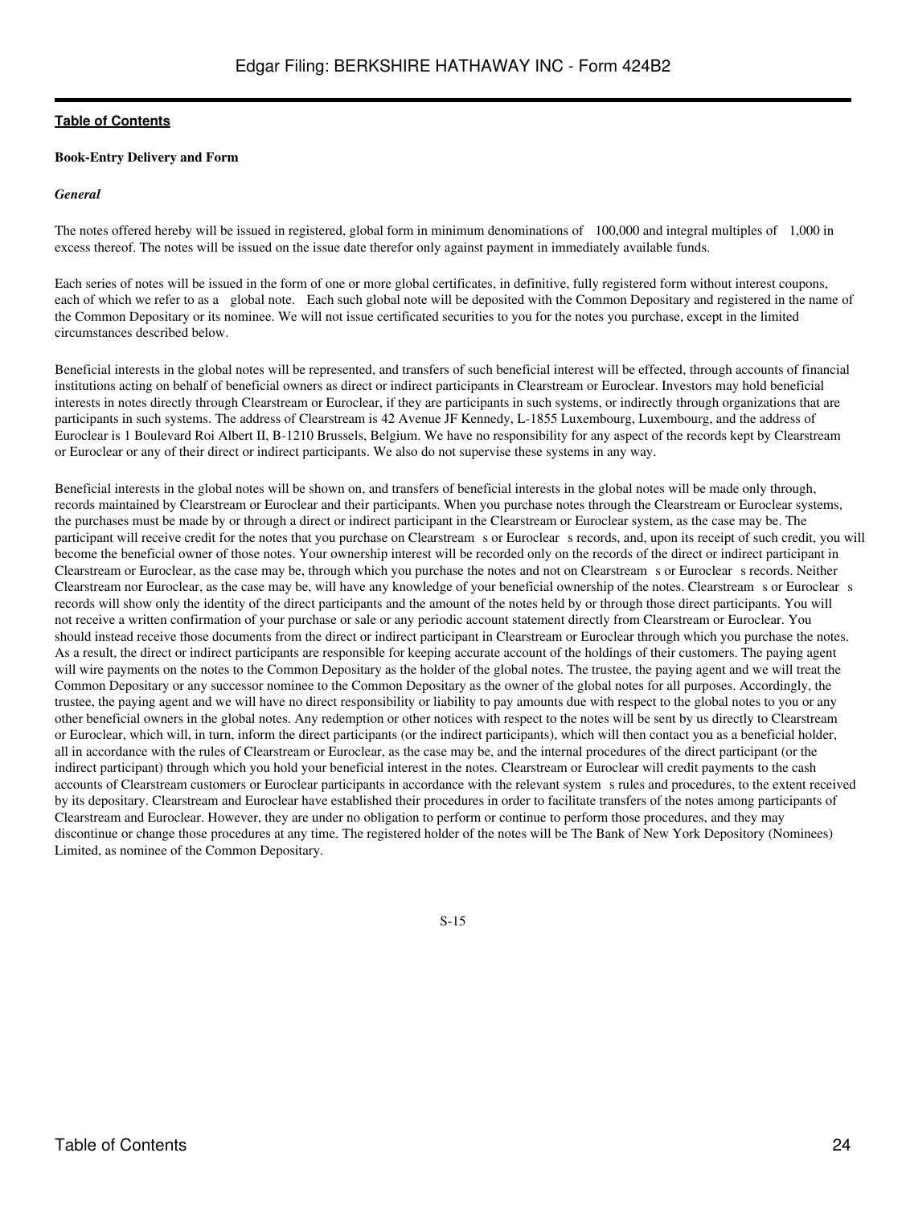## Book-Entry Delivery and Form

### *General*

The notes offered hereby will be issued in registered, global form in minimum denominations of  100,000 and integral multiples of  1,000 in excess thereof. The notes will be issued on the issue date therefor only against payment in immediately available funds.

Each series of notes will be issued in the form of one or more global certificates, in definitive, fully registered form without interest coupons, each of which we refer to as a global note. Each such global note will be deposited with the Common Depositary and registered in the name of the Common Depositary or its nominee. We will not issue certificated securities to you for the notes you purchase, except in the limited circumstances described below.

Beneficial interests in the global notes will be represented, and transfers of such beneficial interest will be effected, through accounts of financial institutions acting on behalf of beneficial owners as direct or indirect participants in Clearstream or Euroclear. Investors may hold beneficial interests in notes directly through Clearstream or Euroclear, if they are participants in such systems, or indirectly through organizations that are participants in such systems. The address of Clearstream is 42 Avenue JF Kennedy, L-1855 Luxembourg, Luxembourg, and the address of Euroclear is 1 Boulevard Roi Albert II, B-1210 Brussels, Belgium. We have no responsibility for any aspect of the records kept by Clearstream or Euroclear or any of their direct or indirect participants. We also do not supervise these systems in any way.

Beneficial interests in the global notes will be shown on, and transfers of beneficial interests in the global notes will be made only through, records maintained by Clearstream or Euroclear and their participants. When you purchase notes through the Clearstream or Euroclear systems, the purchases must be made by or through a direct or indirect participant in the Clearstream or Euroclear system, as the case may be. The participant will receive credit for the notes that you purchase on Clearstream s or Euroclear s records, and, upon its receipt of such credit, you will become the beneficial owner of those notes. Your ownership interest will be recorded only on the records of the direct or indirect participant in Clearstream or Euroclear, as the case may be, through which you purchase the notes and not on Clearstream s or Euroclear s records. Neither Clearstream nor Euroclear, as the case may be, will have any knowledge of your beneficial ownership of the notes. Clearstream s or Euroclear s records will show only the identity of the direct participants and the amount of the notes held by or through those direct participants. You will not receive a written confirmation of your purchase or sale or any periodic account statement directly from Clearstream or Euroclear. You should instead receive those documents from the direct or indirect participant in Clearstream or Euroclear through which you purchase the notes. As a result, the direct or indirect participants are responsible for keeping accurate account of the holdings of their customers. The paying agent will wire payments on the notes to the Common Depositary as the holder of the global notes. The trustee, the paying agent and we will treat the Common Depositary or any successor nominee to the Common Depositary as the owner of the global notes for all purposes. Accordingly, the trustee, the paying agent and we will have no direct responsibility or liability to pay amounts due with respect to the global notes to you or any other beneficial owners in the global notes. Any redemption or other notices with respect to the notes will be sent by us directly to Clearstream or Euroclear, which will, in turn, inform the direct participants (or the indirect participants), which will then contact you as a beneficial holder, all in accordance with the rules of Clearstream or Euroclear, as the case may be, and the internal procedures of the direct participant (or the indirect participant) through which you hold your beneficial interest in the notes. Clearstream or Euroclear will credit payments to the cash accounts of Clearstream customers or Euroclear participants in accordance with the relevant system s rules and procedures, to the extent received by its depositary. Clearstream and Euroclear have established their procedures in order to facilitate transfers of the notes among participants of Clearstream and Euroclear. However, they are under no obligation to perform or continue to perform those procedures, and they may discontinue or change those procedures at any time. The registered holder of the notes will be The Bank of New York Depository (Nominees) Limited, as nominee of the Common Depositary.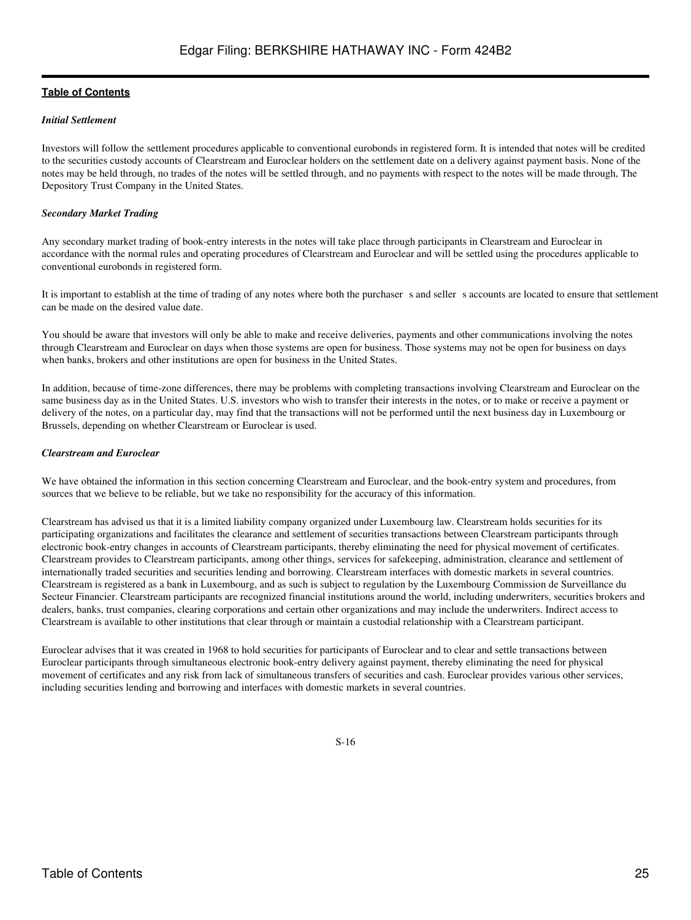**Table of Contents**

***Initial Settlement***

Investors will follow the settlement procedures applicable to conventional eurobonds in registered form. It is intended that notes will be credited to the securities custody accounts of Clearstream and Euroclear holders on the settlement date on a delivery against payment basis. None of the notes may be held through, no trades of the notes will be settled through, and no payments with respect to the notes will be made through, The Depository Trust Company in the United States.

***Secondary Market Trading***

Any secondary market trading of book-entry interests in the notes will take place through participants in Clearstream and Euroclear in accordance with the normal rules and operating procedures of Clearstream and Euroclear and will be settled using the procedures applicable to conventional eurobonds in registered form.

It is important to establish at the time of trading of any notes where both the purchaser s and seller s accounts are located to ensure that settlement can be made on the desired value date.

You should be aware that investors will only be able to make and receive deliveries, payments and other communications involving the notes through Clearstream and Euroclear on days when those systems are open for business. Those systems may not be open for business on days when banks, brokers and other institutions are open for business in the United States.

In addition, because of time-zone differences, there may be problems with completing transactions involving Clearstream and Euroclear on the same business day as in the United States. U.S. investors who wish to transfer their interests in the notes, or to make or receive a payment or delivery of the notes, on a particular day, may find that the transactions will not be performed until the next business day in Luxembourg or Brussels, depending on whether Clearstream or Euroclear is used.

***Clearstream and Euroclear***

We have obtained the information in this section concerning Clearstream and Euroclear, and the book-entry system and procedures, from sources that we believe to be reliable, but we take no responsibility for the accuracy of this information.

Clearstream has advised us that it is a limited liability company organized under Luxembourg law. Clearstream holds securities for its participating organizations and facilitates the clearance and settlement of securities transactions between Clearstream participants through electronic book-entry changes in accounts of Clearstream participants, thereby eliminating the need for physical movement of certificates. Clearstream provides to Clearstream participants, among other things, services for safekeeping, administration, clearance and settlement of internationally traded securities and securities lending and borrowing. Clearstream interfaces with domestic markets in several countries. Clearstream is registered as a bank in Luxembourg, and as such is subject to regulation by the Luxembourg Commission de Surveillance du Secteur Financier. Clearstream participants are recognized financial institutions around the world, including underwriters, securities brokers and dealers, banks, trust companies, clearing corporations and certain other organizations and may include the underwriters. Indirect access to Clearstream is available to other institutions that clear through or maintain a custodial relationship with a Clearstream participant.

Euroclear advises that it was created in 1968 to hold securities for participants of Euroclear and to clear and settle transactions between Euroclear participants through simultaneous electronic book-entry delivery against payment, thereby eliminating the need for physical movement of certificates and any risk from lack of simultaneous transfers of securities and cash. Euroclear provides various other services, including securities lending and borrowing and interfaces with domestic markets in several countries.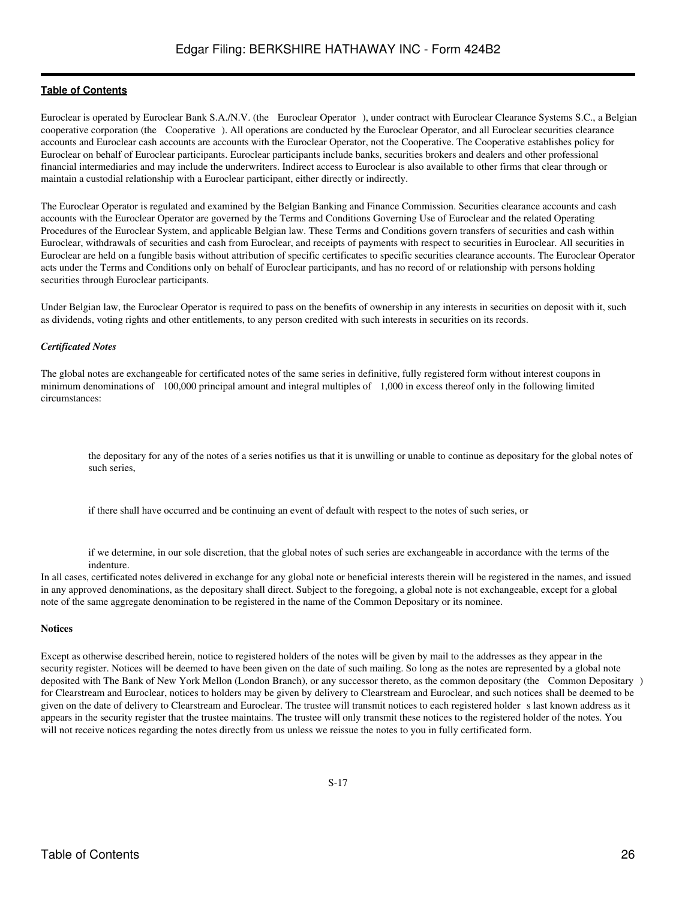Euroclear is operated by Euroclear Bank S.A./N.V. (the Euroclear Operator ), under contract with Euroclear Clearance Systems S.C., a Belgian cooperative corporation (the Cooperative ). All operations are conducted by the Euroclear Operator, and all Euroclear securities clearance accounts and Euroclear cash accounts are accounts with the Euroclear Operator, not the Cooperative. The Cooperative establishes policy for Euroclear on behalf of Euroclear participants. Euroclear participants include banks, securities brokers and dealers and other professional financial intermediaries and may include the underwriters. Indirect access to Euroclear is also available to other firms that clear through or maintain a custodial relationship with a Euroclear participant, either directly or indirectly.

The Euroclear Operator is regulated and examined by the Belgian Banking and Finance Commission. Securities clearance accounts and cash accounts with the Euroclear Operator are governed by the Terms and Conditions Governing Use of Euroclear and the related Operating Procedures of the Euroclear System, and applicable Belgian law. These Terms and Conditions govern transfers of securities and cash within Euroclear, withdrawals of securities and cash from Euroclear, and receipts of payments with respect to securities in Euroclear. All securities in Euroclear are held on a fungible basis without attribution of specific certificates to specific securities clearance accounts. The Euroclear Operator acts under the Terms and Conditions only on behalf of Euroclear participants, and has no record of or relationship with persons holding securities through Euroclear participants.

Under Belgian law, the Euroclear Operator is required to pass on the benefits of ownership in any interests in securities on deposit with it, such as dividends, voting rights and other entitlements, to any person credited with such interests in securities on its records.

*Certificated Notes*

The global notes are exchangeable for certificated notes of the same series in definitive, fully registered form without interest coupons in minimum denominations of 100,000 principal amount and integral multiples of 1,000 in excess thereof only in the following limited circumstances:

- the depositary for any of the notes of a series notifies us that it is unwilling or unable to continue as depositary for the global notes of such series,
- if there shall have occurred and be continuing an event of default with respect to the notes of such series, or
- if we determine, in our sole discretion, that the global notes of such series are exchangeable in accordance with the terms of the indenture.

In all cases, certificated notes delivered in exchange for any global note or beneficial interests therein will be registered in the names, and issued in any approved denominations, as the depositary shall direct. Subject to the foregoing, a global note is not exchangeable, except for a global note of the same aggregate denomination to be registered in the name of the Common Depositary or its nominee.

**Notices**

Except as otherwise described herein, notice to registered holders of the notes will be given by mail to the addresses as they appear in the security register. Notices will be deemed to have been given on the date of such mailing. So long as the notes are represented by a global note deposited with The Bank of New York Mellon (London Branch), or any successor thereto, as the common depositary (the Common Depositary ) for Clearstream and Euroclear, notices to holders may be given by delivery to Clearstream and Euroclear, and such notices shall be deemed to be given on the date of delivery to Clearstream and Euroclear. The trustee will transmit notices to each registered holder s last known address as it appears in the security register that the trustee maintains. The trustee will only transmit these notices to the registered holder of the notes. You will not receive notices regarding the notes directly from us unless we reissue the notes to you in fully certificated form.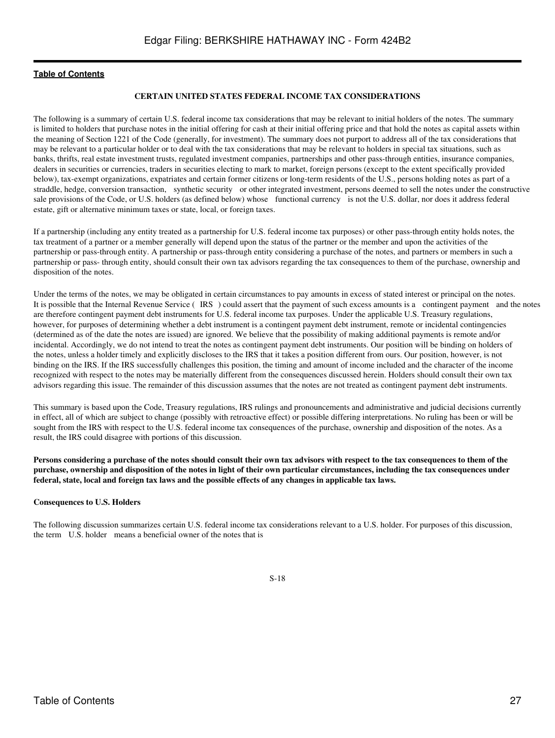## CERTAIN UNITED STATES FEDERAL INCOME TAX CONSIDERATIONS

The following is a summary of certain U.S. federal income tax considerations that may be relevant to initial holders of the notes. The summary is limited to holders that purchase notes in the initial offering for cash at their initial offering price and that hold the notes as capital assets within the meaning of Section 1221 of the Code (generally, for investment). The summary does not purport to address all of the tax considerations that may be relevant to a particular holder or to deal with the tax considerations that may be relevant to holders in special tax situations, such as banks, thrifts, real estate investment trusts, regulated investment companies, partnerships and other pass-through entities, insurance companies, dealers in securities or currencies, traders in securities electing to mark to market, foreign persons (except to the extent specifically provided below), tax-exempt organizations, expatriates and certain former citizens or long-term residents of the U.S., persons holding notes as part of a straddle, hedge, conversion transaction, synthetic security or other integrated investment, persons deemed to sell the notes under the constructive sale provisions of the Code, or U.S. holders (as defined below) whose functional currency is not the U.S. dollar, nor does it address federal estate, gift or alternative minimum taxes or state, local, or foreign taxes.

If a partnership (including any entity treated as a partnership for U.S. federal income tax purposes) or other pass-through entity holds notes, the tax treatment of a partner or a member generally will depend upon the status of the partner or the member and upon the activities of the partnership or pass-through entity. A partnership or pass-through entity considering a purchase of the notes, and partners or members in such a partnership or pass- through entity, should consult their own tax advisors regarding the tax consequences to them of the purchase, ownership and disposition of the notes.

Under the terms of the notes, we may be obligated in certain circumstances to pay amounts in excess of stated interest or principal on the notes. It is possible that the Internal Revenue Service ( IRS ) could assert that the payment of such excess amounts is a contingent payment and the notes are therefore contingent payment debt instruments for U.S. federal income tax purposes. Under the applicable U.S. Treasury regulations, however, for purposes of determining whether a debt instrument is a contingent payment debt instrument, remote or incidental contingencies (determined as of the date the notes are issued) are ignored. We believe that the possibility of making additional payments is remote and/or incidental. Accordingly, we do not intend to treat the notes as contingent payment debt instruments. Our position will be binding on holders of the notes, unless a holder timely and explicitly discloses to the IRS that it takes a position different from ours. Our position, however, is not binding on the IRS. If the IRS successfully challenges this position, the timing and amount of income included and the character of the income recognized with respect to the notes may be materially different from the consequences discussed herein. Holders should consult their own tax advisors regarding this issue. The remainder of this discussion assumes that the notes are not treated as contingent payment debt instruments.

This summary is based upon the Code, Treasury regulations, IRS rulings and pronouncements and administrative and judicial decisions currently in effect, all of which are subject to change (possibly with retroactive effect) or possible differing interpretations. No ruling has been or will be sought from the IRS with respect to the U.S. federal income tax consequences of the purchase, ownership and disposition of the notes. As a result, the IRS could disagree with portions of this discussion.

**Persons considering a purchase of the notes should consult their own tax advisors with respect to the tax consequences to them of the purchase, ownership and disposition of the notes in light of their own particular circumstances, including the tax consequences under federal, state, local and foreign tax laws and the possible effects of any changes in applicable tax laws.**

### Consequences to U.S. Holders

The following discussion summarizes certain U.S. federal income tax considerations relevant to a U.S. holder. For purposes of this discussion, the term U.S. holder means a beneficial owner of the notes that is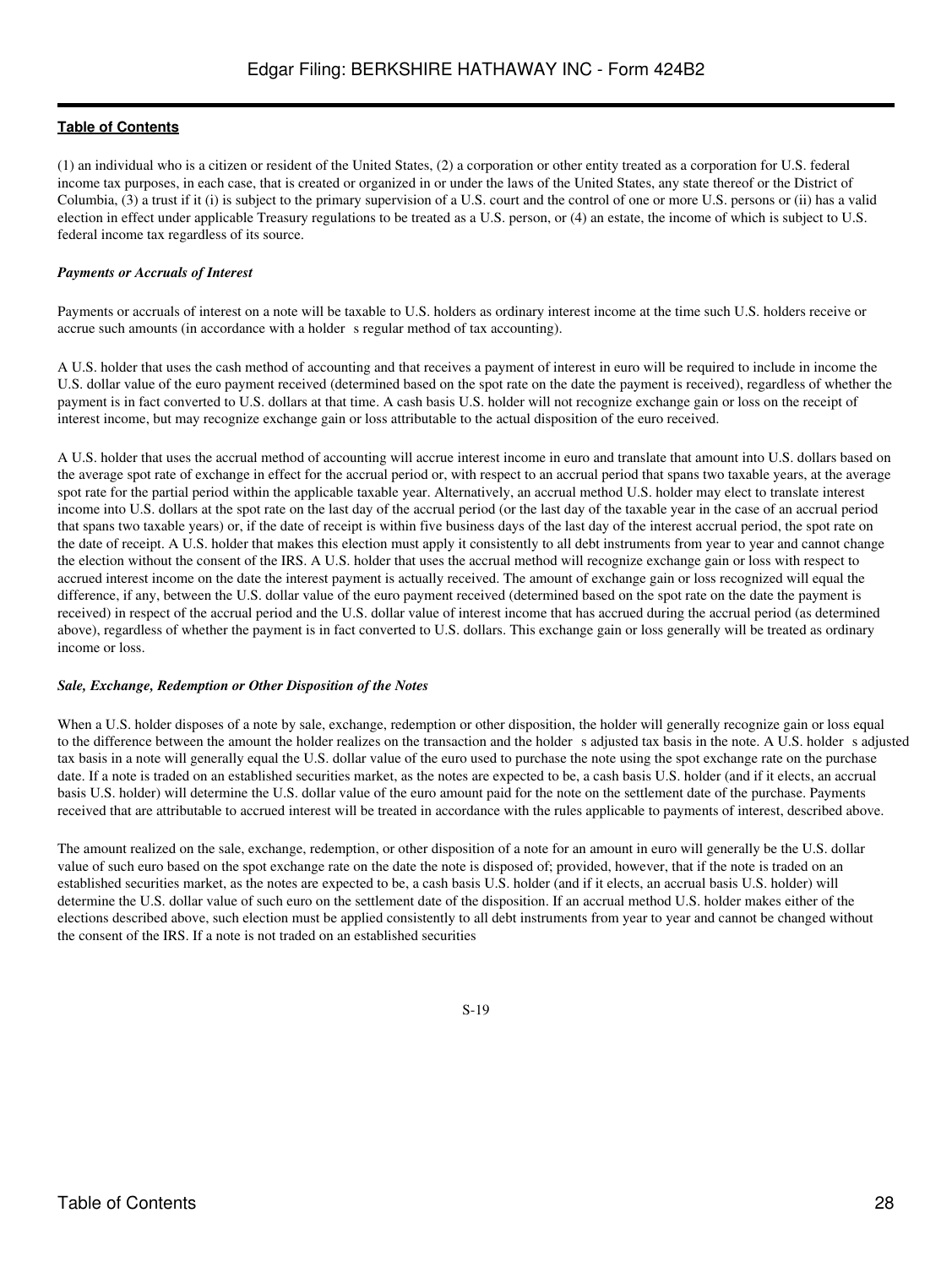(1) an individual who is a citizen or resident of the United States, (2) a corporation or other entity treated as a corporation for U.S. federal income tax purposes, in each case, that is created or organized in or under the laws of the United States, any state thereof or the District of Columbia, (3) a trust if it (i) is subject to the primary supervision of a U.S. court and the control of one or more U.S. persons or (ii) has a valid election in effect under applicable Treasury regulations to be treated as a U.S. person, or (4) an estate, the income of which is subject to U.S. federal income tax regardless of its source.

***Payments or Accruals of Interest***

Payments or accruals of interest on a note will be taxable to U.S. holders as ordinary interest income at the time such U.S. holders receive or accrue such amounts (in accordance with a holder s regular method of tax accounting).

A U.S. holder that uses the cash method of accounting and that receives a payment of interest in euro will be required to include in income the U.S. dollar value of the euro payment received (determined based on the spot rate on the date the payment is received), regardless of whether the payment is in fact converted to U.S. dollars at that time. A cash basis U.S. holder will not recognize exchange gain or loss on the receipt of interest income, but may recognize exchange gain or loss attributable to the actual disposition of the euro received.

A U.S. holder that uses the accrual method of accounting will accrue interest income in euro and translate that amount into U.S. dollars based on the average spot rate of exchange in effect for the accrual period or, with respect to an accrual period that spans two taxable years, at the average spot rate for the partial period within the applicable taxable year. Alternatively, an accrual method U.S. holder may elect to translate interest income into U.S. dollars at the spot rate on the last day of the accrual period (or the last day of the taxable year in the case of an accrual period that spans two taxable years) or, if the date of receipt is within five business days of the last day of the interest accrual period, the spot rate on the date of receipt. A U.S. holder that makes this election must apply it consistently to all debt instruments from year to year and cannot change the election without the consent of the IRS. A U.S. holder that uses the accrual method will recognize exchange gain or loss with respect to accrued interest income on the date the interest payment is actually received. The amount of exchange gain or loss recognized will equal the difference, if any, between the U.S. dollar value of the euro payment received (determined based on the spot rate on the date the payment is received) in respect of the accrual period and the U.S. dollar value of interest income that has accrued during the accrual period (as determined above), regardless of whether the payment is in fact converted to U.S. dollars. This exchange gain or loss generally will be treated as ordinary income or loss.

***Sale, Exchange, Redemption or Other Disposition of the Notes***

When a U.S. holder disposes of a note by sale, exchange, redemption or other disposition, the holder will generally recognize gain or loss equal to the difference between the amount the holder realizes on the transaction and the holder s adjusted tax basis in the note. A U.S. holder s adjusted tax basis in a note will generally equal the U.S. dollar value of the euro used to purchase the note using the spot exchange rate on the purchase date. If a note is traded on an established securities market, as the notes are expected to be, a cash basis U.S. holder (and if it elects, an accrual basis U.S. holder) will determine the U.S. dollar value of the euro amount paid for the note on the settlement date of the purchase. Payments received that are attributable to accrued interest will be treated in accordance with the rules applicable to payments of interest, described above.

The amount realized on the sale, exchange, redemption, or other disposition of a note for an amount in euro will generally be the U.S. dollar value of such euro based on the spot exchange rate on the date the note is disposed of; provided, however, that if the note is traded on an established securities market, as the notes are expected to be, a cash basis U.S. holder (and if it elects, an accrual basis U.S. holder) will determine the U.S. dollar value of such euro on the settlement date of the disposition. If an accrual method U.S. holder makes either of the elections described above, such election must be applied consistently to all debt instruments from year to year and cannot be changed without the consent of the IRS. If a note is not traded on an established securities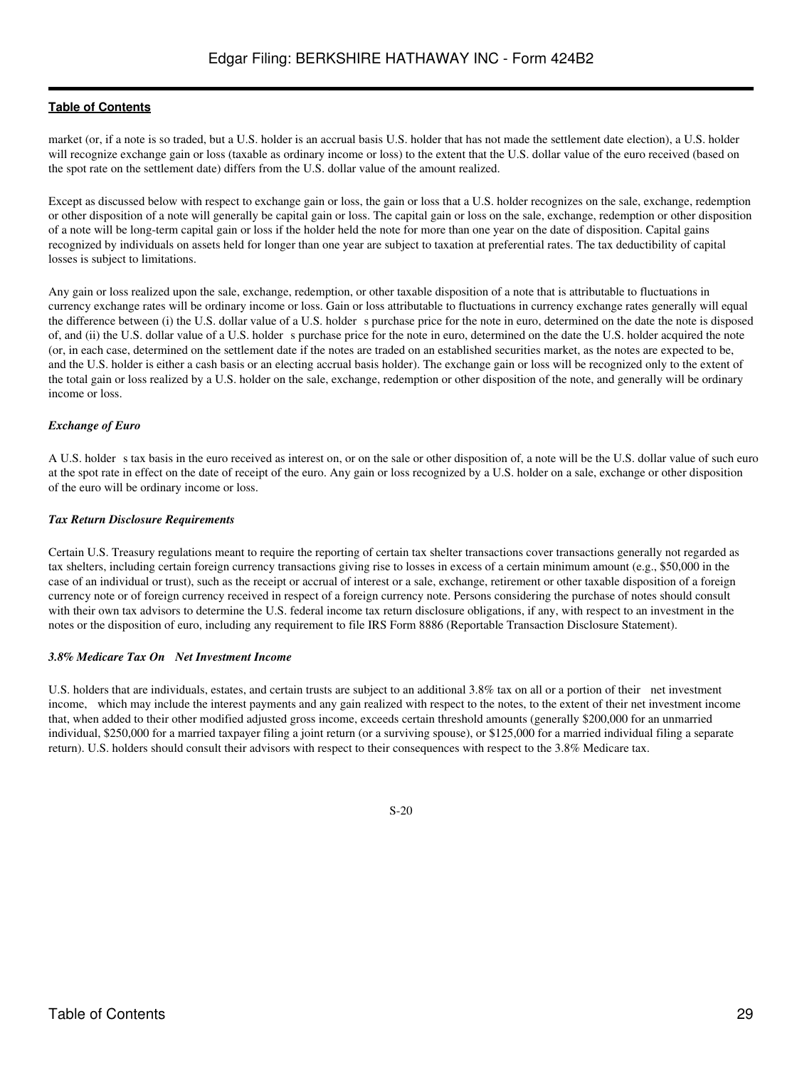market (or, if a note is so traded, but a U.S. holder is an accrual basis U.S. holder that has not made the settlement date election), a U.S. holder will recognize exchange gain or loss (taxable as ordinary income or loss) to the extent that the U.S. dollar value of the euro received (based on the spot rate on the settlement date) differs from the U.S. dollar value of the amount realized.

Except as discussed below with respect to exchange gain or loss, the gain or loss that a U.S. holder recognizes on the sale, exchange, redemption or other disposition of a note will generally be capital gain or loss. The capital gain or loss on the sale, exchange, redemption or other disposition of a note will be long-term capital gain or loss if the holder held the note for more than one year on the date of disposition. Capital gains recognized by individuals on assets held for longer than one year are subject to taxation at preferential rates. The tax deductibility of capital losses is subject to limitations.

Any gain or loss realized upon the sale, exchange, redemption, or other taxable disposition of a note that is attributable to fluctuations in currency exchange rates will be ordinary income or loss. Gain or loss attributable to fluctuations in currency exchange rates generally will equal the difference between (i) the U.S. dollar value of a U.S. holder s purchase price for the note in euro, determined on the date the note is disposed of, and (ii) the U.S. dollar value of a U.S. holder s purchase price for the note in euro, determined on the date the U.S. holder acquired the note (or, in each case, determined on the settlement date if the notes are traded on an established securities market, as the notes are expected to be, and the U.S. holder is either a cash basis or an electing accrual basis holder). The exchange gain or loss will be recognized only to the extent of the total gain or loss realized by a U.S. holder on the sale, exchange, redemption or other disposition of the note, and generally will be ordinary income or loss.

***Exchange of Euro***

A U.S. holder s tax basis in the euro received as interest on, or on the sale or other disposition of, a note will be the U.S. dollar value of such euro at the spot rate in effect on the date of receipt of the euro. Any gain or loss recognized by a U.S. holder on a sale, exchange or other disposition of the euro will be ordinary income or loss.

***Tax Return Disclosure Requirements***

Certain U.S. Treasury regulations meant to require the reporting of certain tax shelter transactions cover transactions generally not regarded as tax shelters, including certain foreign currency transactions giving rise to losses in excess of a certain minimum amount (e.g., $50,000 in the case of an individual or trust), such as the receipt or accrual of interest or a sale, exchange, retirement or other taxable disposition of a foreign currency note or of foreign currency received in respect of a foreign currency note. Persons considering the purchase of notes should consult with their own tax advisors to determine the U.S. federal income tax return disclosure obligations, if any, with respect to an investment in the notes or the disposition of euro, including any requirement to file IRS Form 8886 (Reportable Transaction Disclosure Statement).

***3.8% Medicare Tax On Net Investment Income***

U.S. holders that are individuals, estates, and certain trusts are subject to an additional 3.8% tax on all or a portion of their net investment income, which may include the interest payments and any gain realized with respect to the notes, to the extent of their net investment income that, when added to their other modified adjusted gross income, exceeds certain threshold amounts (generally $200,000 for an unmarried individual, $250,000 for a married taxpayer filing a joint return (or a surviving spouse), or $125,000 for a married individual filing a separate return). U.S. holders should consult their advisors with respect to their consequences with respect to the 3.8% Medicare tax.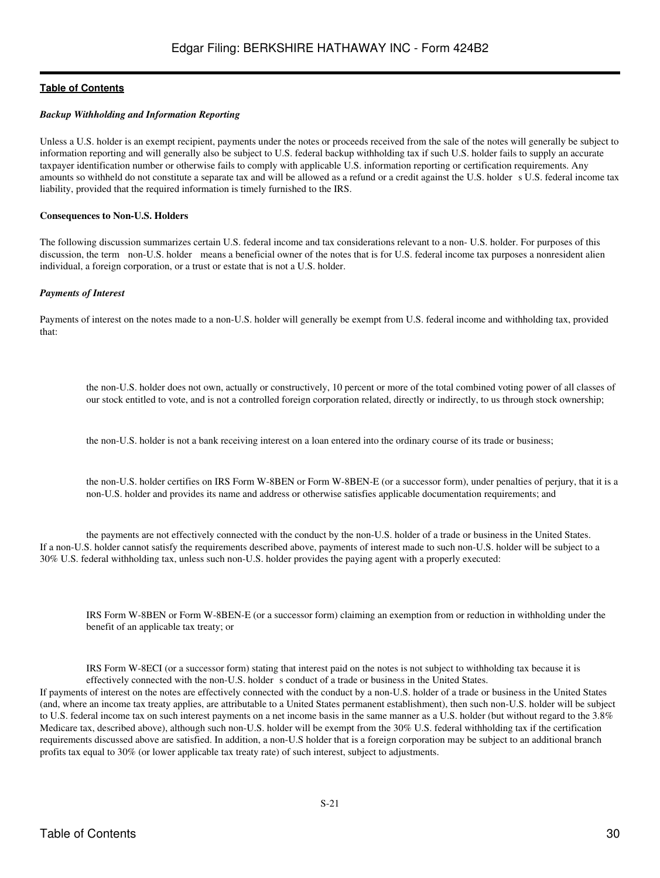*Backup Withholding and Information Reporting*

Unless a U.S. holder is an exempt recipient, payments under the notes or proceeds received from the sale of the notes will generally be subject to information reporting and will generally also be subject to U.S. federal backup withholding tax if such U.S. holder fails to supply an accurate taxpayer identification number or otherwise fails to comply with applicable U.S. information reporting or certification requirements. Any amounts so withheld do not constitute a separate tax and will be allowed as a refund or a credit against the U.S. holder s U.S. federal income tax liability, provided that the required information is timely furnished to the IRS.

**Consequences to Non-U.S. Holders**

The following discussion summarizes certain U.S. federal income and tax considerations relevant to a non- U.S. holder. For purposes of this discussion, the term non-U.S. holder means a beneficial owner of the notes that is for U.S. federal income tax purposes a nonresident alien individual, a foreign corporation, or a trust or estate that is not a U.S. holder.

*Payments of Interest*

Payments of interest on the notes made to a non-U.S. holder will generally be exempt from U.S. federal income and withholding tax, provided that:

- the non-U.S. holder does not own, actually or constructively, 10 percent or more of the total combined voting power of all classes of our stock entitled to vote, and is not a controlled foreign corporation related, directly or indirectly, to us through stock ownership;
- the non-U.S. holder is not a bank receiving interest on a loan entered into the ordinary course of its trade or business;
- the non-U.S. holder certifies on IRS Form W-8BEN or Form W-8BEN-E (or a successor form), under penalties of perjury, that it is a non-U.S. holder and provides its name and address or otherwise satisfies applicable documentation requirements; and
- the payments are not effectively connected with the conduct by the non-U.S. holder of a trade or business in the United States.

If a non-U.S. holder cannot satisfy the requirements described above, payments of interest made to such non-U.S. holder will be subject to a 30% U.S. federal withholding tax, unless such non-U.S. holder provides the paying agent with a properly executed:

- IRS Form W-8BEN or Form W-8BEN-E (or a successor form) claiming an exemption from or reduction in withholding under the benefit of an applicable tax treaty; or
- IRS Form W-8ECI (or a successor form) stating that interest paid on the notes is not subject to withholding tax because it is effectively connected with the non-U.S. holder s conduct of a trade or business in the United States.

If payments of interest on the notes are effectively connected with the conduct by a non-U.S. holder of a trade or business in the United States (and, where an income tax treaty applies, are attributable to a United States permanent establishment), then such non-U.S. holder will be subject to U.S. federal income tax on such interest payments on a net income basis in the same manner as a U.S. holder (but without regard to the 3.8% Medicare tax, described above), although such non-U.S. holder will be exempt from the 30% U.S. federal withholding tax if the certification requirements discussed above are satisfied. In addition, a non-U.S holder that is a foreign corporation may be subject to an additional branch profits tax equal to 30% (or lower applicable tax treaty rate) of such interest, subject to adjustments.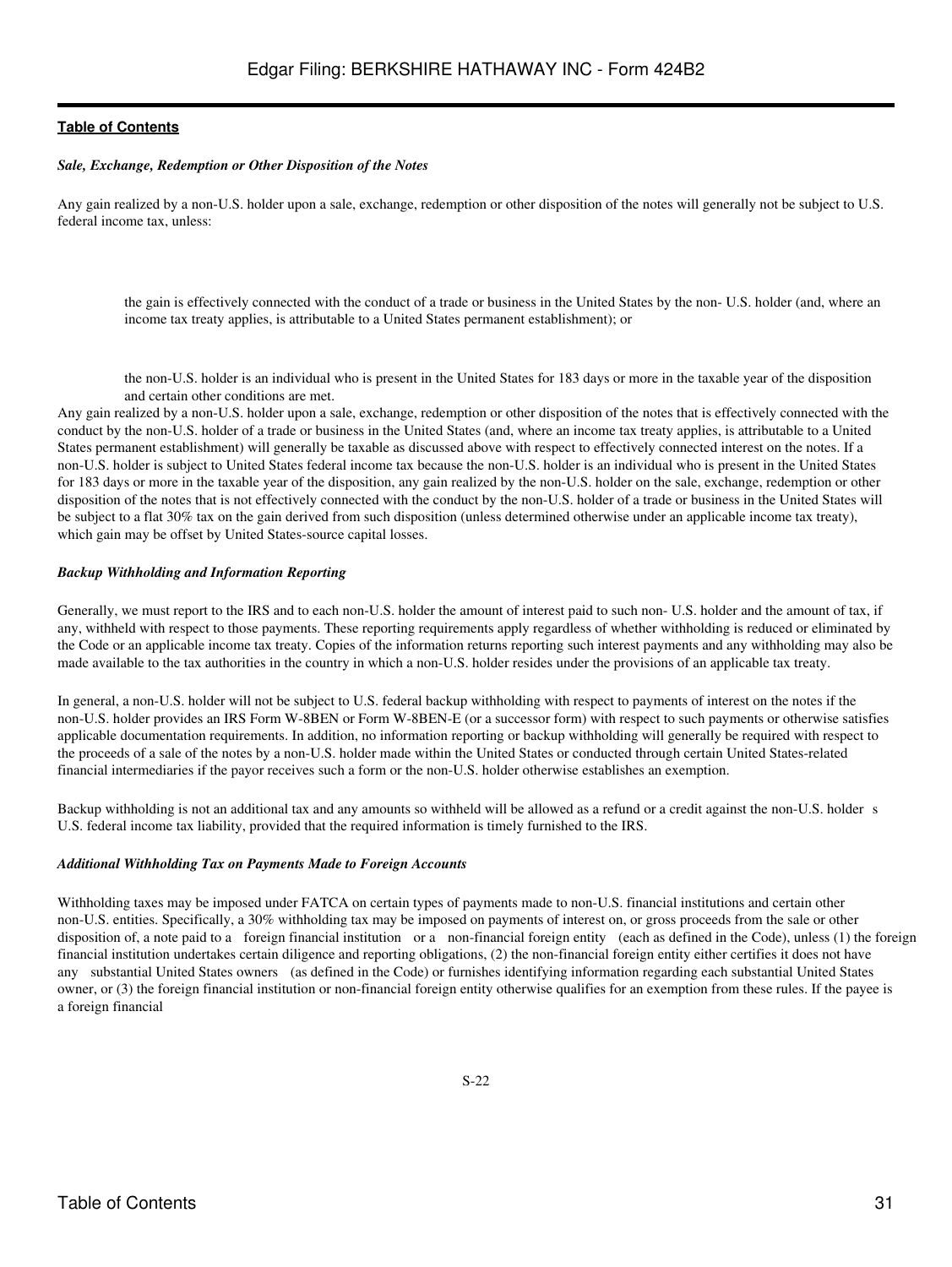*Sale, Exchange, Redemption or Other Disposition of the Notes*

Any gain realized by a non-U.S. holder upon a sale, exchange, redemption or other disposition of the notes will generally not be subject to U.S. federal income tax, unless:

- the gain is effectively connected with the conduct of a trade or business in the United States by the non- U.S. holder (and, where an income tax treaty applies, is attributable to a United States permanent establishment); or

- the non-U.S. holder is an individual who is present in the United States for 183 days or more in the taxable year of the disposition and certain other conditions are met.

Any gain realized by a non-U.S. holder upon a sale, exchange, redemption or other disposition of the notes that is effectively connected with the conduct by the non-U.S. holder of a trade or business in the United States (and, where an income tax treaty applies, is attributable to a United States permanent establishment) will generally be taxable as discussed above with respect to effectively connected interest on the notes. If a non-U.S. holder is subject to United States federal income tax because the non-U.S. holder is an individual who is present in the United States for 183 days or more in the taxable year of the disposition, any gain realized by the non-U.S. holder on the sale, exchange, redemption or other disposition of the notes that is not effectively connected with the conduct by the non-U.S. holder of a trade or business in the United States will be subject to a flat 30% tax on the gain derived from such disposition (unless determined otherwise under an applicable income tax treaty), which gain may be offset by United States-source capital losses.

*Backup Withholding and Information Reporting*

Generally, we must report to the IRS and to each non-U.S. holder the amount of interest paid to such non- U.S. holder and the amount of tax, if any, withheld with respect to those payments. These reporting requirements apply regardless of whether withholding is reduced or eliminated by the Code or an applicable income tax treaty. Copies of the information returns reporting such interest payments and any withholding may also be made available to the tax authorities in the country in which a non-U.S. holder resides under the provisions of an applicable tax treaty.

In general, a non-U.S. holder will not be subject to U.S. federal backup withholding with respect to payments of interest on the notes if the non-U.S. holder provides an IRS Form W-8BEN or Form W-8BEN-E (or a successor form) with respect to such payments or otherwise satisfies applicable documentation requirements. In addition, no information reporting or backup withholding will generally be required with respect to the proceeds of a sale of the notes by a non-U.S. holder made within the United States or conducted through certain United States-related financial intermediaries if the payor receives such a form or the non-U.S. holder otherwise establishes an exemption.

Backup withholding is not an additional tax and any amounts so withheld will be allowed as a refund or a credit against the non-U.S. holder s U.S. federal income tax liability, provided that the required information is timely furnished to the IRS.

*Additional Withholding Tax on Payments Made to Foreign Accounts*

Withholding taxes may be imposed under FATCA on certain types of payments made to non-U.S. financial institutions and certain other non-U.S. entities. Specifically, a 30% withholding tax may be imposed on payments of interest on, or gross proceeds from the sale or other disposition of, a note paid to a foreign financial institution or a non-financial foreign entity (each as defined in the Code), unless (1) the foreign financial institution undertakes certain diligence and reporting obligations, (2) the non-financial foreign entity either certifies it does not have any substantial United States owners (as defined in the Code) or furnishes identifying information regarding each substantial United States owner, or (3) the foreign financial institution or non-financial foreign entity otherwise qualifies for an exemption from these rules. If the payee is a foreign financial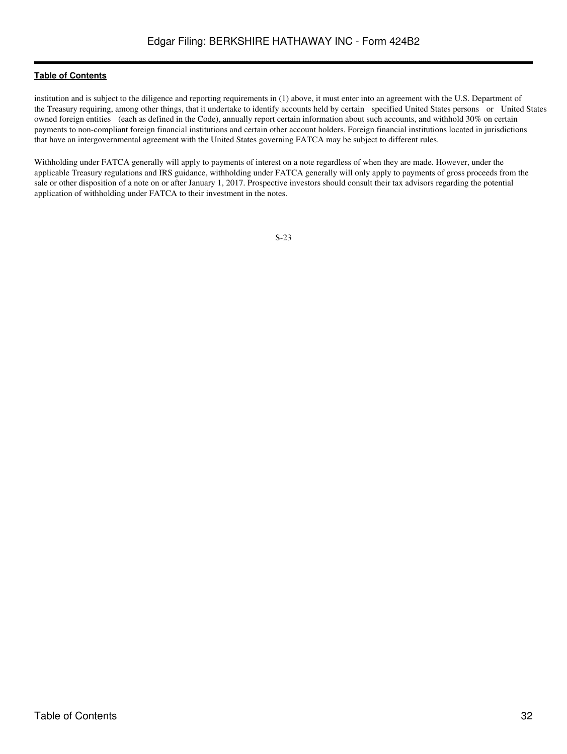institution and is subject to the diligence and reporting requirements in (1) above, it must enter into an agreement with the U.S. Department of the Treasury requiring, among other things, that it undertake to identify accounts held by certain specified United States persons or United States owned foreign entities (each as defined in the Code), annually report certain information about such accounts, and withhold 30% on certain payments to non-compliant foreign financial institutions and certain other account holders. Foreign financial institutions located in jurisdictions that have an intergovernmental agreement with the United States governing FATCA may be subject to different rules.

Withholding under FATCA generally will apply to payments of interest on a note regardless of when they are made. However, under the applicable Treasury regulations and IRS guidance, withholding under FATCA generally will only apply to payments of gross proceeds from the sale or other disposition of a note on or after January 1, 2017. Prospective investors should consult their tax advisors regarding the potential application of withholding under FATCA to their investment in the notes.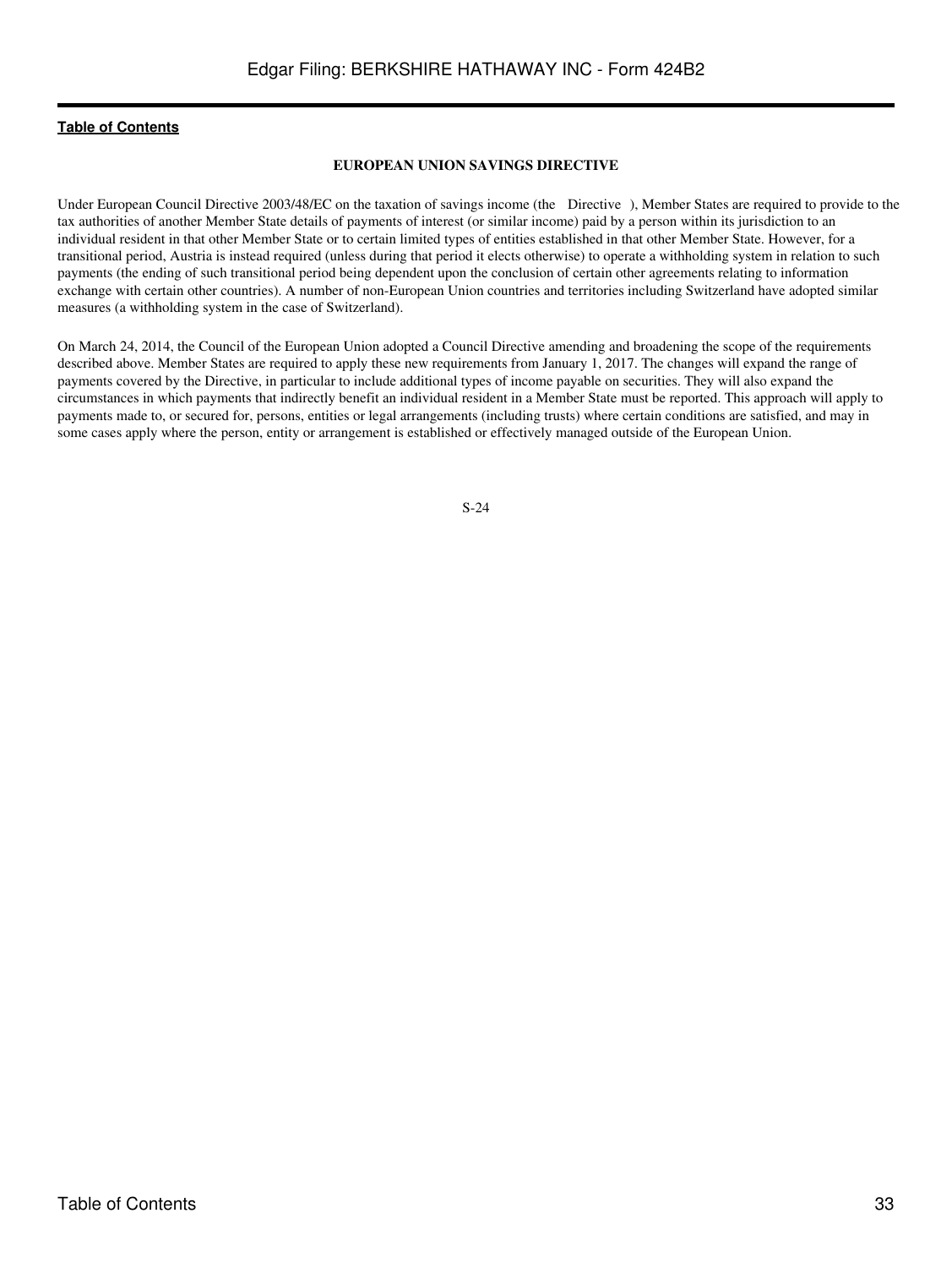## EUROPEAN UNION SAVINGS DIRECTIVE

Under European Council Directive 2003/48/EC on the taxation of savings income (the Directive ), Member States are required to provide to the tax authorities of another Member State details of payments of interest (or similar income) paid by a person within its jurisdiction to an individual resident in that other Member State or to certain limited types of entities established in that other Member State. However, for a transitional period, Austria is instead required (unless during that period it elects otherwise) to operate a withholding system in relation to such payments (the ending of such transitional period being dependent upon the conclusion of certain other agreements relating to information exchange with certain other countries). A number of non-European Union countries and territories including Switzerland have adopted similar measures (a withholding system in the case of Switzerland).

On March 24, 2014, the Council of the European Union adopted a Council Directive amending and broadening the scope of the requirements described above. Member States are required to apply these new requirements from January 1, 2017. The changes will expand the range of payments covered by the Directive, in particular to include additional types of income payable on securities. They will also expand the circumstances in which payments that indirectly benefit an individual resident in a Member State must be reported. This approach will apply to payments made to, or secured for, persons, entities or legal arrangements (including trusts) where certain conditions are satisfied, and may in some cases apply where the person, entity or arrangement is established or effectively managed outside of the European Union.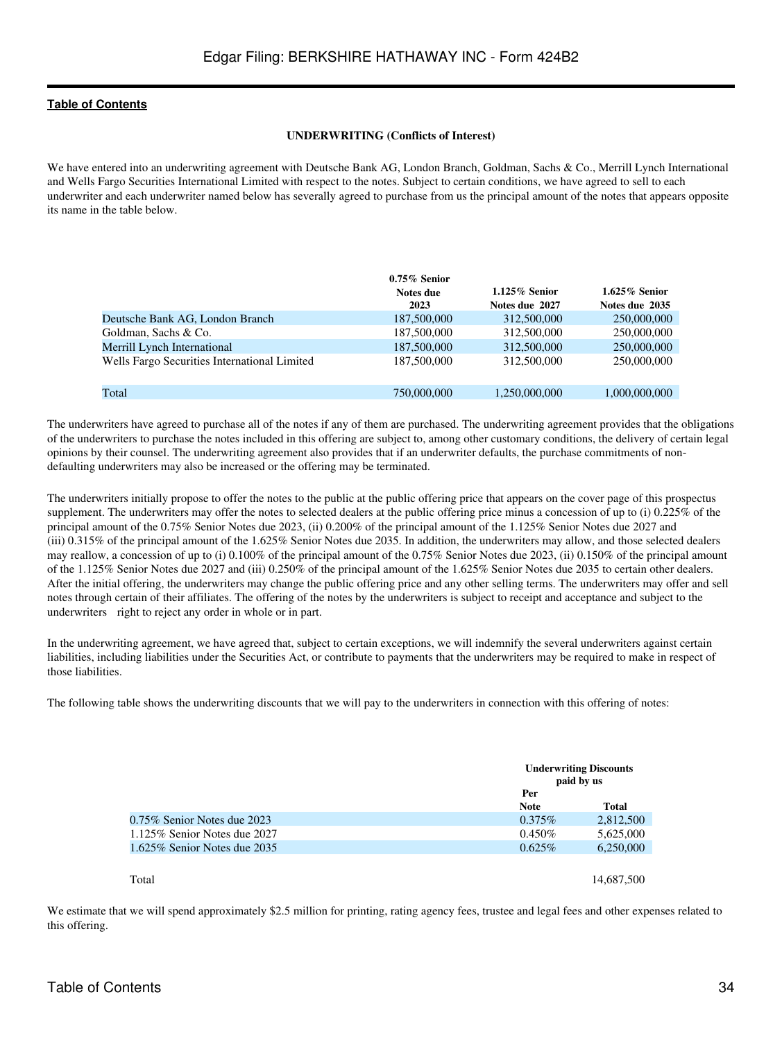**UNDERWRITING (Conflicts of Interest)**

We have entered into an underwriting agreement with Deutsche Bank AG, London Branch, Goldman, Sachs & Co., Merrill Lynch International and Wells Fargo Securities International Limited with respect to the notes. Subject to certain conditions, we have agreed to sell to each underwriter and each underwriter named below has severally agreed to purchase from us the principal amount of the notes that appears opposite its name in the table below.

| | 0.75% Senior Notes due 2023 | 1.125% Senior Notes due 2027 | 1.625% Senior Notes due 2035 |
|---|---|---|---|
| Deutsche Bank AG, London Branch | 187,500,000 | 312,500,000 | 250,000,000 |
| Goldman, Sachs & Co. | 187,500,000 | 312,500,000 | 250,000,000 |
| Merrill Lynch International | 187,500,000 | 312,500,000 | 250,000,000 |
| Wells Fargo Securities International Limited | 187,500,000 | 312,500,000 | 250,000,000 |
| Total | 750,000,000 | 1,250,000,000 | 1,000,000,000 |

The underwriters have agreed to purchase all of the notes if any of them are purchased. The underwriting agreement provides that the obligations of the underwriters to purchase the notes included in this offering are subject to, among other customary conditions, the delivery of certain legal opinions by their counsel. The underwriting agreement also provides that if an underwriter defaults, the purchase commitments of non-defaulting underwriters may also be increased or the offering may be terminated.

The underwriters initially propose to offer the notes to the public at the public offering price that appears on the cover page of this prospectus supplement. The underwriters may offer the notes to selected dealers at the public offering price minus a concession of up to (i) 0.225% of the principal amount of the 0.75% Senior Notes due 2023, (ii) 0.200% of the principal amount of the 1.125% Senior Notes due 2027 and (iii) 0.315% of the principal amount of the 1.625% Senior Notes due 2035. In addition, the underwriters may allow, and those selected dealers may reallow, a concession of up to (i) 0.100% of the principal amount of the 0.75% Senior Notes due 2023, (ii) 0.150% of the principal amount of the 1.125% Senior Notes due 2027 and (iii) 0.250% of the principal amount of the 1.625% Senior Notes due 2035 to certain other dealers. After the initial offering, the underwriters may change the public offering price and any other selling terms. The underwriters may offer and sell notes through certain of their affiliates. The offering of the notes by the underwriters is subject to receipt and acceptance and subject to the underwriters right to reject any order in whole or in part.

In the underwriting agreement, we have agreed that, subject to certain exceptions, we will indemnify the several underwriters against certain liabilities, including liabilities under the Securities Act, or contribute to payments that the underwriters may be required to make in respect of those liabilities.

The following table shows the underwriting discounts that we will pay to the underwriters in connection with this offering of notes:

| | Underwriting Discounts paid by us | |
|---|---|---|
| | Per Note | Total |
| 0.75% Senior Notes due 2023 | 0.375% | 2,812,500 |
| 1.125% Senior Notes due 2027 | 0.450% | 5,625,000 |
| 1.625% Senior Notes due 2035 | 0.625% | 6,250,000 |
| Total | | 14,687,500 |

We estimate that we will spend approximately $2.5 million for printing, rating agency fees, trustee and legal fees and other expenses related to this offering.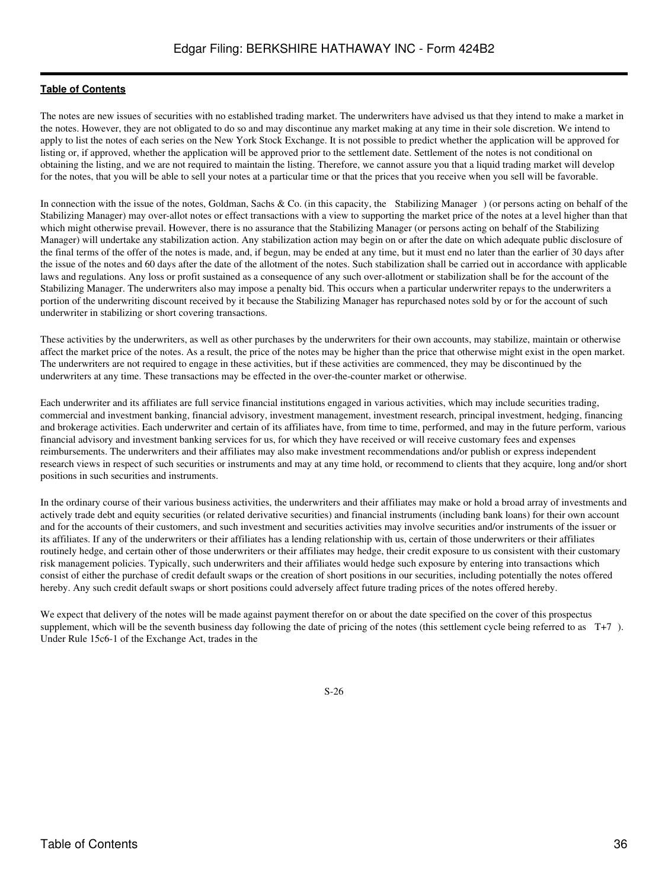The notes are new issues of securities with no established trading market. The underwriters have advised us that they intend to make a market in the notes. However, they are not obligated to do so and may discontinue any market making at any time in their sole discretion. We intend to apply to list the notes of each series on the New York Stock Exchange. It is not possible to predict whether the application will be approved for listing or, if approved, whether the application will be approved prior to the settlement date. Settlement of the notes is not conditional on obtaining the listing, and we are not required to maintain the listing. Therefore, we cannot assure you that a liquid trading market will develop for the notes, that you will be able to sell your notes at a particular time or that the prices that you receive when you sell will be favorable.

In connection with the issue of the notes, Goldman, Sachs & Co. (in this capacity, the Stabilizing Manager ) (or persons acting on behalf of the Stabilizing Manager) may over-allot notes or effect transactions with a view to supporting the market price of the notes at a level higher than that which might otherwise prevail. However, there is no assurance that the Stabilizing Manager (or persons acting on behalf of the Stabilizing Manager) will undertake any stabilization action. Any stabilization action may begin on or after the date on which adequate public disclosure of the final terms of the offer of the notes is made, and, if begun, may be ended at any time, but it must end no later than the earlier of 30 days after the issue of the notes and 60 days after the date of the allotment of the notes. Such stabilization shall be carried out in accordance with applicable laws and regulations. Any loss or profit sustained as a consequence of any such over-allotment or stabilization shall be for the account of the Stabilizing Manager. The underwriters also may impose a penalty bid. This occurs when a particular underwriter repays to the underwriters a portion of the underwriting discount received by it because the Stabilizing Manager has repurchased notes sold by or for the account of such underwriter in stabilizing or short covering transactions.

These activities by the underwriters, as well as other purchases by the underwriters for their own accounts, may stabilize, maintain or otherwise affect the market price of the notes. As a result, the price of the notes may be higher than the price that otherwise might exist in the open market. The underwriters are not required to engage in these activities, but if these activities are commenced, they may be discontinued by the underwriters at any time. These transactions may be effected in the over-the-counter market or otherwise.

Each underwriter and its affiliates are full service financial institutions engaged in various activities, which may include securities trading, commercial and investment banking, financial advisory, investment management, investment research, principal investment, hedging, financing and brokerage activities. Each underwriter and certain of its affiliates have, from time to time, performed, and may in the future perform, various financial advisory and investment banking services for us, for which they have received or will receive customary fees and expenses reimbursements. The underwriters and their affiliates may also make investment recommendations and/or publish or express independent research views in respect of such securities or instruments and may at any time hold, or recommend to clients that they acquire, long and/or short positions in such securities and instruments.

In the ordinary course of their various business activities, the underwriters and their affiliates may make or hold a broad array of investments and actively trade debt and equity securities (or related derivative securities) and financial instruments (including bank loans) for their own account and for the accounts of their customers, and such investment and securities activities may involve securities and/or instruments of the issuer or its affiliates. If any of the underwriters or their affiliates has a lending relationship with us, certain of those underwriters or their affiliates routinely hedge, and certain other of those underwriters or their affiliates may hedge, their credit exposure to us consistent with their customary risk management policies. Typically, such underwriters and their affiliates would hedge such exposure by entering into transactions which consist of either the purchase of credit default swaps or the creation of short positions in our securities, including potentially the notes offered hereby. Any such credit default swaps or short positions could adversely affect future trading prices of the notes offered hereby.

We expect that delivery of the notes will be made against payment therefor on or about the date specified on the cover of this prospectus supplement, which will be the seventh business day following the date of pricing of the notes (this settlement cycle being referred to as T+7 ). Under Rule 15c6-1 of the Exchange Act, trades in the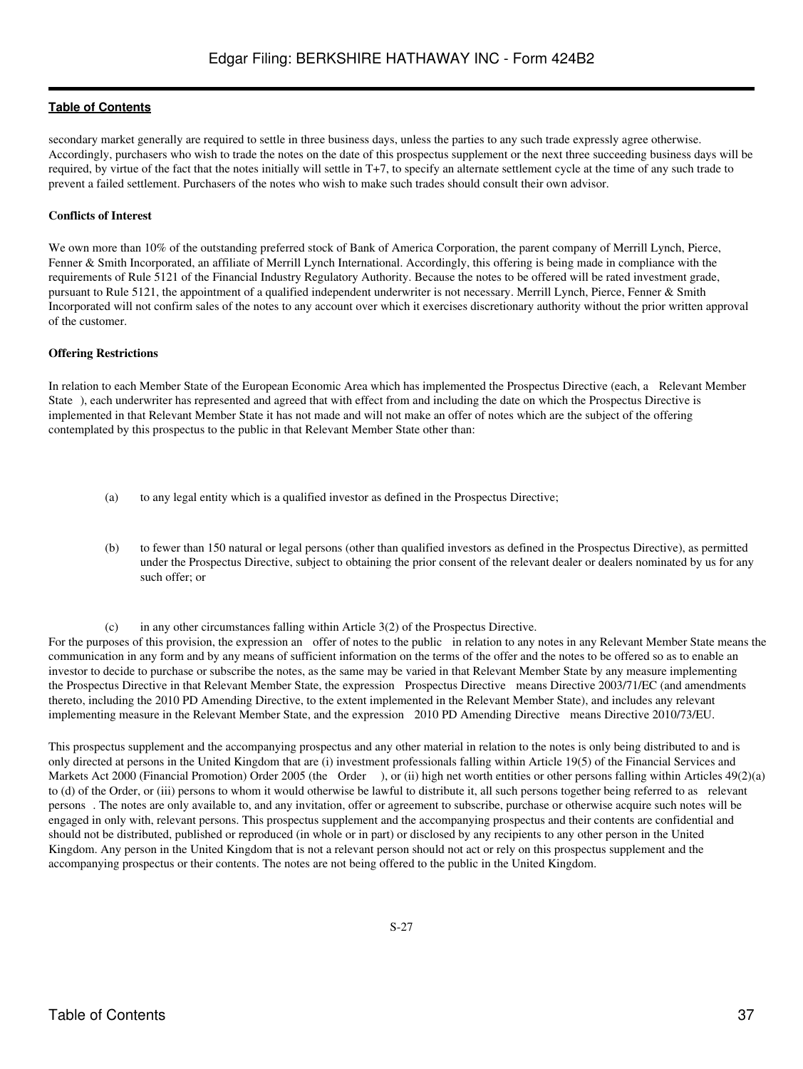secondary market generally are required to settle in three business days, unless the parties to any such trade expressly agree otherwise. Accordingly, purchasers who wish to trade the notes on the date of this prospectus supplement or the next three succeeding business days will be required, by virtue of the fact that the notes initially will settle in T+7, to specify an alternate settlement cycle at the time of any such trade to prevent a failed settlement. Purchasers of the notes who wish to make such trades should consult their own advisor.

**Conflicts of Interest**

We own more than 10% of the outstanding preferred stock of Bank of America Corporation, the parent company of Merrill Lynch, Pierce, Fenner & Smith Incorporated, an affiliate of Merrill Lynch International. Accordingly, this offering is being made in compliance with the requirements of Rule 5121 of the Financial Industry Regulatory Authority. Because the notes to be offered will be rated investment grade, pursuant to Rule 5121, the appointment of a qualified independent underwriter is not necessary. Merrill Lynch, Pierce, Fenner & Smith Incorporated will not confirm sales of the notes to any account over which it exercises discretionary authority without the prior written approval of the customer.

**Offering Restrictions**

In relation to each Member State of the European Economic Area which has implemented the Prospectus Directive (each, a Relevant Member State ), each underwriter has represented and agreed that with effect from and including the date on which the Prospectus Directive is implemented in that Relevant Member State it has not made and will not make an offer of notes which are the subject of the offering contemplated by this prospectus to the public in that Relevant Member State other than:

(a) to any legal entity which is a qualified investor as defined in the Prospectus Directive;

(b) to fewer than 150 natural or legal persons (other than qualified investors as defined in the Prospectus Directive), as permitted under the Prospectus Directive, subject to obtaining the prior consent of the relevant dealer or dealers nominated by us for any such offer; or

(c) in any other circumstances falling within Article 3(2) of the Prospectus Directive.

For the purposes of this provision, the expression an offer of notes to the public in relation to any notes in any Relevant Member State means the communication in any form and by any means of sufficient information on the terms of the offer and the notes to be offered so as to enable an investor to decide to purchase or subscribe the notes, as the same may be varied in that Relevant Member State by any measure implementing the Prospectus Directive in that Relevant Member State, the expression Prospectus Directive means Directive 2003/71/EC (and amendments thereto, including the 2010 PD Amending Directive, to the extent implemented in the Relevant Member State), and includes any relevant implementing measure in the Relevant Member State, and the expression 2010 PD Amending Directive means Directive 2010/73/EU.

This prospectus supplement and the accompanying prospectus and any other material in relation to the notes is only being distributed to and is only directed at persons in the United Kingdom that are (i) investment professionals falling within Article 19(5) of the Financial Services and Markets Act 2000 (Financial Promotion) Order 2005 (the Order ), or (ii) high net worth entities or other persons falling within Articles 49(2)(a) to (d) of the Order, or (iii) persons to whom it would otherwise be lawful to distribute it, all such persons together being referred to as relevant persons . The notes are only available to, and any invitation, offer or agreement to subscribe, purchase or otherwise acquire such notes will be engaged in only with, relevant persons. This prospectus supplement and the accompanying prospectus and their contents are confidential and should not be distributed, published or reproduced (in whole or in part) or disclosed by any recipients to any other person in the United Kingdom. Any person in the United Kingdom that is not a relevant person should not act or rely on this prospectus supplement and the accompanying prospectus or their contents. The notes are not being offered to the public in the United Kingdom.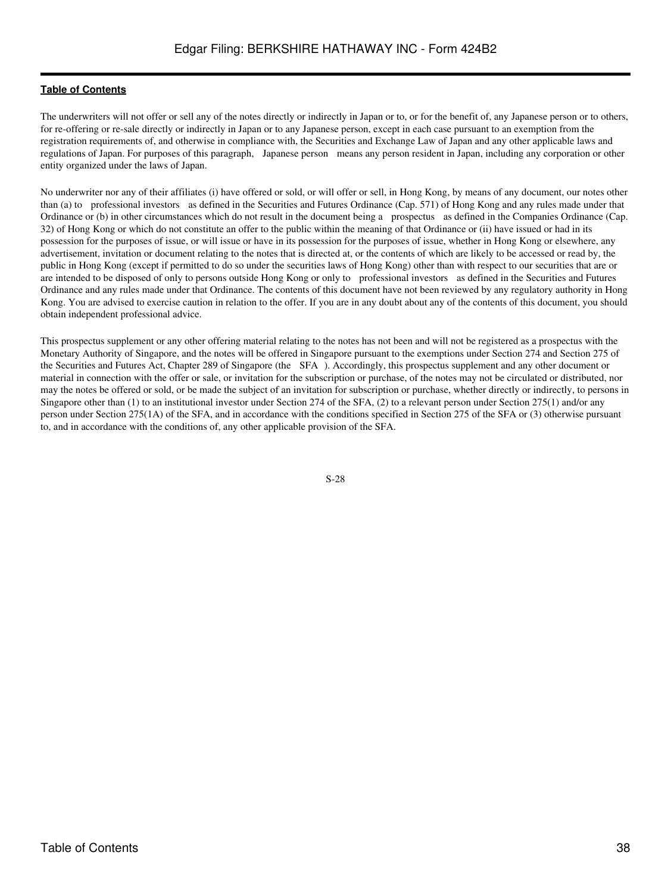The underwriters will not offer or sell any of the notes directly or indirectly in Japan or to, or for the benefit of, any Japanese person or to others, for re-offering or re-sale directly or indirectly in Japan or to any Japanese person, except in each case pursuant to an exemption from the registration requirements of, and otherwise in compliance with, the Securities and Exchange Law of Japan and any other applicable laws and regulations of Japan. For purposes of this paragraph, Japanese person means any person resident in Japan, including any corporation or other entity organized under the laws of Japan.

No underwriter nor any of their affiliates (i) have offered or sold, or will offer or sell, in Hong Kong, by means of any document, our notes other than (a) to professional investors as defined in the Securities and Futures Ordinance (Cap. 571) of Hong Kong and any rules made under that Ordinance or (b) in other circumstances which do not result in the document being a prospectus as defined in the Companies Ordinance (Cap. 32) of Hong Kong or which do not constitute an offer to the public within the meaning of that Ordinance or (ii) have issued or had in its possession for the purposes of issue, or will issue or have in its possession for the purposes of issue, whether in Hong Kong or elsewhere, any advertisement, invitation or document relating to the notes that is directed at, or the contents of which are likely to be accessed or read by, the public in Hong Kong (except if permitted to do so under the securities laws of Hong Kong) other than with respect to our securities that are or are intended to be disposed of only to persons outside Hong Kong or only to professional investors as defined in the Securities and Futures Ordinance and any rules made under that Ordinance. The contents of this document have not been reviewed by any regulatory authority in Hong Kong. You are advised to exercise caution in relation to the offer. If you are in any doubt about any of the contents of this document, you should obtain independent professional advice.

This prospectus supplement or any other offering material relating to the notes has not been and will not be registered as a prospectus with the Monetary Authority of Singapore, and the notes will be offered in Singapore pursuant to the exemptions under Section 274 and Section 275 of the Securities and Futures Act, Chapter 289 of Singapore (the SFA ). Accordingly, this prospectus supplement and any other document or material in connection with the offer or sale, or invitation for the subscription or purchase, of the notes may not be circulated or distributed, nor may the notes be offered or sold, or be made the subject of an invitation for subscription or purchase, whether directly or indirectly, to persons in Singapore other than (1) to an institutional investor under Section 274 of the SFA, (2) to a relevant person under Section 275(1) and/or any person under Section 275(1A) of the SFA, and in accordance with the conditions specified in Section 275 of the SFA or (3) otherwise pursuant to, and in accordance with the conditions of, any other applicable provision of the SFA.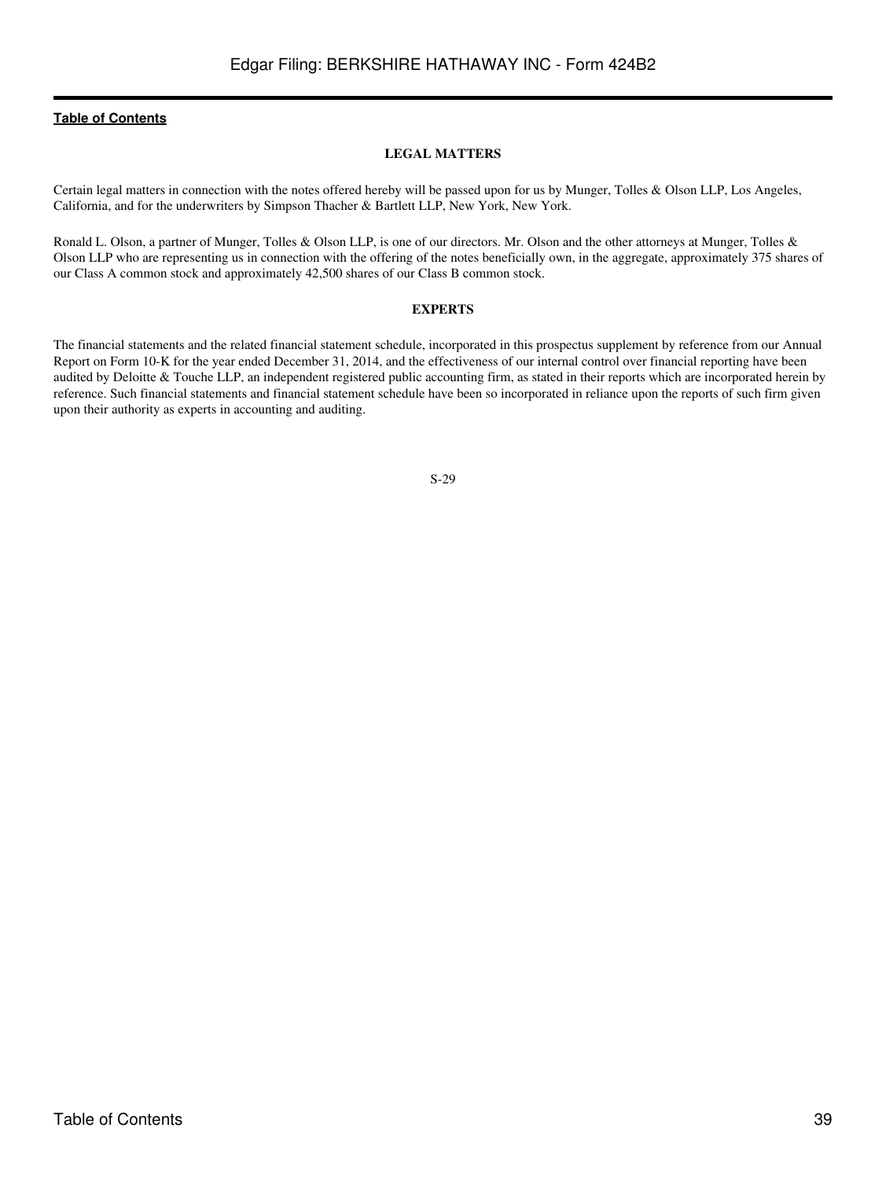## LEGAL MATTERS

Certain legal matters in connection with the notes offered hereby will be passed upon for us by Munger, Tolles & Olson LLP, Los Angeles, California, and for the underwriters by Simpson Thacher & Bartlett LLP, New York, New York.

Ronald L. Olson, a partner of Munger, Tolles & Olson LLP, is one of our directors. Mr. Olson and the other attorneys at Munger, Tolles & Olson LLP who are representing us in connection with the offering of the notes beneficially own, in the aggregate, approximately 375 shares of our Class A common stock and approximately 42,500 shares of our Class B common stock.

## EXPERTS

The financial statements and the related financial statement schedule, incorporated in this prospectus supplement by reference from our Annual Report on Form 10-K for the year ended December 31, 2014, and the effectiveness of our internal control over financial reporting have been audited by Deloitte & Touche LLP, an independent registered public accounting firm, as stated in their reports which are incorporated herein by reference. Such financial statements and financial statement schedule have been so incorporated in reliance upon the reports of such firm given upon their authority as experts in accounting and auditing.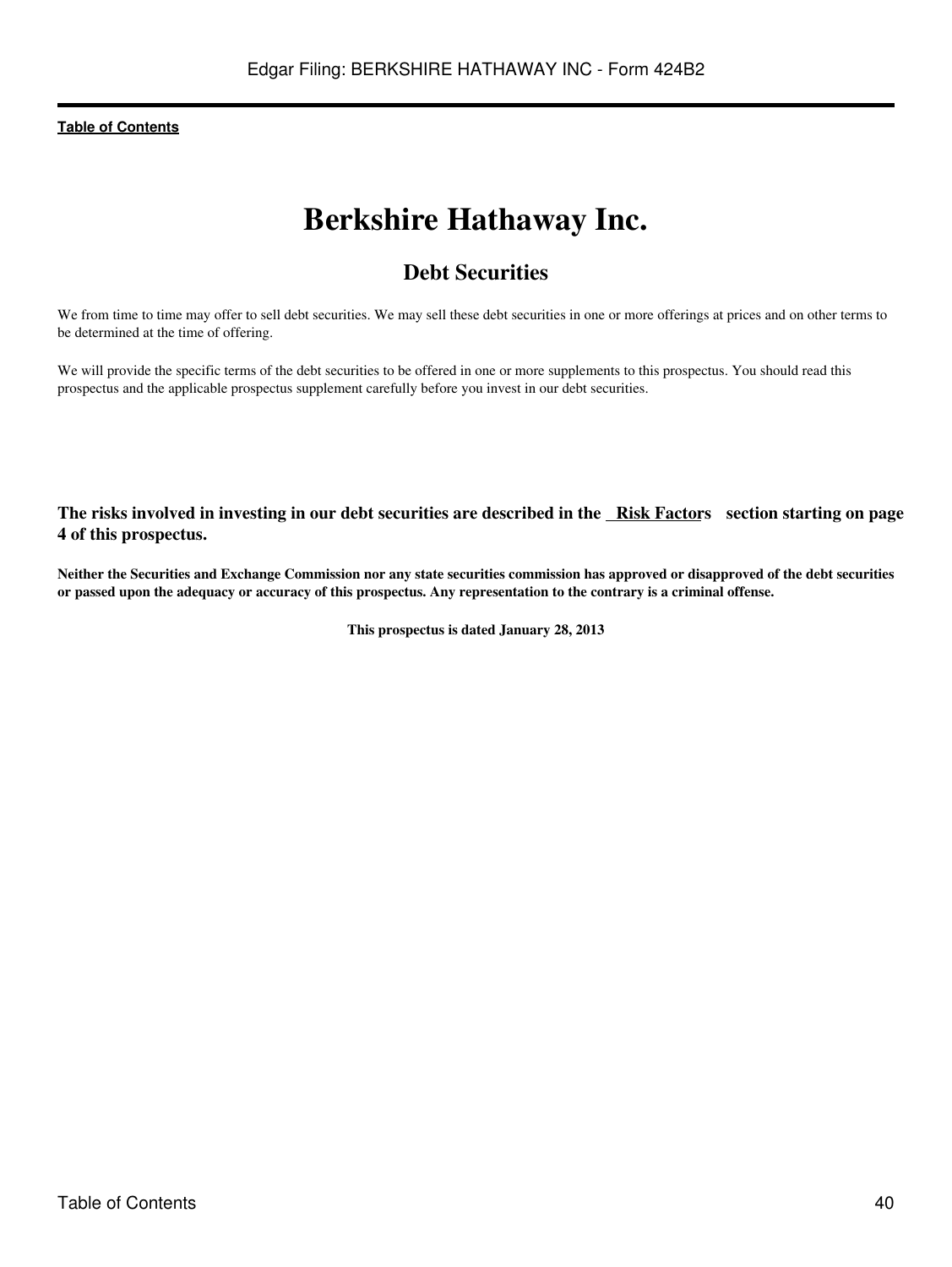# Berkshire Hathaway Inc.

## Debt Securities

We from time to time may offer to sell debt securities. We may sell these debt securities in one or more offerings at prices and on other terms to be determined at the time of offering.

We will provide the specific terms of the debt securities to be offered in one or more supplements to this prospectus. You should read this prospectus and the applicable prospectus supplement carefully before you invest in our debt securities.

**The risks involved in investing in our debt securities are described in the "Risk Factors" section starting on page 4 of this prospectus.**

**Neither the Securities and Exchange Commission nor any state securities commission has approved or disapproved of the debt securities or passed upon the adequacy or accuracy of this prospectus. Any representation to the contrary is a criminal offense.**

**This prospectus is dated January 28, 2013**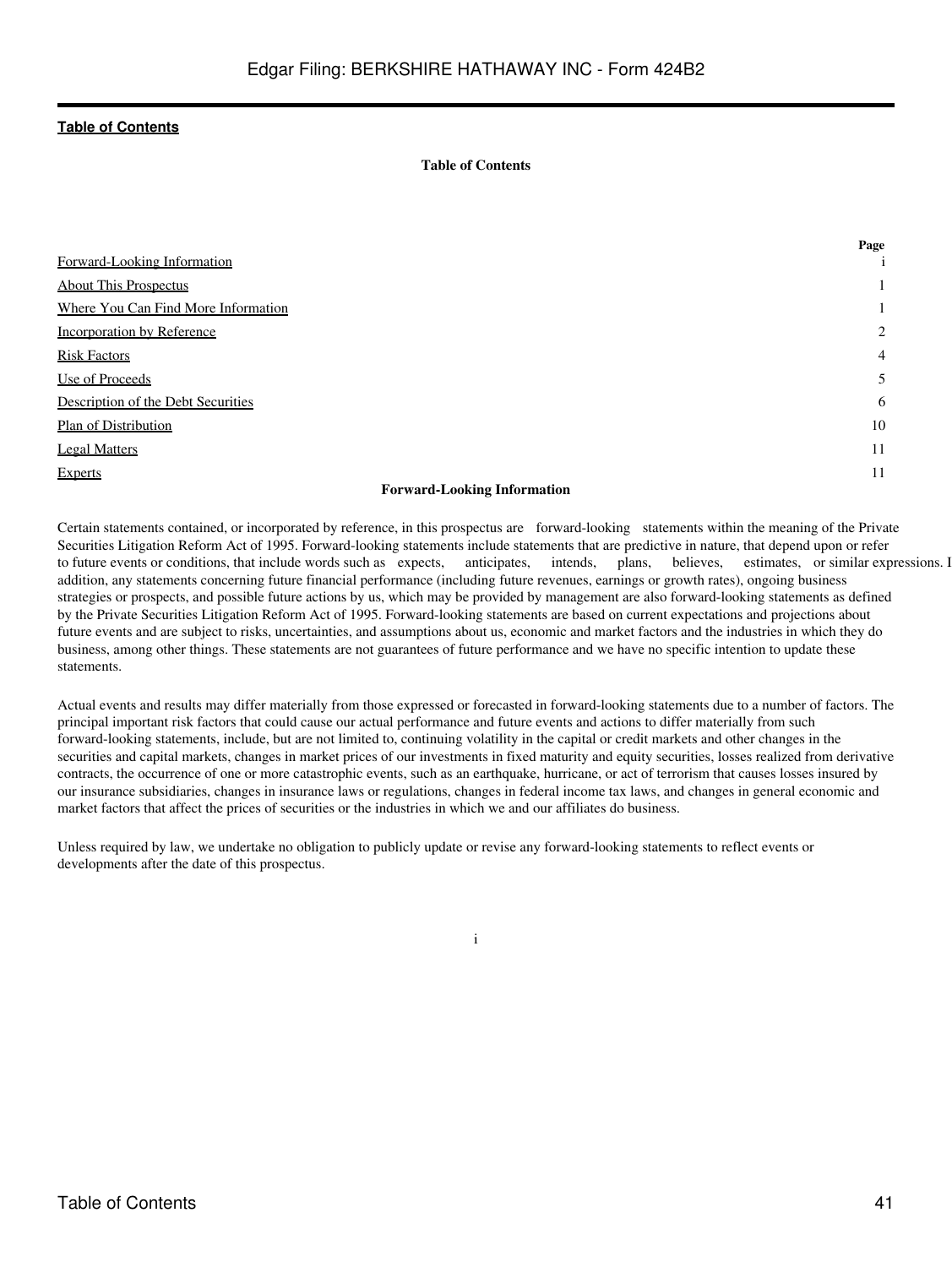Table of Contents

**Table of Contents**

| | Page |
|---|---|
| Forward-Looking Information | i |
| About This Prospectus | 1 |
| Where You Can Find More Information | 1 |
| Incorporation by Reference | 2 |
| Risk Factors | 4 |
| Use of Proceeds | 5 |
| Description of the Debt Securities | 6 |
| Plan of Distribution | 10 |
| Legal Matters | 11 |
| Experts | 11 |

## Forward-Looking Information

Certain statements contained, or incorporated by reference, in this prospectus are forward-looking statements within the meaning of the Private Securities Litigation Reform Act of 1995. Forward-looking statements include statements that are predictive in nature, that depend upon or refer to future events or conditions, that include words such as expects, anticipates, intends, plans, believes, estimates, or similar expressions. In addition, any statements concerning future financial performance (including future revenues, earnings or growth rates), ongoing business strategies or prospects, and possible future actions by us, which may be provided by management are also forward-looking statements as defined by the Private Securities Litigation Reform Act of 1995. Forward-looking statements are based on current expectations and projections about future events and are subject to risks, uncertainties, and assumptions about us, economic and market factors and the industries in which they do business, among other things. These statements are not guarantees of future performance and we have no specific intention to update these statements.

Actual events and results may differ materially from those expressed or forecasted in forward-looking statements due to a number of factors. The principal important risk factors that could cause our actual performance and future events and actions to differ materially from such forward-looking statements, include, but are not limited to, continuing volatility in the capital or credit markets and other changes in the securities and capital markets, changes in market prices of our investments in fixed maturity and equity securities, losses realized from derivative contracts, the occurrence of one or more catastrophic events, such as an earthquake, hurricane, or act of terrorism that causes losses insured by our insurance subsidiaries, changes in insurance laws or regulations, changes in federal income tax laws, and changes in general economic and market factors that affect the prices of securities or the industries in which we and our affiliates do business.

Unless required by law, we undertake no obligation to publicly update or revise any forward-looking statements to reflect events or developments after the date of this prospectus.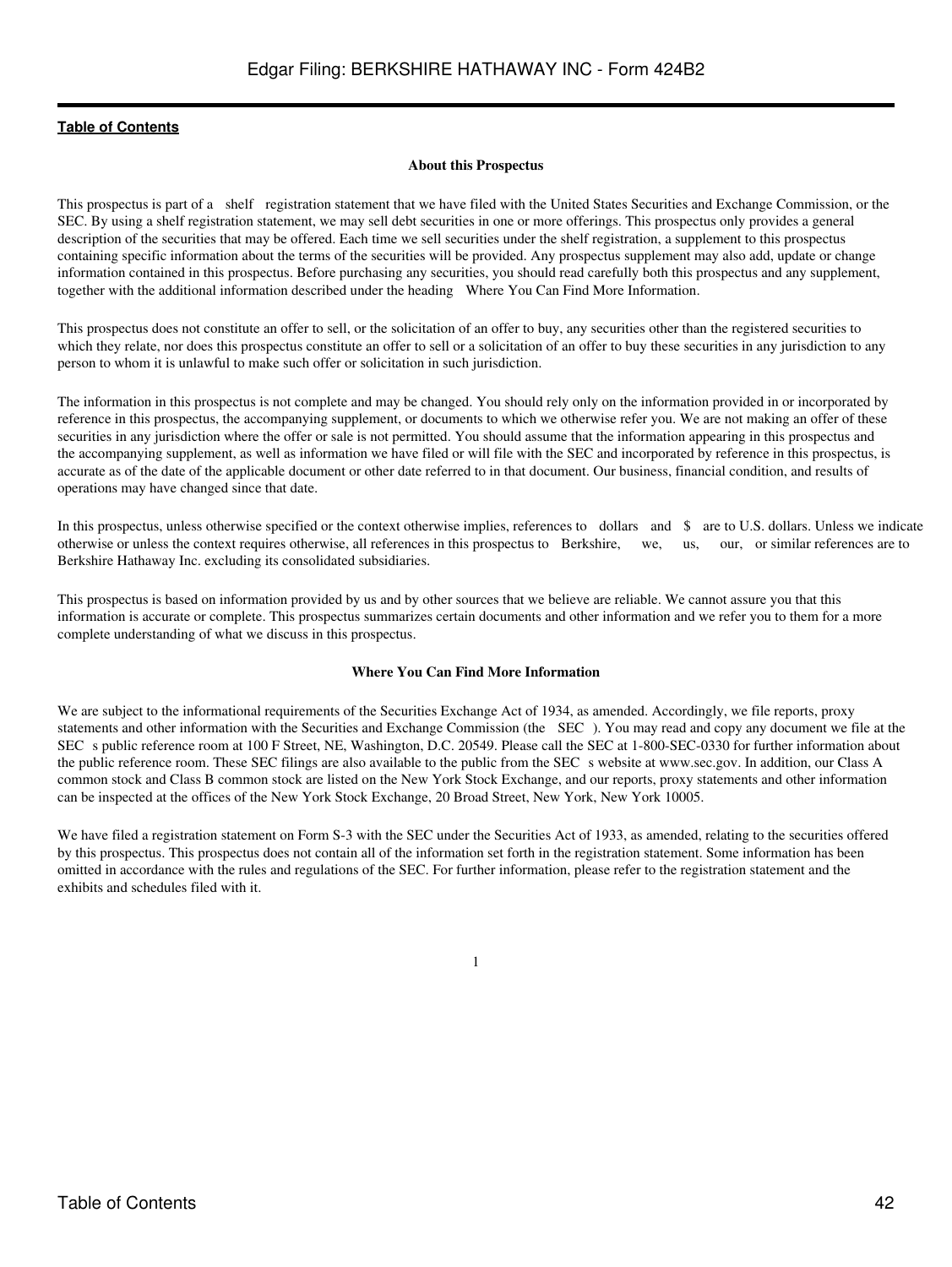## About this Prospectus

This prospectus is part of a shelf registration statement that we have filed with the United States Securities and Exchange Commission, or the SEC. By using a shelf registration statement, we may sell debt securities in one or more offerings. This prospectus only provides a general description of the securities that may be offered. Each time we sell securities under the shelf registration, a supplement to this prospectus containing specific information about the terms of the securities will be provided. Any prospectus supplement may also add, update or change information contained in this prospectus. Before purchasing any securities, you should read carefully both this prospectus and any supplement, together with the additional information described under the heading Where You Can Find More Information.

This prospectus does not constitute an offer to sell, or the solicitation of an offer to buy, any securities other than the registered securities to which they relate, nor does this prospectus constitute an offer to sell or a solicitation of an offer to buy these securities in any jurisdiction to any person to whom it is unlawful to make such offer or solicitation in such jurisdiction.

The information in this prospectus is not complete and may be changed. You should rely only on the information provided in or incorporated by reference in this prospectus, the accompanying supplement, or documents to which we otherwise refer you. We are not making an offer of these securities in any jurisdiction where the offer or sale is not permitted. You should assume that the information appearing in this prospectus and the accompanying supplement, as well as information we have filed or will file with the SEC and incorporated by reference in this prospectus, is accurate as of the date of the applicable document or other date referred to in that document. Our business, financial condition, and results of operations may have changed since that date.

In this prospectus, unless otherwise specified or the context otherwise implies, references to dollars and $ are to U.S. dollars. Unless we indicate otherwise or unless the context requires otherwise, all references in this prospectus to Berkshire, we, us, our, or similar references are to Berkshire Hathaway Inc. excluding its consolidated subsidiaries.

This prospectus is based on information provided by us and by other sources that we believe are reliable. We cannot assure you that this information is accurate or complete. This prospectus summarizes certain documents and other information and we refer you to them for a more complete understanding of what we discuss in this prospectus.

## Where You Can Find More Information

We are subject to the informational requirements of the Securities Exchange Act of 1934, as amended. Accordingly, we file reports, proxy statements and other information with the Securities and Exchange Commission (the SEC). You may read and copy any document we file at the SEC s public reference room at 100 F Street, NE, Washington, D.C. 20549. Please call the SEC at 1-800-SEC-0330 for further information about the public reference room. These SEC filings are also available to the public from the SEC s website at www.sec.gov. In addition, our Class A common stock and Class B common stock are listed on the New York Stock Exchange, and our reports, proxy statements and other information can be inspected at the offices of the New York Stock Exchange, 20 Broad Street, New York, New York 10005.

We have filed a registration statement on Form S-3 with the SEC under the Securities Act of 1933, as amended, relating to the securities offered by this prospectus. This prospectus does not contain all of the information set forth in the registration statement. Some information has been omitted in accordance with the rules and regulations of the SEC. For further information, please refer to the registration statement and the exhibits and schedules filed with it.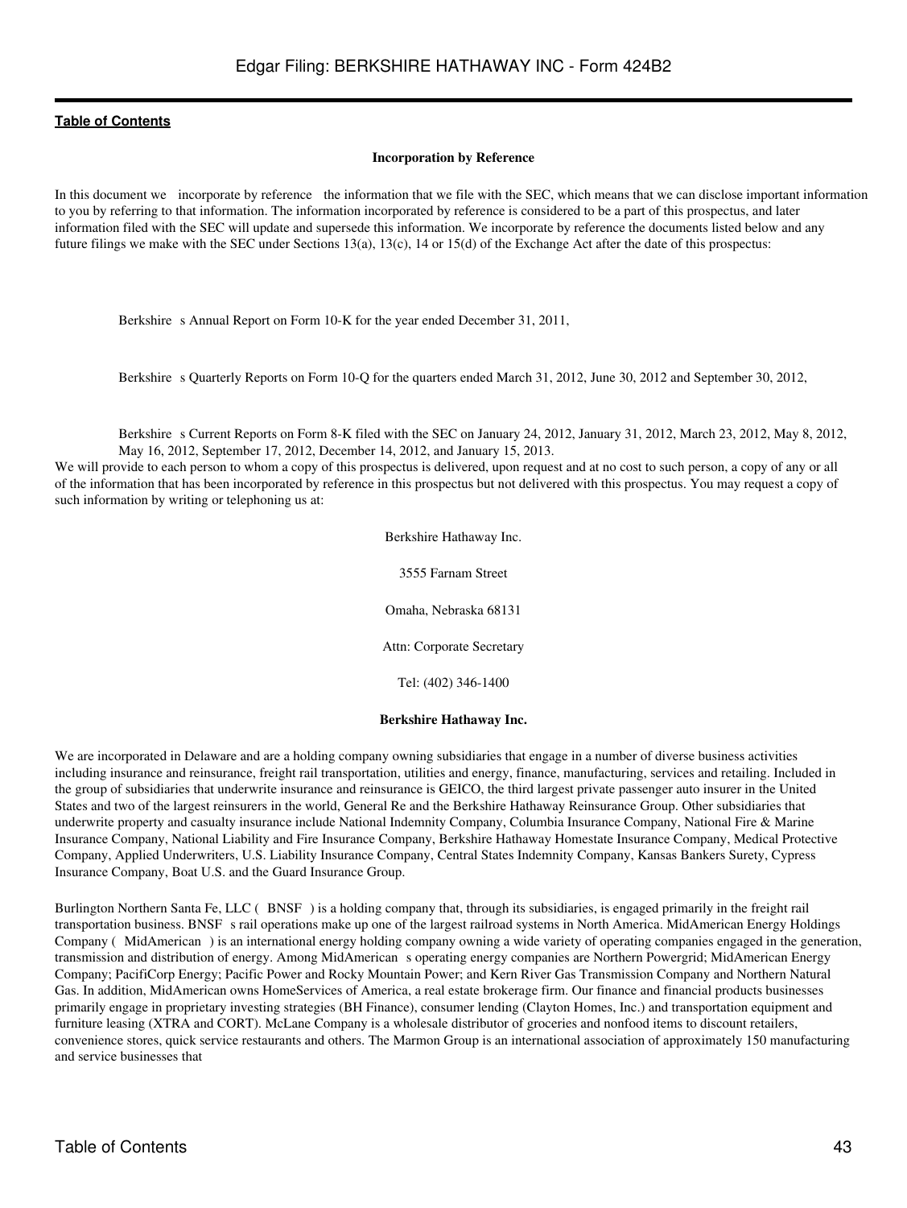**Incorporation by Reference**

In this document we  incorporate by reference  the information that we file with the SEC, which means that we can disclose important information to you by referring to that information. The information incorporated by reference is considered to be a part of this prospectus, and later information filed with the SEC will update and supersede this information. We incorporate by reference the documents listed below and any future filings we make with the SEC under Sections 13(a), 13(c), 14 or 15(d) of the Exchange Act after the date of this prospectus:

- Berkshire s Annual Report on Form 10-K for the year ended December 31, 2011,
- Berkshire s Quarterly Reports on Form 10-Q for the quarters ended March 31, 2012, June 30, 2012 and September 30, 2012,
- Berkshire s Current Reports on Form 8-K filed with the SEC on January 24, 2012, January 31, 2012, March 23, 2012, May 8, 2012, May 16, 2012, September 17, 2012, December 14, 2012, and January 15, 2013.

We will provide to each person to whom a copy of this prospectus is delivered, upon request and at no cost to such person, a copy of any or all of the information that has been incorporated by reference in this prospectus but not delivered with this prospectus. You may request a copy of such information by writing or telephoning us at:

Berkshire Hathaway Inc.

3555 Farnam Street

Omaha, Nebraska 68131

Attn: Corporate Secretary

Tel: (402) 346-1400

**Berkshire Hathaway Inc.**

We are incorporated in Delaware and are a holding company owning subsidiaries that engage in a number of diverse business activities including insurance and reinsurance, freight rail transportation, utilities and energy, finance, manufacturing, services and retailing. Included in the group of subsidiaries that underwrite insurance and reinsurance is GEICO, the third largest private passenger auto insurer in the United States and two of the largest reinsurers in the world, General Re and the Berkshire Hathaway Reinsurance Group. Other subsidiaries that underwrite property and casualty insurance include National Indemnity Company, Columbia Insurance Company, National Fire & Marine Insurance Company, National Liability and Fire Insurance Company, Berkshire Hathaway Homestate Insurance Company, Medical Protective Company, Applied Underwriters, U.S. Liability Insurance Company, Central States Indemnity Company, Kansas Bankers Surety, Cypress Insurance Company, Boat U.S. and the Guard Insurance Group.

Burlington Northern Santa Fe, LLC ( BNSF ) is a holding company that, through its subsidiaries, is engaged primarily in the freight rail transportation business. BNSF s rail operations make up one of the largest railroad systems in North America. MidAmerican Energy Holdings Company ( MidAmerican ) is an international energy holding company owning a wide variety of operating companies engaged in the generation, transmission and distribution of energy. Among MidAmerican s operating energy companies are Northern Powergrid; MidAmerican Energy Company; PacifiCorp Energy; Pacific Power and Rocky Mountain Power; and Kern River Gas Transmission Company and Northern Natural Gas. In addition, MidAmerican owns HomeServices of America, a real estate brokerage firm. Our finance and financial products businesses primarily engage in proprietary investing strategies (BH Finance), consumer lending (Clayton Homes, Inc.) and transportation equipment and furniture leasing (XTRA and CORT). McLane Company is a wholesale distributor of groceries and nonfood items to discount retailers, convenience stores, quick service restaurants and others. The Marmon Group is an international association of approximately 150 manufacturing and service businesses that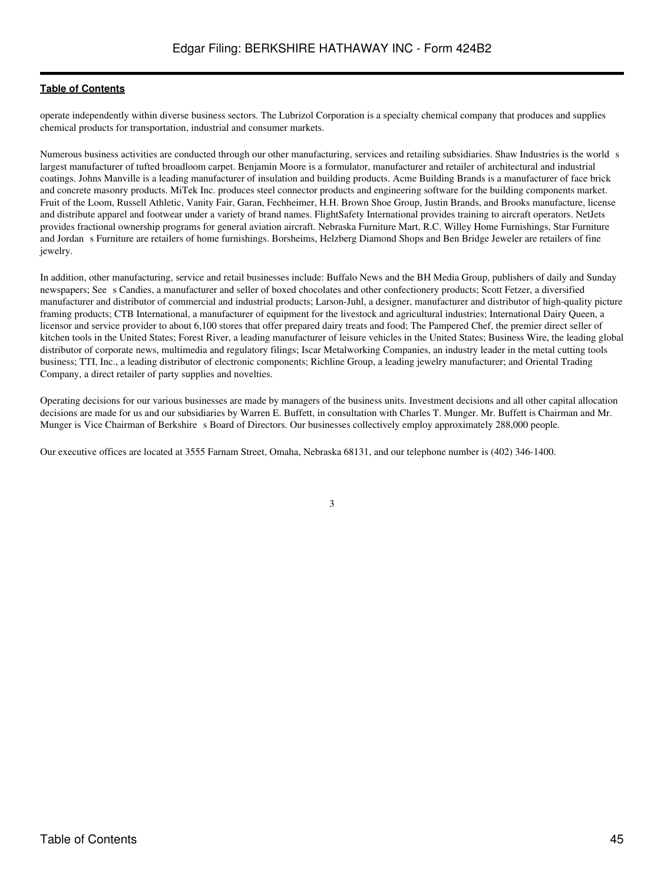operate independently within diverse business sectors. The Lubrizol Corporation is a specialty chemical company that produces and supplies chemical products for transportation, industrial and consumer markets.

Numerous business activities are conducted through our other manufacturing, services and retailing subsidiaries. Shaw Industries is the world s largest manufacturer of tufted broadloom carpet. Benjamin Moore is a formulator, manufacturer and retailer of architectural and industrial coatings. Johns Manville is a leading manufacturer of insulation and building products. Acme Building Brands is a manufacturer of face brick and concrete masonry products. MiTek Inc. produces steel connector products and engineering software for the building components market. Fruit of the Loom, Russell Athletic, Vanity Fair, Garan, Fechheimer, H.H. Brown Shoe Group, Justin Brands, and Brooks manufacture, license and distribute apparel and footwear under a variety of brand names. FlightSafety International provides training to aircraft operators. NetJets provides fractional ownership programs for general aviation aircraft. Nebraska Furniture Mart, R.C. Willey Home Furnishings, Star Furniture and Jordan s Furniture are retailers of home furnishings. Borsheims, Helzberg Diamond Shops and Ben Bridge Jeweler are retailers of fine jewelry.

In addition, other manufacturing, service and retail businesses include: Buffalo News and the BH Media Group, publishers of daily and Sunday newspapers; See s Candies, a manufacturer and seller of boxed chocolates and other confectionery products; Scott Fetzer, a diversified manufacturer and distributor of commercial and industrial products; Larson-Juhl, a designer, manufacturer and distributor of high-quality picture framing products; CTB International, a manufacturer of equipment for the livestock and agricultural industries; International Dairy Queen, a licensor and service provider to about 6,100 stores that offer prepared dairy treats and food; The Pampered Chef, the premier direct seller of kitchen tools in the United States; Forest River, a leading manufacturer of leisure vehicles in the United States; Business Wire, the leading global distributor of corporate news, multimedia and regulatory filings; Iscar Metalworking Companies, an industry leader in the metal cutting tools business; TTI, Inc., a leading distributor of electronic components; Richline Group, a leading jewelry manufacturer; and Oriental Trading Company, a direct retailer of party supplies and novelties.

Operating decisions for our various businesses are made by managers of the business units. Investment decisions and all other capital allocation decisions are made for us and our subsidiaries by Warren E. Buffett, in consultation with Charles T. Munger. Mr. Buffett is Chairman and Mr. Munger is Vice Chairman of Berkshire s Board of Directors. Our businesses collectively employ approximately 288,000 people.

Our executive offices are located at 3555 Farnam Street, Omaha, Nebraska 68131, and our telephone number is (402) 346-1400.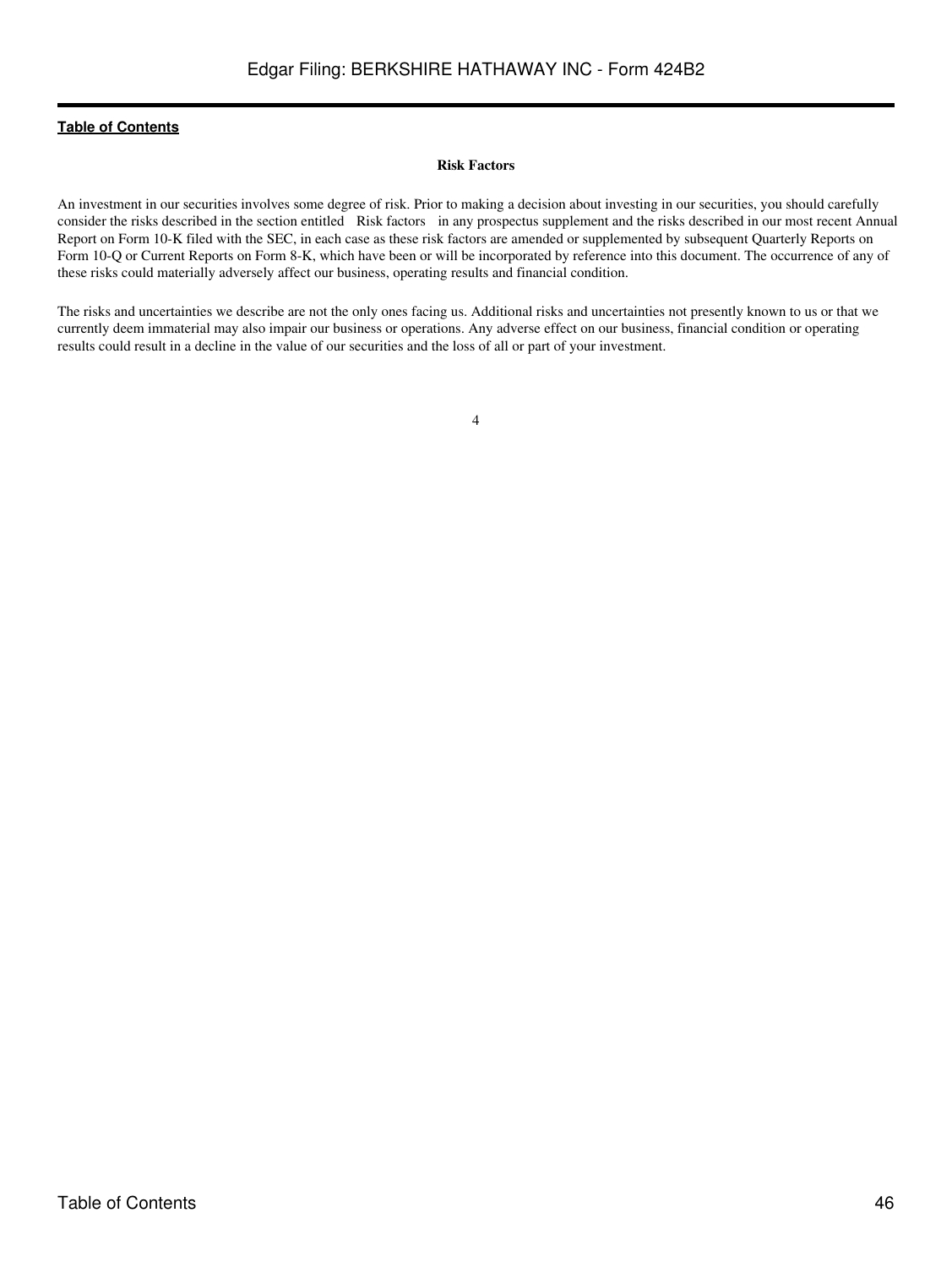**Table of Contents**

## Risk Factors

An investment in our securities involves some degree of risk. Prior to making a decision about investing in our securities, you should carefully consider the risks described in the section entitled Risk factors in any prospectus supplement and the risks described in our most recent Annual Report on Form 10-K filed with the SEC, in each case as these risk factors are amended or supplemented by subsequent Quarterly Reports on Form 10-Q or Current Reports on Form 8-K, which have been or will be incorporated by reference into this document. The occurrence of any of these risks could materially adversely affect our business, operating results and financial condition.

The risks and uncertainties we describe are not the only ones facing us. Additional risks and uncertainties not presently known to us or that we currently deem immaterial may also impair our business or operations. Any adverse effect on our business, financial condition or operating results could result in a decline in the value of our securities and the loss of all or part of your investment.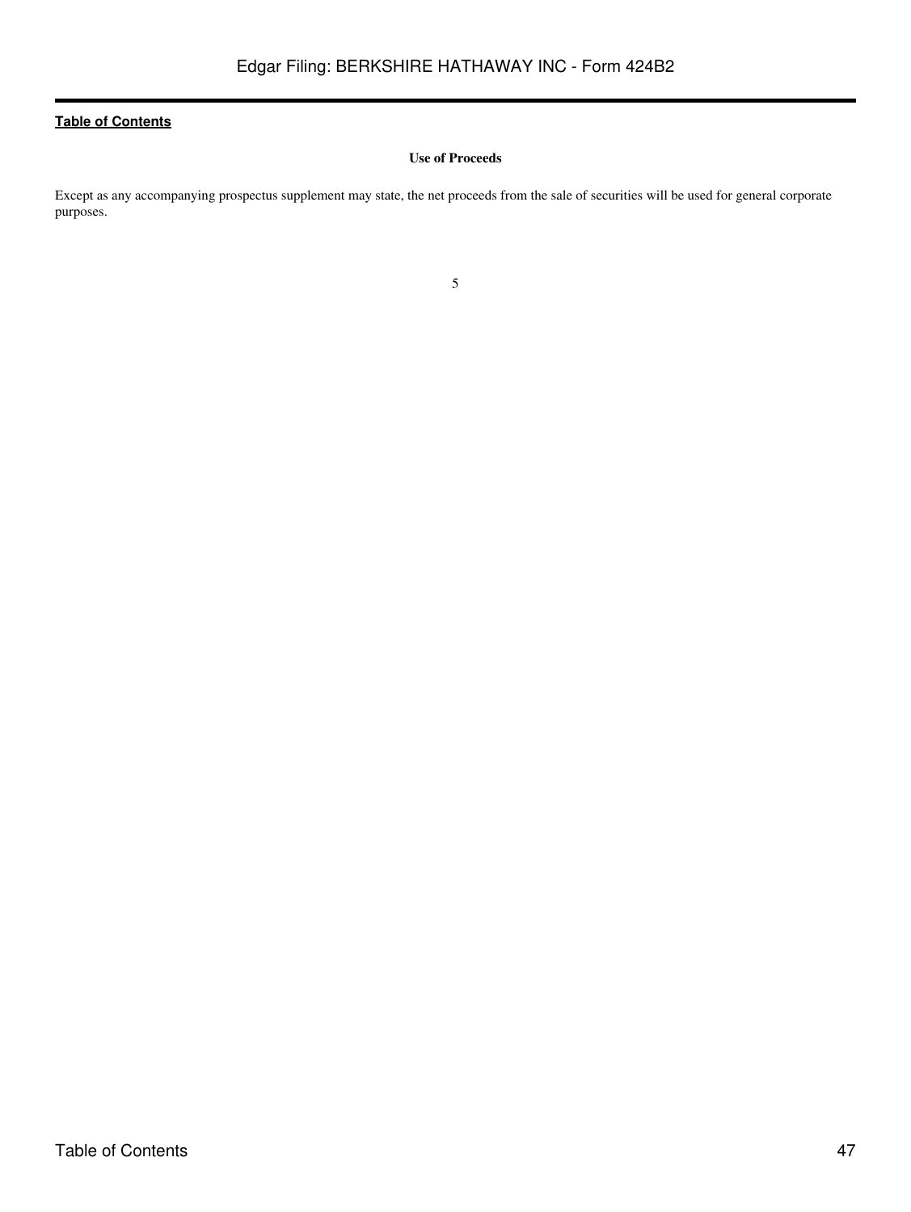## Use of Proceeds

Except as any accompanying prospectus supplement may state, the net proceeds from the sale of securities will be used for general corporate purposes.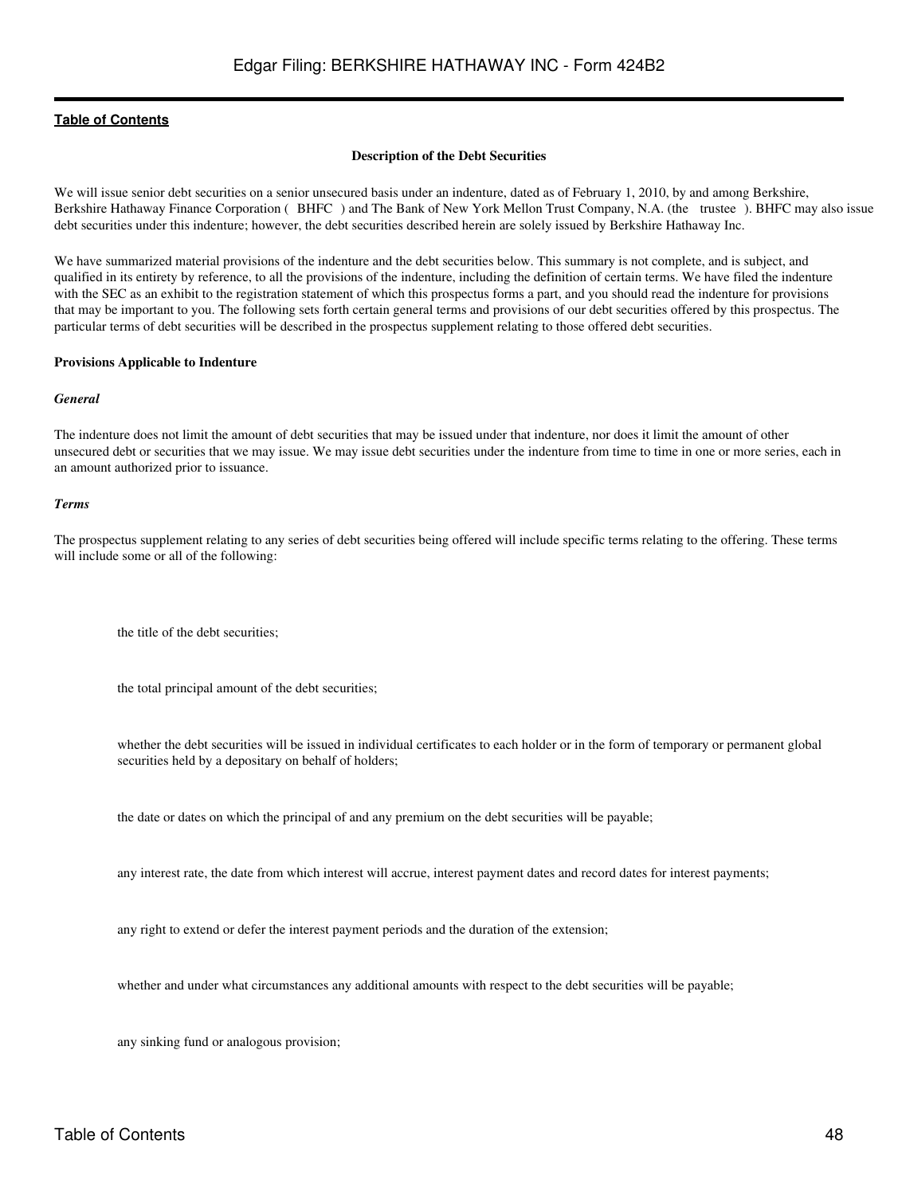[Table of Contents](#)

**Description of the Debt Securities**

We will issue senior debt securities on a senior unsecured basis under an indenture, dated as of February 1, 2010, by and among Berkshire, Berkshire Hathaway Finance Corporation ( BHFC ) and The Bank of New York Mellon Trust Company, N.A. (the trustee ). BHFC may also issue debt securities under this indenture; however, the debt securities described herein are solely issued by Berkshire Hathaway Inc.

We have summarized material provisions of the indenture and the debt securities below. This summary is not complete, and is subject, and qualified in its entirety by reference, to all the provisions of the indenture, including the definition of certain terms. We have filed the indenture with the SEC as an exhibit to the registration statement of which this prospectus forms a part, and you should read the indenture for provisions that may be important to you. The following sets forth certain general terms and provisions of our debt securities offered by this prospectus. The particular terms of debt securities will be described in the prospectus supplement relating to those offered debt securities.

**Provisions Applicable to Indenture**

***General***

The indenture does not limit the amount of debt securities that may be issued under that indenture, nor does it limit the amount of other unsecured debt or securities that we may issue. We may issue debt securities under the indenture from time to time in one or more series, each in an amount authorized prior to issuance.

***Terms***

The prospectus supplement relating to any series of debt securities being offered will include specific terms relating to the offering. These terms will include some or all of the following:

- the title of the debt securities;
- the total principal amount of the debt securities;
- whether the debt securities will be issued in individual certificates to each holder or in the form of temporary or permanent global securities held by a depositary on behalf of holders;
- the date or dates on which the principal of and any premium on the debt securities will be payable;
- any interest rate, the date from which interest will accrue, interest payment dates and record dates for interest payments;
- any right to extend or defer the interest payment periods and the duration of the extension;
- whether and under what circumstances any additional amounts with respect to the debt securities will be payable;
- any sinking fund or analogous provision;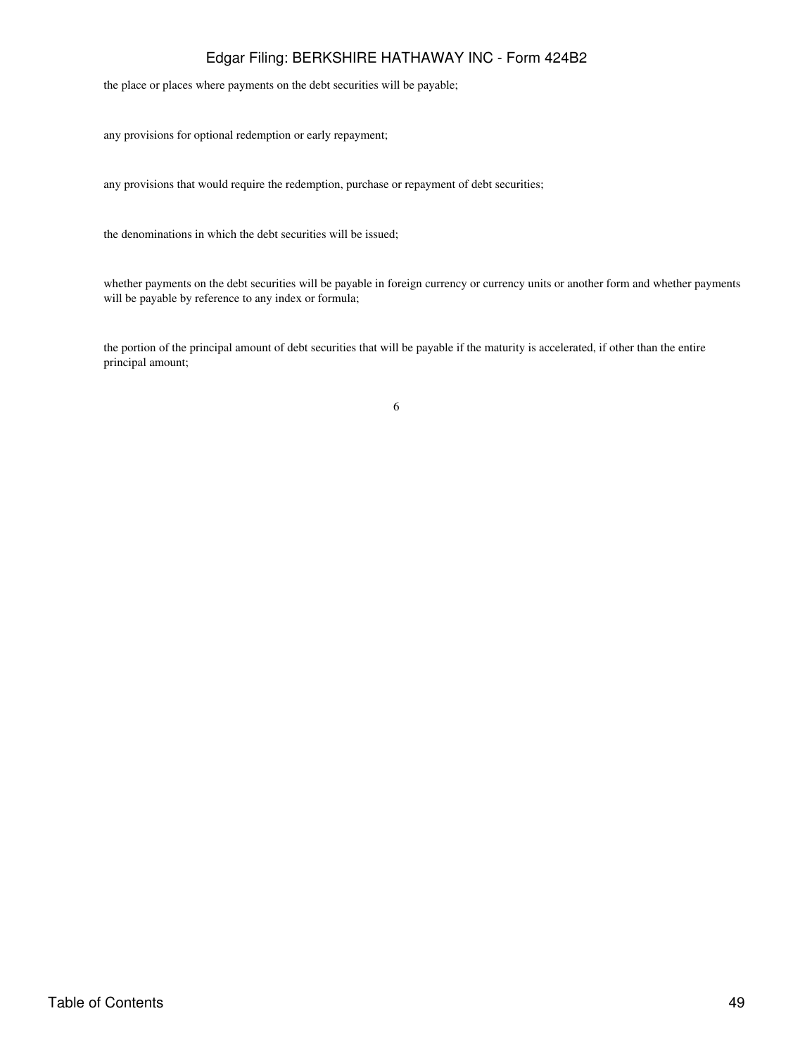the place or places where payments on the debt securities will be payable;

any provisions for optional redemption or early repayment;

any provisions that would require the redemption, purchase or repayment of debt securities;

the denominations in which the debt securities will be issued;

whether payments on the debt securities will be payable in foreign currency or currency units or another form and whether payments will be payable by reference to any index or formula;

the portion of the principal amount of debt securities that will be payable if the maturity is accelerated, if other than the entire principal amount;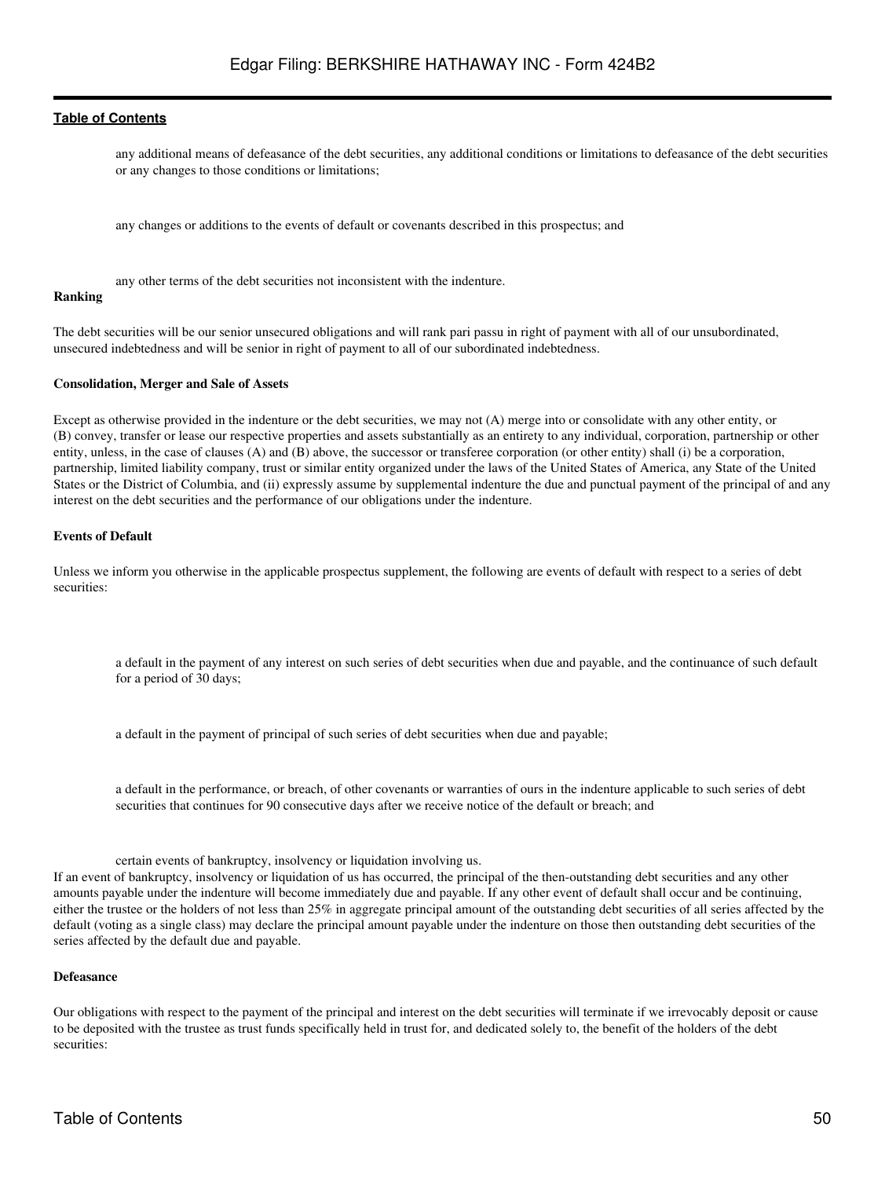- any additional means of defeasance of the debt securities, any additional conditions or limitations to defeasance of the debt securities or any changes to those conditions or limitations;
- any changes or additions to the events of default or covenants described in this prospectus; and
- any other terms of the debt securities not inconsistent with the indenture.

**Ranking**

The debt securities will be our senior unsecured obligations and will rank pari passu in right of payment with all of our unsubordinated, unsecured indebtedness and will be senior in right of payment to all of our subordinated indebtedness.

**Consolidation, Merger and Sale of Assets**

Except as otherwise provided in the indenture or the debt securities, we may not (A) merge into or consolidate with any other entity, or (B) convey, transfer or lease our respective properties and assets substantially as an entirety to any individual, corporation, partnership or other entity, unless, in the case of clauses (A) and (B) above, the successor or transferee corporation (or other entity) shall (i) be a corporation, partnership, limited liability company, trust or similar entity organized under the laws of the United States of America, any State of the United States or the District of Columbia, and (ii) expressly assume by supplemental indenture the due and punctual payment of the principal of and any interest on the debt securities and the performance of our obligations under the indenture.

**Events of Default**

Unless we inform you otherwise in the applicable prospectus supplement, the following are events of default with respect to a series of debt securities:

- a default in the payment of any interest on such series of debt securities when due and payable, and the continuance of such default for a period of 30 days;
- a default in the payment of principal of such series of debt securities when due and payable;
- a default in the performance, or breach, of other covenants or warranties of ours in the indenture applicable to such series of debt securities that continues for 90 consecutive days after we receive notice of the default or breach; and
- certain events of bankruptcy, insolvency or liquidation involving us.

If an event of bankruptcy, insolvency or liquidation of us has occurred, the principal of the then-outstanding debt securities and any other amounts payable under the indenture will become immediately due and payable. If any other event of default shall occur and be continuing, either the trustee or the holders of not less than 25% in aggregate principal amount of the outstanding debt securities of all series affected by the default (voting as a single class) may declare the principal amount payable under the indenture on those then outstanding debt securities of the series affected by the default due and payable.

**Defeasance**

Our obligations with respect to the payment of the principal and interest on the debt securities will terminate if we irrevocably deposit or cause to be deposited with the trustee as trust funds specifically held in trust for, and dedicated solely to, the benefit of the holders of the debt securities: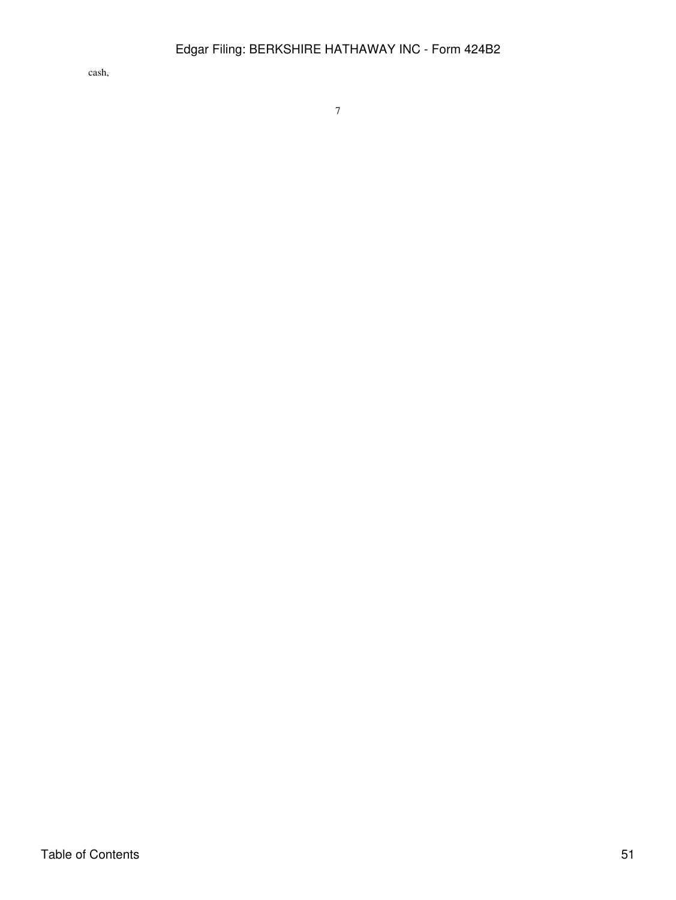cash,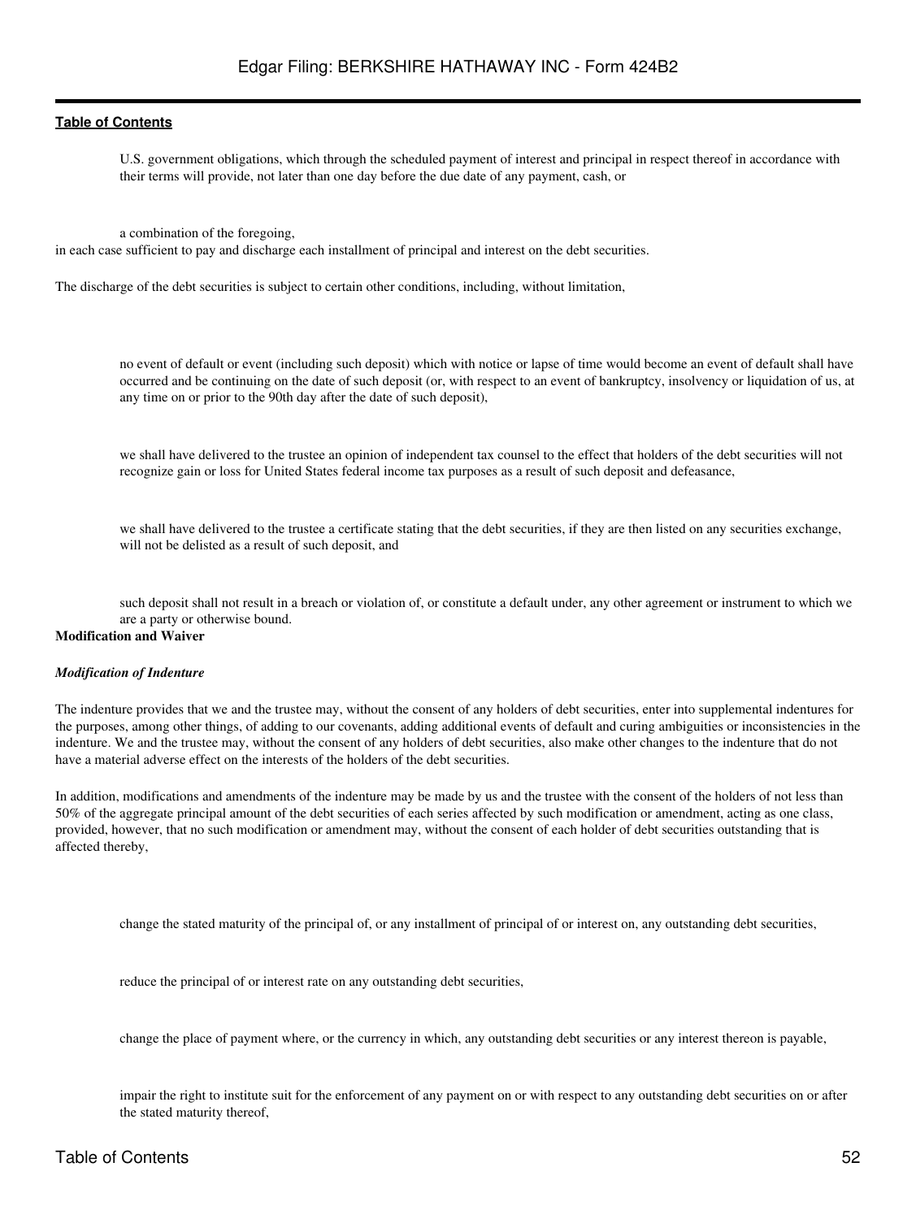- U.S. government obligations, which through the scheduled payment of interest and principal in respect thereof in accordance with their terms will provide, not later than one day before the due date of any payment, cash, or
- a combination of the foregoing,

in each case sufficient to pay and discharge each installment of principal and interest on the debt securities.

The discharge of the debt securities is subject to certain other conditions, including, without limitation,

- no event of default or event (including such deposit) which with notice or lapse of time would become an event of default shall have occurred and be continuing on the date of such deposit (or, with respect to an event of bankruptcy, insolvency or liquidation of us, at any time on or prior to the 90th day after the date of such deposit),
- we shall have delivered to the trustee an opinion of independent tax counsel to the effect that holders of the debt securities will not recognize gain or loss for United States federal income tax purposes as a result of such deposit and defeasance,
- we shall have delivered to the trustee a certificate stating that the debt securities, if they are then listed on any securities exchange, will not be delisted as a result of such deposit, and
- such deposit shall not result in a breach or violation of, or constitute a default under, any other agreement or instrument to which we are a party or otherwise bound.

**Modification and Waiver**

***Modification of Indenture***

The indenture provides that we and the trustee may, without the consent of any holders of debt securities, enter into supplemental indentures for the purposes, among other things, of adding to our covenants, adding additional events of default and curing ambiguities or inconsistencies in the indenture. We and the trustee may, without the consent of any holders of debt securities, also make other changes to the indenture that do not have a material adverse effect on the interests of the holders of the debt securities.

In addition, modifications and amendments of the indenture may be made by us and the trustee with the consent of the holders of not less than 50% of the aggregate principal amount of the debt securities of each series affected by such modification or amendment, acting as one class, provided, however, that no such modification or amendment may, without the consent of each holder of debt securities outstanding that is affected thereby,

- change the stated maturity of the principal of, or any installment of principal of or interest on, any outstanding debt securities,
- reduce the principal of or interest rate on any outstanding debt securities,
- change the place of payment where, or the currency in which, any outstanding debt securities or any interest thereon is payable,
- impair the right to institute suit for the enforcement of any payment on or with respect to any outstanding debt securities on or after the stated maturity thereof,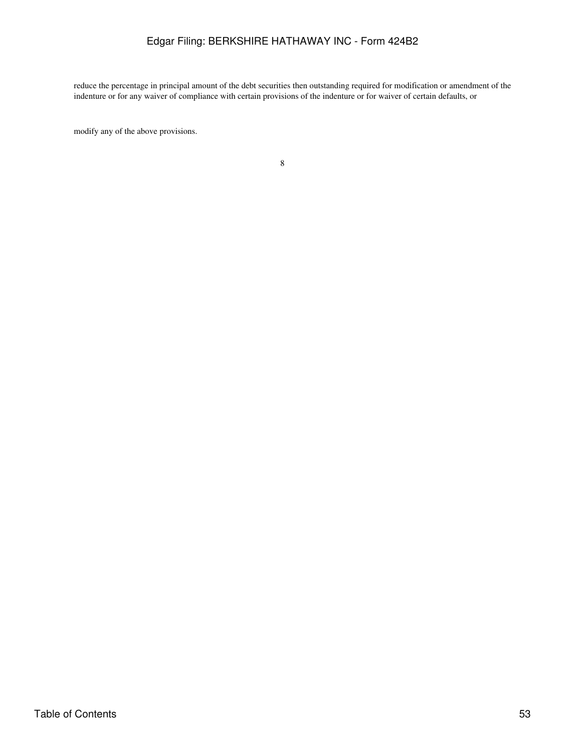- reduce the percentage in principal amount of the debt securities then outstanding required for modification or amendment of the indenture or for any waiver of compliance with certain provisions of the indenture or for waiver of certain defaults, or

- modify any of the above provisions.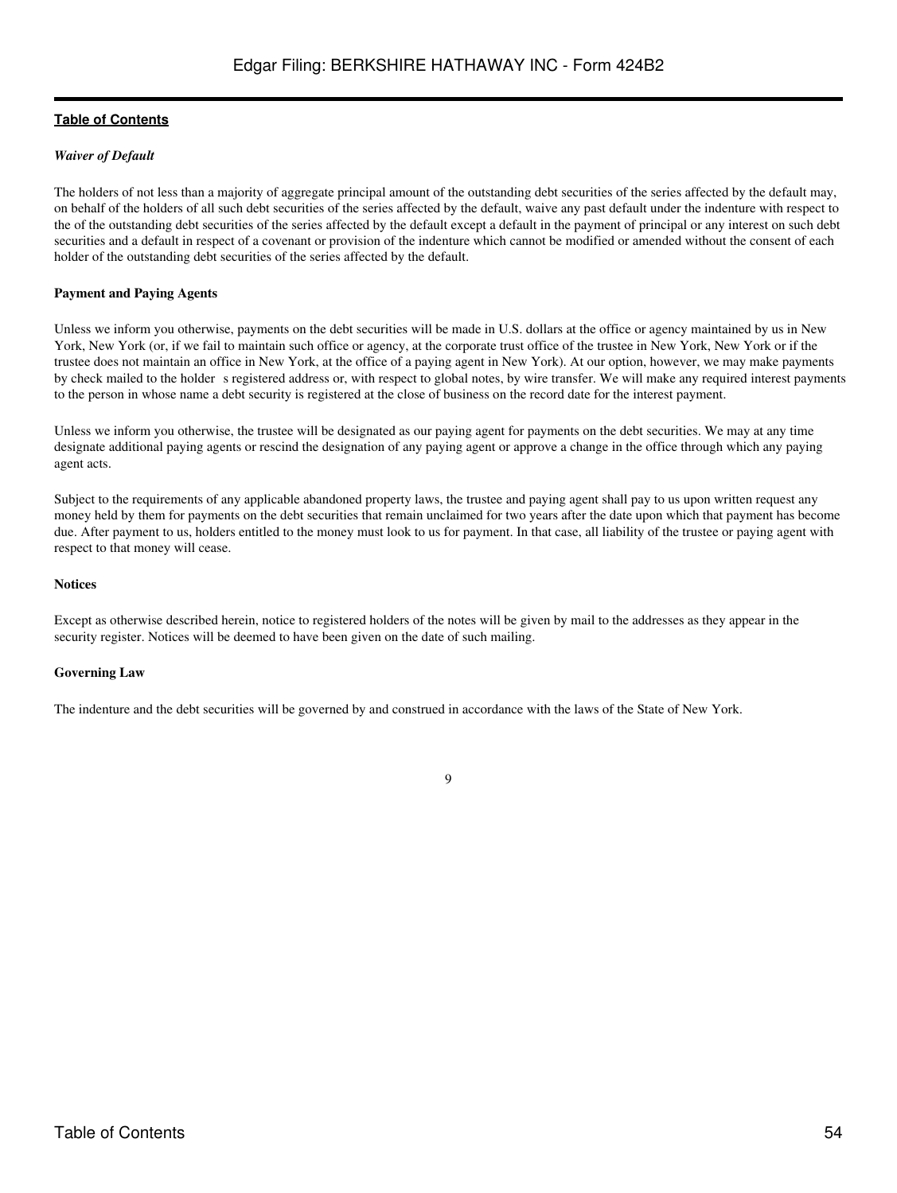*Waiver of Default*

The holders of not less than a majority of aggregate principal amount of the outstanding debt securities of the series affected by the default may, on behalf of the holders of all such debt securities of the series affected by the default, waive any past default under the indenture with respect to the of the outstanding debt securities of the series affected by the default except a default in the payment of principal or any interest on such debt securities and a default in respect of a covenant or provision of the indenture which cannot be modified or amended without the consent of each holder of the outstanding debt securities of the series affected by the default.

**Payment and Paying Agents**

Unless we inform you otherwise, payments on the debt securities will be made in U.S. dollars at the office or agency maintained by us in New York, New York (or, if we fail to maintain such office or agency, at the corporate trust office of the trustee in New York, New York or if the trustee does not maintain an office in New York, at the office of a paying agent in New York). At our option, however, we may make payments by check mailed to the holder s registered address or, with respect to global notes, by wire transfer. We will make any required interest payments to the person in whose name a debt security is registered at the close of business on the record date for the interest payment.

Unless we inform you otherwise, the trustee will be designated as our paying agent for payments on the debt securities. We may at any time designate additional paying agents or rescind the designation of any paying agent or approve a change in the office through which any paying agent acts.

Subject to the requirements of any applicable abandoned property laws, the trustee and paying agent shall pay to us upon written request any money held by them for payments on the debt securities that remain unclaimed for two years after the date upon which that payment has become due. After payment to us, holders entitled to the money must look to us for payment. In that case, all liability of the trustee or paying agent with respect to that money will cease.

**Notices**

Except as otherwise described herein, notice to registered holders of the notes will be given by mail to the addresses as they appear in the security register. Notices will be deemed to have been given on the date of such mailing.

**Governing Law**

The indenture and the debt securities will be governed by and construed in accordance with the laws of the State of New York.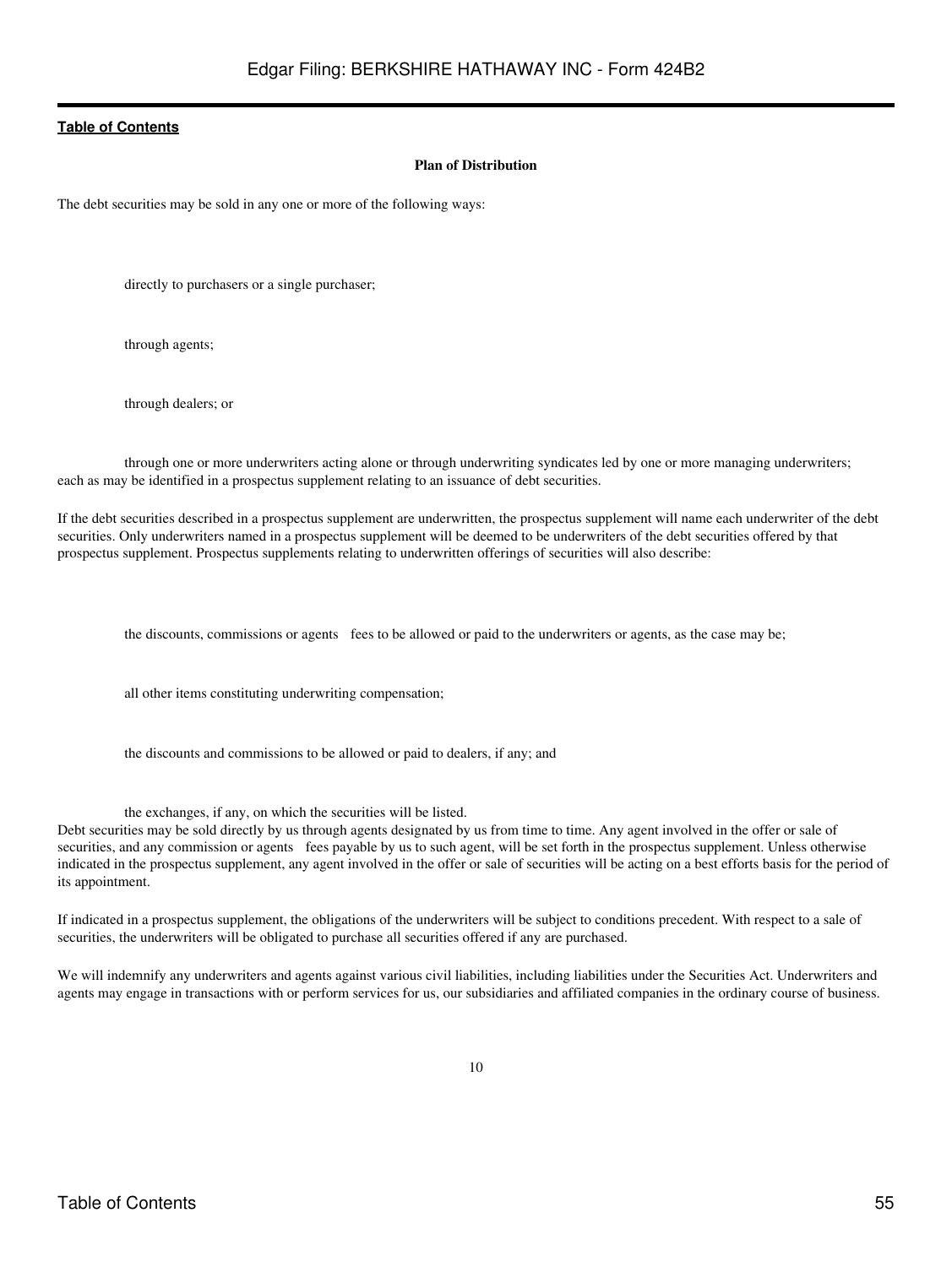### Plan of Distribution

The debt securities may be sold in any one or more of the following ways:

- directly to purchasers or a single purchaser;
- through agents;
- through dealers; or
- through one or more underwriters acting alone or through underwriting syndicates led by one or more managing underwriters;

each as may be identified in a prospectus supplement relating to an issuance of debt securities.

If the debt securities described in a prospectus supplement are underwritten, the prospectus supplement will name each underwriter of the debt securities. Only underwriters named in a prospectus supplement will be deemed to be underwriters of the debt securities offered by that prospectus supplement. Prospectus supplements relating to underwritten offerings of securities will also describe:

- the discounts, commissions or agents fees to be allowed or paid to the underwriters or agents, as the case may be;
- all other items constituting underwriting compensation;
- the discounts and commissions to be allowed or paid to dealers, if any; and
- the exchanges, if any, on which the securities will be listed.

Debt securities may be sold directly by us through agents designated by us from time to time. Any agent involved in the offer or sale of securities, and any commission or agents fees payable by us to such agent, will be set forth in the prospectus supplement. Unless otherwise indicated in the prospectus supplement, any agent involved in the offer or sale of securities will be acting on a best efforts basis for the period of its appointment.

If indicated in a prospectus supplement, the obligations of the underwriters will be subject to conditions precedent. With respect to a sale of securities, the underwriters will be obligated to purchase all securities offered if any are purchased.

We will indemnify any underwriters and agents against various civil liabilities, including liabilities under the Securities Act. Underwriters and agents may engage in transactions with or perform services for us, our subsidiaries and affiliated companies in the ordinary course of business.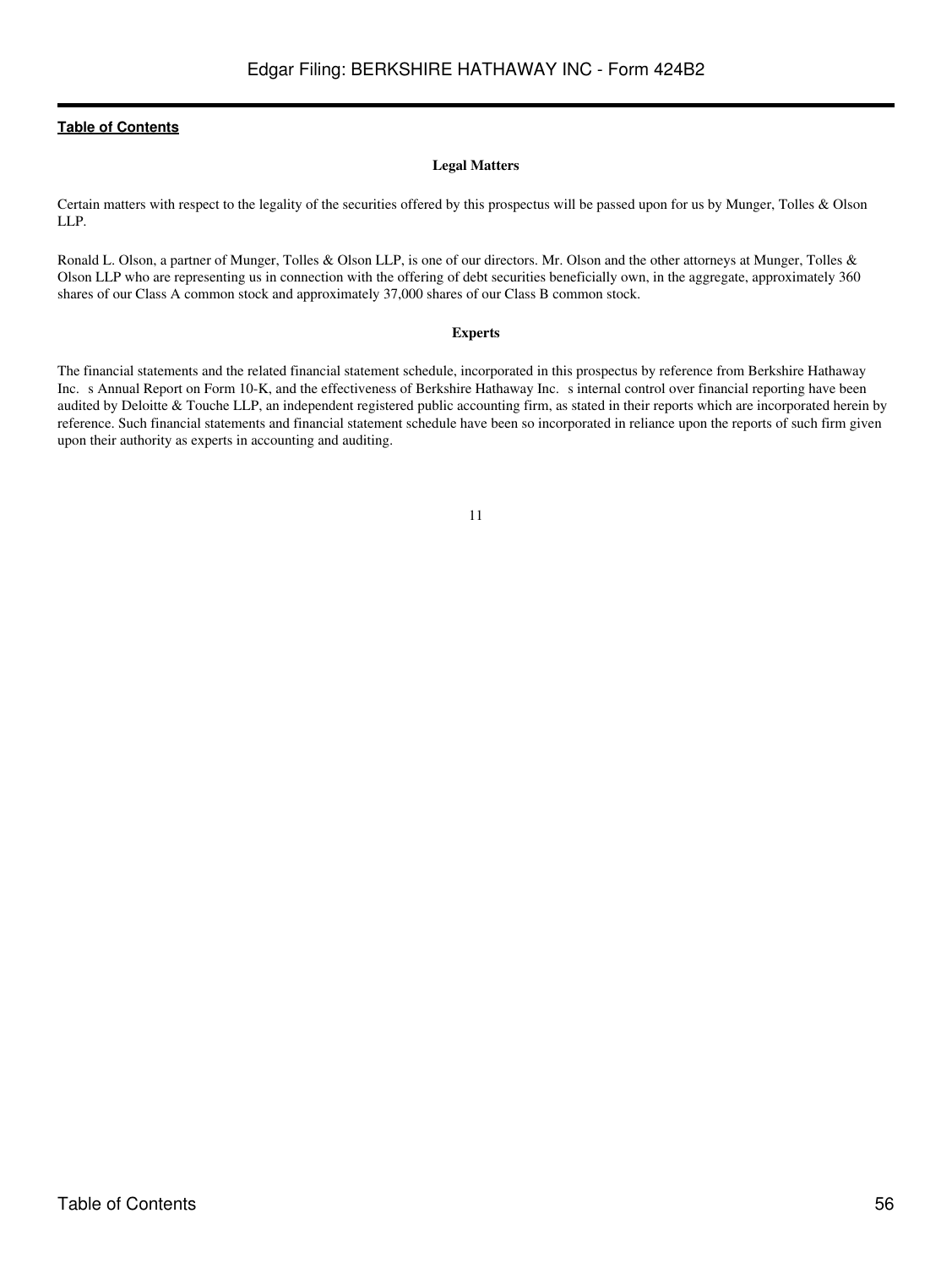## Legal Matters

Certain matters with respect to the legality of the securities offered by this prospectus will be passed upon for us by Munger, Tolles & Olson LLP.

Ronald L. Olson, a partner of Munger, Tolles & Olson LLP, is one of our directors. Mr. Olson and the other attorneys at Munger, Tolles & Olson LLP who are representing us in connection with the offering of debt securities beneficially own, in the aggregate, approximately 360 shares of our Class A common stock and approximately 37,000 shares of our Class B common stock.

## Experts

The financial statements and the related financial statement schedule, incorporated in this prospectus by reference from Berkshire Hathaway Inc. s Annual Report on Form 10-K, and the effectiveness of Berkshire Hathaway Inc. s internal control over financial reporting have been audited by Deloitte & Touche LLP, an independent registered public accounting firm, as stated in their reports which are incorporated herein by reference. Such financial statements and financial statement schedule have been so incorporated in reliance upon the reports of such firm given upon their authority as experts in accounting and auditing.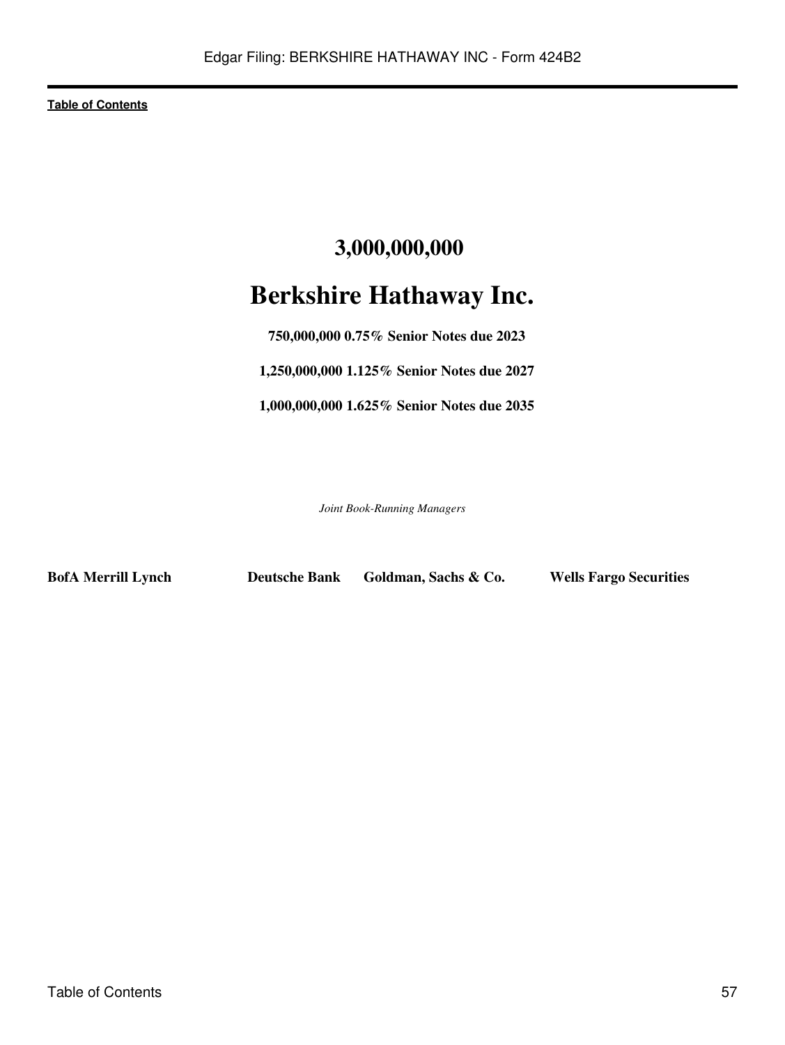# 3,000,000,000

# Berkshire Hathaway Inc.

**750,000,000 0.75% Senior Notes due 2023**

**1,250,000,000 1.125% Senior Notes due 2027**

**1,000,000,000 1.625% Senior Notes due 2035**

*Joint Book-Running Managers*

**BofA Merrill Lynch** **Deutsche Bank** **Goldman, Sachs & Co.** **Wells Fargo Securities**